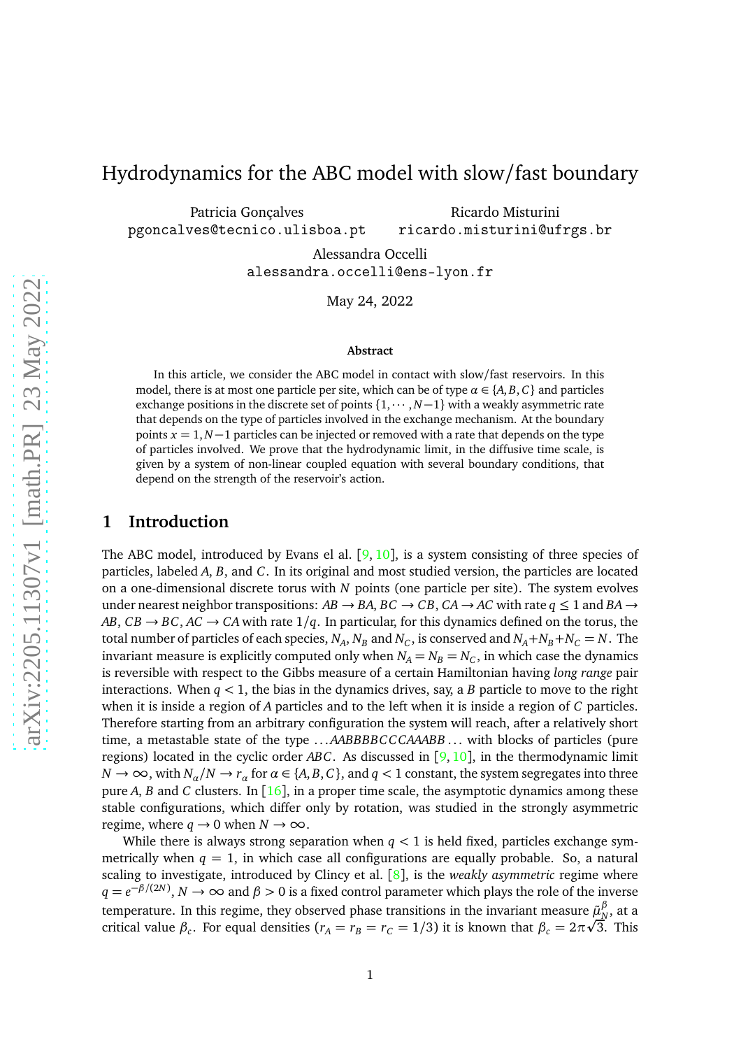# Hydrodynamics for the ABC model with slow/fast boundary

Patricia Gonçalves
pgoncalves@tecnico.ulisboa.pt

Ricardo Misturini
ricardo.misturini@ufrgs.br

Alessandra Occelli
alessandra.occelli@ens-lyon.fr

May 24, 2022

**Abstract**

In this article, we consider the ABC model in contact with slow/fast reservoirs. In this model, there is at most one particle per site, which can be of type $\alpha \in \{A, B, C\}$ and particles exchange positions in the discrete set of points $\{1, \cdots, N-1\}$ with a weakly asymmetric rate that depends on the type of particles involved in the exchange mechanism. At the boundary points $x = 1, N-1$ particles can be injected or removed with a rate that depends on the type of particles involved. We prove that the hydrodynamic limit, in the diffusive time scale, is given by a system of non-linear coupled equation with several boundary conditions, that depend on the strength of the reservoir's action.

## 1 Introduction

The ABC model, introduced by Evans el al. [9, 10], is a system consisting of three species of particles, labeled $A$, $B$, and $C$. In its original and most studied version, the particles are located on a one-dimensional discrete torus with $N$ points (one particle per site). The system evolves under nearest neighbor transpositions: $AB \to BA$, $BC \to CB$, $CA \to AC$ with rate $q \leq 1$ and $BA \to AB$, $CB \to BC$, $AC \to CA$ with rate $1/q$. In particular, for this dynamics defined on the torus, the total number of particles of each species, $N_A$, $N_B$ and $N_C$, is conserved and $N_A + N_B + N_C = N$. The invariant measure is explicitly computed only when $N_A = N_B = N_C$, in which case the dynamics is reversible with respect to the Gibbs measure of a certain Hamiltonian having *long range* pair interactions. When $q < 1$, the bias in the dynamics drives, say, a $B$ particle to move to the right when it is inside a region of $A$ particles and to the left when it is inside a region of $C$ particles. Therefore starting from an arbitrary configuration the system will reach, after a relatively short time, a metastable state of the type $\dots AABBBBCCCAAABB \dots$ with blocks of particles (pure regions) located in the cyclic order $ABC$. As discussed in [9, 10], in the thermodynamic limit $N \to \infty$, with $N_\alpha/N \to r_\alpha$ for $\alpha \in \{A, B, C\}$, and $q < 1$ constant, the system segregates into three pure $A$, $B$ and $C$ clusters. In [16], in a proper time scale, the asymptotic dynamics among these stable configurations, which differ only by rotation, was studied in the strongly asymmetric regime, where $q \to 0$ when $N \to \infty$.

While there is always strong separation when $q < 1$ is held fixed, particles exchange symmetrically when $q = 1$, in which case all configurations are equally probable. So, a natural scaling to investigate, introduced by Clincy et al. [8], is the *weakly asymmetric* regime where $q = e^{-\beta/(2N)}$, $N \to \infty$ and $\beta > 0$ is a fixed control parameter which plays the role of the inverse temperature. In this regime, they observed phase transitions in the invariant measure $\tilde{\mu}_N^\beta$, at a critical value $\beta_c$. For equal densities ($r_A = r_B = r_C = 1/3$) it is known that $\beta_c = 2\pi\sqrt{3}$. This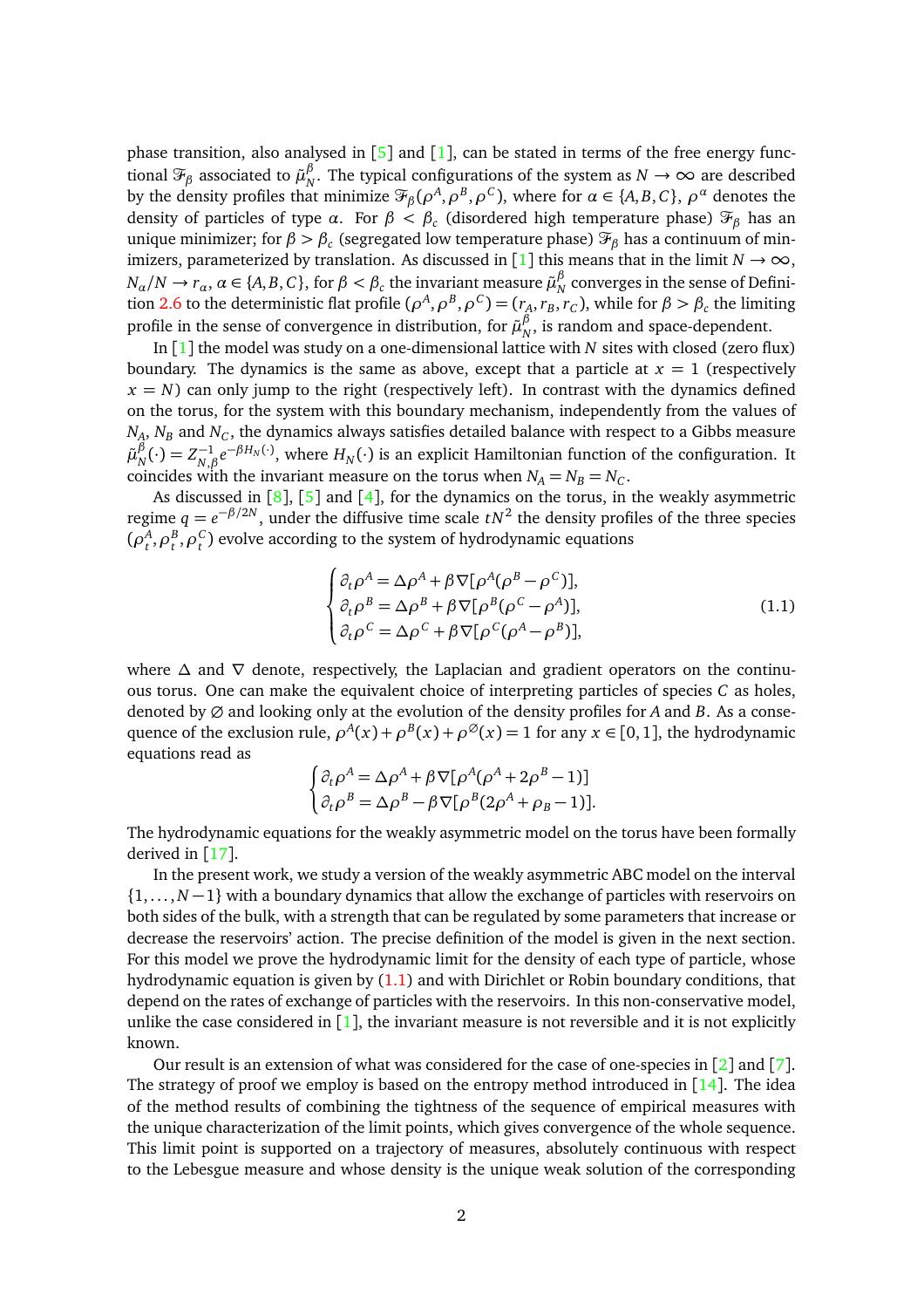phase transition, also analysed in [5] and [1], can be stated in terms of the free energy functional $\mathscr{F}_\beta$ associated to $\tilde{\mu}_N^\beta$. The typical configurations of the system as $N \to \infty$ are described by the density profiles that minimize $\mathscr{F}_\beta(\rho^A, \rho^B, \rho^C)$, where for $\alpha \in \{A, B, C\}$, $\rho^\alpha$ denotes the density of particles of type $\alpha$. For $\beta < \beta_c$ (disordered high temperature phase) $\mathscr{F}_\beta$ has an unique minimizer; for $\beta > \beta_c$ (segregated low temperature phase) $\mathscr{F}_\beta$ has a continuum of minimizers, parameterized by translation. As discussed in [1] this means that in the limit $N \to \infty$, $N_\alpha/N \to r_\alpha$, $\alpha \in \{A, B, C\}$, for $\beta < \beta_c$ the invariant measure $\tilde{\mu}_N^\beta$ converges in the sense of Definition 2.6 to the deterministic flat profile $(\rho^A, \rho^B, \rho^C) = (r_A, r_B, r_C)$, while for $\beta > \beta_c$ the limiting profile in the sense of convergence in distribution, for $\tilde{\mu}_N^\beta$, is random and space-dependent.

In [1] the model was study on a one-dimensional lattice with $N$ sites with closed (zero flux) boundary. The dynamics is the same as above, except that a particle at $x = 1$ (respectively $x = N$) can only jump to the right (respectively left). In contrast with the dynamics defined on the torus, for the system with this boundary mechanism, independently from the values of $N_A$, $N_B$ and $N_C$, the dynamics always satisfies detailed balance with respect to a Gibbs measure $\tilde{\mu}_N^\beta(\cdot) = Z_{N,\beta}^{-1} e^{-\beta H_N(\cdot)}$, where $H_N(\cdot)$ is an explicit Hamiltonian function of the configuration. It coincides with the invariant measure on the torus when $N_A = N_B = N_C$.

As discussed in [8], [5] and [4], for the dynamics on the torus, in the weakly asymmetric regime $q = e^{-\beta/2N}$, under the diffusive time scale $tN^2$ the density profiles of the three species $(\rho_t^A, \rho_t^B, \rho_t^C)$ evolve according to the system of hydrodynamic equations

$$
\begin{cases}
\partial_t \rho^A = \Delta \rho^A + \beta \nabla[\rho^A(\rho^B - \rho^C)], \\
\partial_t \rho^B = \Delta \rho^B + \beta \nabla[\rho^B(\rho^C - \rho^A)], \\
\partial_t \rho^C = \Delta \rho^C + \beta \nabla[\rho^C(\rho^A - \rho^B)],
\end{cases}
\tag{1.1}
$$

where $\Delta$ and $\nabla$ denote, respectively, the Laplacian and gradient operators on the continuous torus. One can make the equivalent choice of interpreting particles of species $C$ as holes, denoted by $\varnothing$ and looking only at the evolution of the density profiles for $A$ and $B$. As a consequence of the exclusion rule, $\rho^A(x) + \rho^B(x) + \rho^\varnothing(x) = 1$ for any $x \in [0, 1]$, the hydrodynamic equations read as

$$
\begin{cases}
\partial_t \rho^A = \Delta \rho^A + \beta \nabla[\rho^A(\rho^A + 2\rho^B - 1)] \\
\partial_t \rho^B = \Delta \rho^B - \beta \nabla[\rho^B(2\rho^A + \rho_B - 1)].
\end{cases}
$$

The hydrodynamic equations for the weakly asymmetric model on the torus have been formally derived in [17].

In the present work, we study a version of the weakly asymmetric ABC model on the interval $\{1, \ldots, N-1\}$ with a boundary dynamics that allow the exchange of particles with reservoirs on both sides of the bulk, with a strength that can be regulated by some parameters that increase or decrease the reservoirs' action. The precise definition of the model is given in the next section. For this model we prove the hydrodynamic limit for the density of each type of particle, whose hydrodynamic equation is given by (1.1) and with Dirichlet or Robin boundary conditions, that depend on the rates of exchange of particles with the reservoirs. In this non-conservative model, unlike the case considered in [1], the invariant measure is not reversible and it is not explicitly known.

Our result is an extension of what was considered for the case of one-species in [2] and [7]. The strategy of proof we employ is based on the entropy method introduced in [14]. The idea of the method results of combining the tightness of the sequence of empirical measures with the unique characterization of the limit points, which gives convergence of the whole sequence. This limit point is supported on a trajectory of measures, absolutely continuous with respect to the Lebesgue measure and whose density is the unique weak solution of the corresponding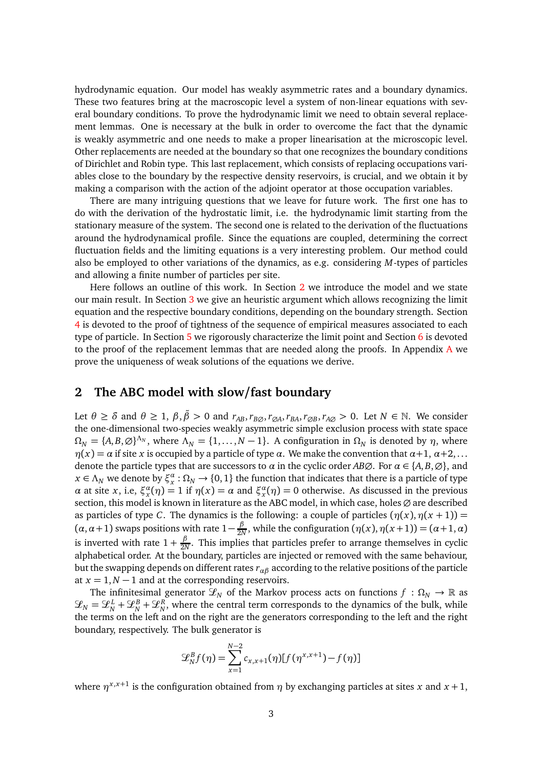hydrodynamic equation. Our model has weakly asymmetric rates and a boundary dynamics. These two features bring at the macroscopic level a system of non-linear equations with several boundary conditions. To prove the hydrodynamic limit we need to obtain several replacement lemmas. One is necessary at the bulk in order to overcome the fact that the dynamic is weakly asymmetric and one needs to make a proper linearisation at the microscopic level. Other replacements are needed at the boundary so that one recognizes the boundary conditions of Dirichlet and Robin type. This last replacement, which consists of replacing occupations variables close to the boundary by the respective density reservoirs, is crucial, and we obtain it by making a comparison with the action of the adjoint operator at those occupation variables.

There are many intriguing questions that we leave for future work. The first one has to do with the derivation of the hydrostatic limit, i.e. the hydrodynamic limit starting from the stationary measure of the system. The second one is related to the derivation of the fluctuations around the hydrodynamical profile. Since the equations are coupled, determining the correct fluctuation fields and the limiting equations is a very interesting problem. Our method could also be employed to other variations of the dynamics, as e.g. considering $M$-types of particles and allowing a finite number of particles per site.

Here follows an outline of this work. In Section 2 we introduce the model and we state our main result. In Section 3 we give an heuristic argument which allows recognizing the limit equation and the respective boundary conditions, depending on the boundary strength. Section 4 is devoted to the proof of tightness of the sequence of empirical measures associated to each type of particle. In Section 5 we rigorously characterize the limit point and Section 6 is devoted to the proof of the replacement lemmas that are needed along the proofs. In Appendix A we prove the uniqueness of weak solutions of the equations we derive.

## 2 The ABC model with slow/fast boundary

Let $\theta \geq \delta$ and $\theta \geq 1$, $\beta, \tilde{\beta} > 0$ and $r_{AB}, r_{B\varnothing}, r_{\varnothing A}, r_{BA}, r_{\varnothing B}, r_{A\varnothing} > 0$. Let $N \in \mathbb{N}$. We consider the one-dimensional two-species weakly asymmetric simple exclusion process with state space $\Omega_N = \{A, B, \varnothing\}^{\Lambda_N}$, where $\Lambda_N = \{1, \dots, N-1\}$. A configuration in $\Omega_N$ is denoted by $\eta$, where $\eta(x) = \alpha$ if site $x$ is occupied by a particle of type $\alpha$. We make the convention that $\alpha+1$, $\alpha+2, \dots$ denote the particle types that are successors to $\alpha$ in the cyclic order $AB\varnothing$. For $\alpha \in \{A, B, \varnothing\}$, and $x \in \Lambda_N$ we denote by $\xi_x^\alpha : \Omega_N \to \{0, 1\}$ the function that indicates that there is a particle of type $\alpha$ at site $x$, i.e, $\xi_x^\alpha(\eta) = 1$ if $\eta(x) = \alpha$ and $\xi_x^\alpha(\eta) = 0$ otherwise. As discussed in the previous section, this model is known in literature as the ABC model, in which case, holes $\varnothing$ are described as particles of type $C$. The dynamics is the following: a couple of particles $(\eta(x), \eta(x+1)) = (\alpha, \alpha+1)$ swaps positions with rate $1 - \frac{\beta}{2N}$, while the configuration $(\eta(x), \eta(x+1)) = (\alpha+1, \alpha)$ is inverted with rate $1 + \frac{\beta}{2N}$. This implies that particles prefer to arrange themselves in cyclic alphabetical order. At the boundary, particles are injected or removed with the same behaviour, but the swapping depends on different rates $r_{\alpha\beta}$ according to the relative positions of the particle at $x = 1, N-1$ and at the corresponding reservoirs.

The infinitesimal generator $\mathscr{L}_N$ of the Markov process acts on functions $f : \Omega_N \to \mathbb{R}$ as $\mathscr{L}_N = \mathscr{L}_N^L + \mathscr{L}_N^B + \mathscr{L}_N^R$, where the central term corresponds to the dynamics of the bulk, while the terms on the left and on the right are the generators corresponding to the left and the right boundary, respectively. The bulk generator is

$$\mathscr{L}_N^B f(\eta) = \sum_{x=1}^{N-2} c_{x,x+1}(\eta)[f(\eta^{x,x+1}) - f(\eta)]$$

where $\eta^{x,x+1}$ is the configuration obtained from $\eta$ by exchanging particles at sites $x$ and $x+1$,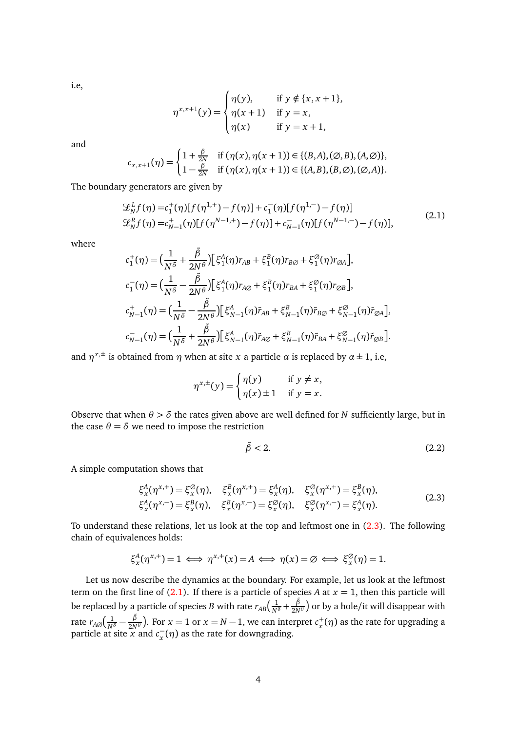i.e,

$$
\eta^{x,x+1}(y) = \begin{cases} \eta(y), & \text{if } y \notin \{x, x+1\}, \\ \eta(x+1) & \text{if } y = x, \\ \eta(x) & \text{if } y = x+1, \end{cases}
$$

and

$$
c_{x,x+1}(\eta) = \begin{cases} 1 + \frac{\beta}{2N} & \text{if } (\eta(x), \eta(x+1)) \in \{(B,A), (\varnothing, B), (A, \varnothing)\}, \\ 1 - \frac{\beta}{2N} & \text{if } (\eta(x), \eta(x+1)) \in \{(A,B), (B, \varnothing), (\varnothing, A)\}. \end{cases}
$$

The boundary generators are given by

$$
\begin{aligned}
\mathscr{L}_N^L f(\eta) =& c_1^+(\eta)[f(\eta^{1,+}) - f(\eta)] + c_1^-(\eta)[f(\eta^{1,-}) - f(\eta)] \\
\mathscr{L}_N^R f(\eta) =& c_{N-1}^+(\eta)[f(\eta^{N-1,+}) - f(\eta)] + c_{N-1}^-(\eta)[f(\eta^{N-1,-}) - f(\eta)],
\end{aligned} \tag{2.1}
$$

where

$$
\begin{aligned}
c_1^+(\eta) &= \big(\frac{1}{N^\delta} + \frac{\tilde{\beta}}{2N^\theta}\big)\big[\xi_1^A(\eta) r_{AB} + \xi_1^B(\eta) r_{B\varnothing} + \xi_1^\varnothing(\eta) r_{\varnothing A}\big], \\
c_1^-(\eta) &= \big(\frac{1}{N^\delta} - \frac{\tilde{\beta}}{2N^\theta}\big)\big[\xi_1^A(\eta) r_{A\varnothing} + \xi_1^B(\eta) r_{BA} + \xi_1^\varnothing(\eta) r_{\varnothing B}\big], \\
c_{N-1}^+(\eta) &= \big(\frac{1}{N^\delta} - \frac{\tilde{\beta}}{2N^\theta}\big)\big[\xi_{N-1}^A(\eta) \tilde{r}_{AB} + \xi_{N-1}^B(\eta) \tilde{r}_{B\varnothing} + \xi_{N-1}^\varnothing(\eta) \tilde{r}_{\varnothing A}\big], \\
c_{N-1}^-(\eta) &= \big(\frac{1}{N^\delta} + \frac{\tilde{\beta}}{2N^\theta}\big)\big[\xi_{N-1}^A(\eta) \tilde{r}_{A\varnothing} + \xi_{N-1}^B(\eta) \tilde{r}_{BA} + \xi_{N-1}^\varnothing(\eta) \tilde{r}_{\varnothing B}\big].
\end{aligned}
$$

and $\eta^{x,\pm}$ is obtained from $\eta$ when at site $x$ a particle $\alpha$ is replaced by $\alpha \pm 1$, i.e,

$$
\eta^{x,\pm}(y) = \begin{cases} \eta(y) & \text{if } y \neq x, \\ \eta(x) \pm 1 & \text{if } y = x. \end{cases}
$$

Observe that when $\theta > \delta$ the rates given above are well defined for $N$ sufficiently large, but in the case $\theta = \delta$ we need to impose the restriction

$$
\tilde{\beta} < 2. \tag{2.2}
$$

A simple computation shows that

$$
\begin{aligned}
\xi_x^A(\eta^{x,+}) = \xi_x^\varnothing(\eta), \quad \xi_x^B(\eta^{x,+}) = \xi_x^A(\eta), \quad \xi_x^\varnothing(\eta^{x,+}) = \xi_x^B(\eta), \\
\xi_x^A(\eta^{x,-}) = \xi_x^B(\eta), \quad \xi_x^B(\eta^{x,-}) = \xi_x^\varnothing(\eta), \quad \xi_x^\varnothing(\eta^{x,-}) = \xi_x^A(\eta).
\end{aligned} \tag{2.3}
$$

To understand these relations, let us look at the top and leftmost one in (2.3). The following chain of equivalences holds:

$$
\xi_x^A(\eta^{x,+}) = 1 \iff \eta^{x,+}(x) = A \iff \eta(x) = \varnothing \iff \xi_x^\varnothing(\eta) = 1.
$$

Let us now describe the dynamics at the boundary. For example, let us look at the leftmost term on the first line of (2.1). If there is a particle of species $A$ at $x = 1$, then this particle will be replaced by a particle of species $B$ with rate $r_{AB}\big(\frac{1}{N^\delta} + \frac{\tilde{\beta}}{2N^\theta}\big)$ or by a hole/it will disappear with rate $r_{A\varnothing}\big(\frac{1}{N^\delta} - \frac{\tilde{\beta}}{2N^\theta}\big)$. For $x = 1$ or $x = N-1$, we can interpret $c_x^+(\eta)$ as the rate for upgrading a particle at site $x$ and $c_x^-(\eta)$ as the rate for downgrading.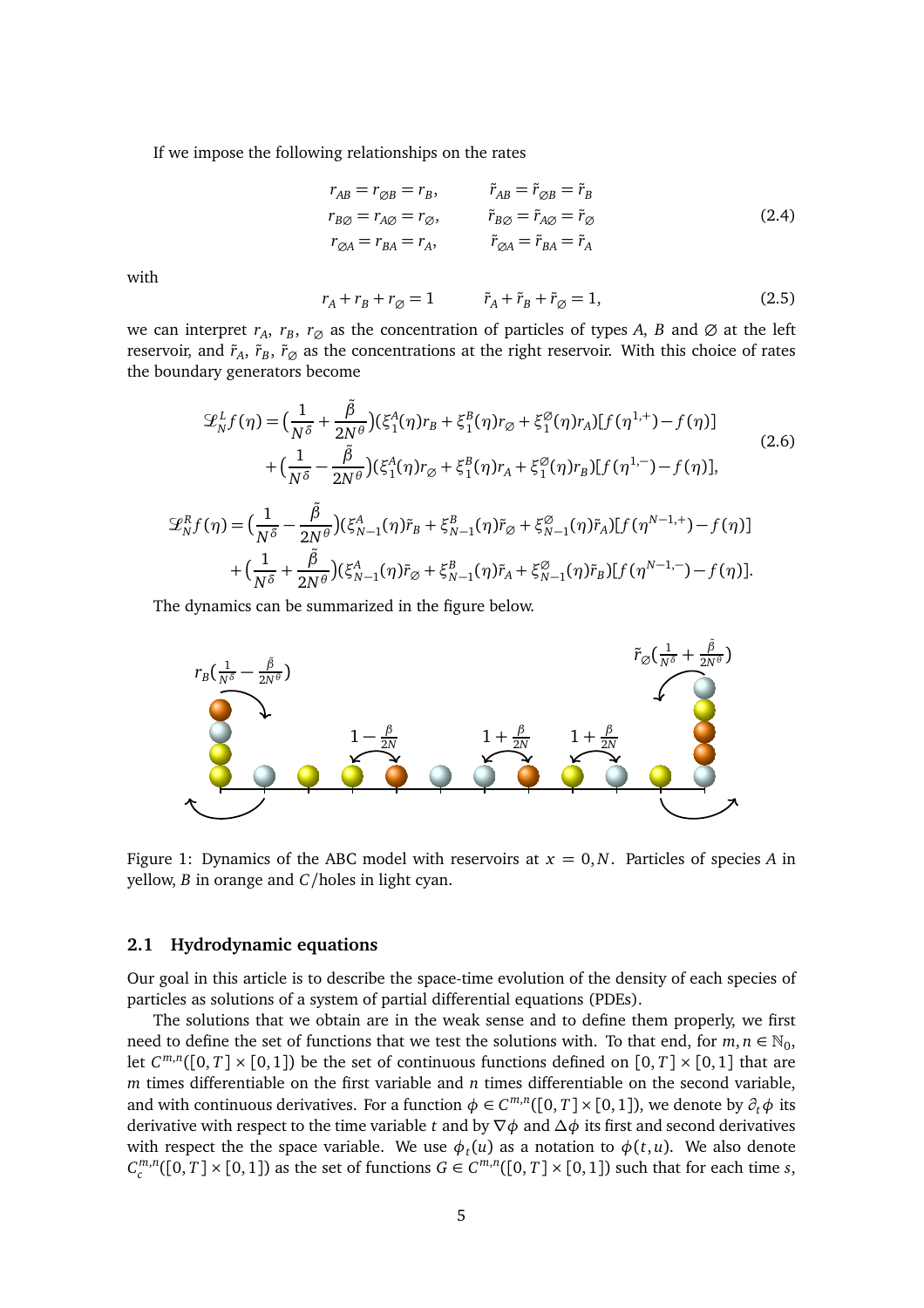If we impose the following relationships on the rates

$$
\begin{aligned}
r_{AB} = r_{\varnothing B} = r_B, \qquad & \tilde{r}_{AB} = \tilde{r}_{\varnothing B} = \tilde{r}_B \\
r_{B\varnothing} = r_{A\varnothing} = r_{\varnothing}, \qquad & \tilde{r}_{B\varnothing} = \tilde{r}_{A\varnothing} = \tilde{r}_{\varnothing} \\
r_{\varnothing A} = r_{BA} = r_A, \qquad & \tilde{r}_{\varnothing A} = \tilde{r}_{BA} = \tilde{r}_A
\end{aligned}
\tag{2.4}
$$

with

$$
r_A + r_B + r_{\varnothing} = 1 \qquad \tilde{r}_A + \tilde{r}_B + \tilde{r}_{\varnothing} = 1, \tag{2.5}
$$

we can interpret $r_A$, $r_B$, $r_{\varnothing}$ as the concentration of particles of types $A$, $B$ and $\varnothing$ at the left reservoir, and $\tilde{r}_A$, $\tilde{r}_B$, $\tilde{r}_{\varnothing}$ as the concentrations at the right reservoir. With this choice of rates the boundary generators become

$$
\begin{aligned}
\mathscr{L}_N^L f(\eta) = &\Big(\frac{1}{N^\delta} + \frac{\tilde{\beta}}{2N^\theta}\Big)(\xi_1^A(\eta) r_B + \xi_1^B(\eta) r_{\varnothing} + \xi_1^{\varnothing}(\eta) r_A)[f(\eta^{1,+}) - f(\eta)] \\
&+ \Big(\frac{1}{N^\delta} - \frac{\tilde{\beta}}{2N^\theta}\Big)(\xi_1^A(\eta) r_{\varnothing} + \xi_1^B(\eta) r_A + \xi_1^{\varnothing}(\eta) r_B)[f(\eta^{1,-}) - f(\eta)],
\end{aligned}
\tag{2.6}
$$

$$
\begin{aligned}
\mathscr{L}_N^R f(\eta) = &\Big(\frac{1}{N^\delta} - \frac{\tilde{\beta}}{2N^\theta}\Big)(\xi_{N-1}^A(\eta) \tilde{r}_B + \xi_{N-1}^B(\eta) \tilde{r}_{\varnothing} + \xi_{N-1}^{\varnothing}(\eta) \tilde{r}_A)[f(\eta^{N-1,+}) - f(\eta)] \\
&+ \Big(\frac{1}{N^\delta} + \frac{\tilde{\beta}}{2N^\theta}\Big)(\xi_{N-1}^A(\eta) \tilde{r}_{\varnothing} + \xi_{N-1}^B(\eta) \tilde{r}_A + \xi_{N-1}^{\varnothing}(\eta) \tilde{r}_B)[f(\eta^{N-1,-}) - f(\eta)].
\end{aligned}
$$

The dynamics can be summarized in the figure below.

Figure 1: Dynamics of the ABC model with reservoirs at $x = 0, N$. Particles of species $A$ in yellow, $B$ in orange and $C$/holes in light cyan.

### 2.1 Hydrodynamic equations

Our goal in this article is to describe the space-time evolution of the density of each species of particles as solutions of a system of partial differential equations (PDEs).

The solutions that we obtain are in the weak sense and to define them properly, we first need to define the set of functions that we test the solutions with. To that end, for $m, n \in \mathbb{N}_0$, let $C^{m,n}([0,T] \times [0,1])$ be the set of continuous functions defined on $[0,T] \times [0,1]$ that are $m$ times differentiable on the first variable and $n$ times differentiable on the second variable, and with continuous derivatives. For a function $\phi \in C^{m,n}([0,T] \times [0,1])$, we denote by $\partial_t \phi$ its derivative with respect to the time variable $t$ and by $\nabla \phi$ and $\Delta \phi$ its first and second derivatives with respect the the space variable. We use $\phi_t(u)$ as a notation to $\phi(t,u)$. We also denote $C_c^{m,n}([0,T] \times [0,1])$ as the set of functions $G \in C^{m,n}([0,T] \times [0,1])$ such that for each time $s$,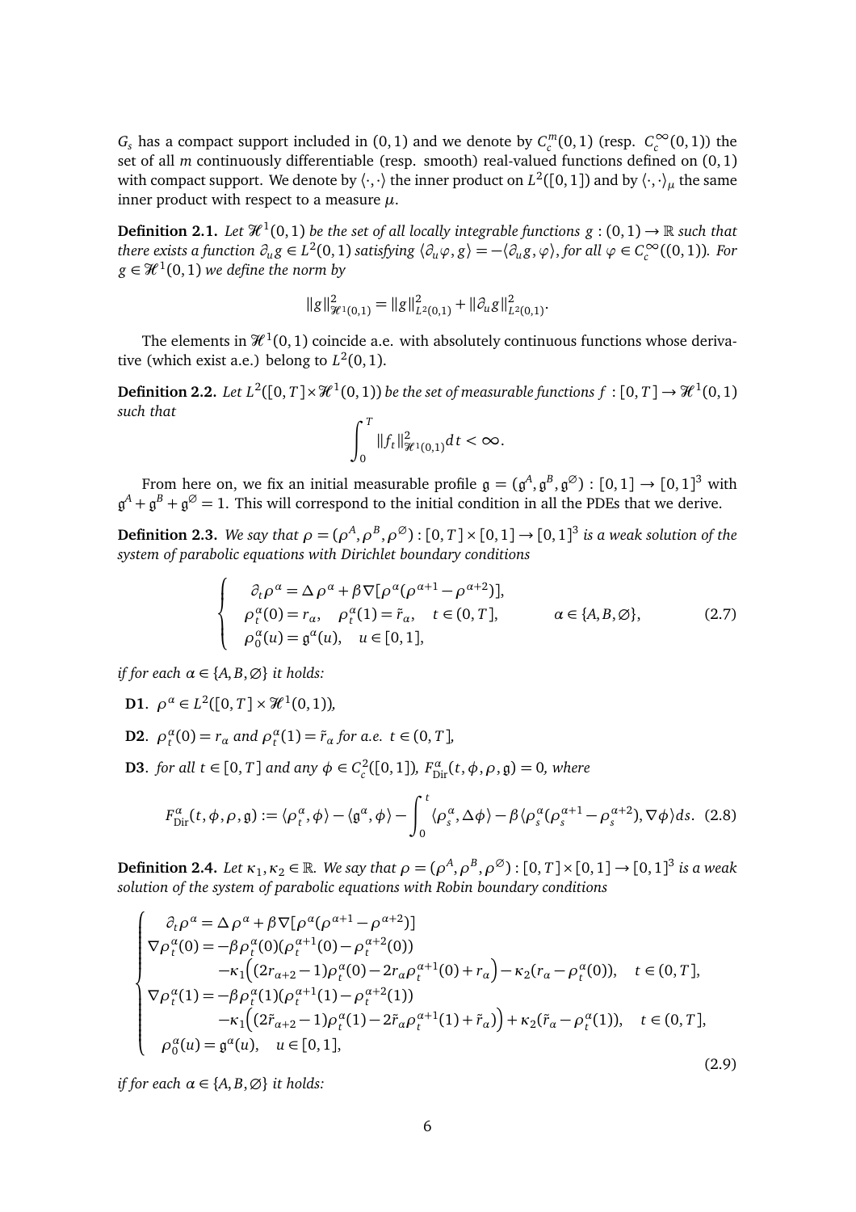$G_s$ has a compact support included in $(0,1)$ and we denote by $C_c^m(0,1)$ (resp. $C_c^\infty(0,1)$) the set of all $m$ continuously differentiable (resp. smooth) real-valued functions defined on $(0,1)$ with compact support. We denote by $\langle \cdot,\cdot \rangle$ the inner product on $L^2([0,1])$ and by $\langle \cdot,\cdot \rangle_\mu$ the same inner product with respect to a measure $\mu$.

**Definition 2.1.** *Let $\mathscr{H}^1(0,1)$ be the set of all locally integrable functions $g:(0,1)\to\mathbb{R}$ such that there exists a function $\partial_u g \in L^2(0,1)$ satisfying $\langle \partial_u \varphi, g\rangle = -\langle \partial_u g, \varphi\rangle$, for all $\varphi \in C_c^\infty((0,1))$. For $g\in \mathscr{H}^1(0,1)$ we define the norm by*

$$\|g\|^2_{\mathscr{H}^1(0,1)} = \|g\|^2_{L^2(0,1)} + \|\partial_u g\|^2_{L^2(0,1)}.$$

The elements in $\mathscr{H}^1(0,1)$ coincide a.e. with absolutely continuous functions whose derivative (which exist a.e.) belong to $L^2(0,1)$.

**Definition 2.2.** *Let $L^2([0,T]\times\mathscr{H}^1(0,1))$ be the set of measurable functions $f:[0,T]\to\mathscr{H}^1(0,1)$ such that*

$$\int_0^T \|f_t\|^2_{\mathscr{H}^1(0,1)} dt < \infty.$$

From here on, we fix an initial measurable profile $\mathfrak{g} = (\mathfrak{g}^A, \mathfrak{g}^B, \mathfrak{g}^\varnothing) : [0,1]\to[0,1]^3$ with $\mathfrak{g}^A + \mathfrak{g}^B + \mathfrak{g}^\varnothing = 1$. This will correspond to the initial condition in all the PDEs that we derive.

**Definition 2.3.** *We say that $\rho = (\rho^A, \rho^B, \rho^\varnothing) : [0,T]\times[0,1]\to[0,1]^3$ is a weak solution of the system of parabolic equations with Dirichlet boundary conditions*

$$\begin{cases} \quad \partial_t \rho^\alpha = \Delta \rho^\alpha + \beta \nabla[\rho^\alpha(\rho^{\alpha+1} - \rho^{\alpha+2})], \\ \rho_t^\alpha(0) = r_\alpha, \quad \rho_t^\alpha(1) = \tilde{r}_\alpha, \quad t\in(0,T], \qquad\qquad \alpha\in\{A,B,\varnothing\}, \\ \rho_0^\alpha(u) = \mathfrak{g}^\alpha(u), \quad u\in[0,1], \end{cases} \tag{2.7}$$

*if for each $\alpha\in\{A,B,\varnothing\}$ it holds:*

**D1**. *$\rho^\alpha \in L^2([0,T]\times\mathscr{H}^1(0,1))$,*

**D2**. *$\rho_t^\alpha(0) = r_\alpha$ and $\rho_t^\alpha(1) = \tilde{r}_\alpha$ for a.e. $t\in(0,T]$,*

**D3**. *for all $t\in[0,T]$ and any $\phi\in C_c^2([0,1])$, $F^\alpha_{\rm Dir}(t,\phi,\rho,\mathfrak{g}) = 0$, where*

$$F^\alpha_{\rm Dir}(t,\phi,\rho,\mathfrak{g}) := \langle \rho_t^\alpha, \phi\rangle - \langle \mathfrak{g}^\alpha, \phi\rangle - \int_0^t \langle \rho_s^\alpha, \Delta\phi\rangle - \beta\langle \rho_s^\alpha(\rho_s^{\alpha+1} - \rho_s^{\alpha+2}), \nabla\phi\rangle ds. \tag{2.8}$$

**Definition 2.4.** *Let $\kappa_1, \kappa_2 \in \mathbb{R}$. We say that $\rho = (\rho^A, \rho^B, \rho^\varnothing) : [0,T]\times[0,1]\to[0,1]^3$ is a weak solution of the system of parabolic equations with Robin boundary conditions*

$$\begin{cases} \quad \partial_t \rho^\alpha = \Delta \rho^\alpha + \beta \nabla[\rho^\alpha(\rho^{\alpha+1} - \rho^{\alpha+2})] \\ \nabla\rho_t^\alpha(0) = -\beta\rho_t^\alpha(0)(\rho_t^{\alpha+1}(0) - \rho_t^{\alpha+2}(0)) \\ \qquad\qquad -\kappa_1\Big((2r_{\alpha+2}-1)\rho_t^\alpha(0) - 2r_\alpha\rho_t^{\alpha+1}(0) + r_\alpha\Big) - \kappa_2(r_\alpha - \rho_t^\alpha(0)), \quad t\in(0,T], \\ \nabla\rho_t^\alpha(1) = -\beta\rho_t^\alpha(1)(\rho_t^{\alpha+1}(1) - \rho_t^{\alpha+2}(1)) \\ \qquad\qquad -\kappa_1\Big((2\tilde{r}_{\alpha+2}-1)\rho_t^\alpha(1) - 2\tilde{r}_\alpha\rho_t^{\alpha+1}(1) + \tilde{r}_\alpha\Big) + \kappa_2(\tilde{r}_\alpha - \rho_t^\alpha(1)), \quad t\in(0,T], \\ \quad \rho_0^\alpha(u) = \mathfrak{g}^\alpha(u), \quad u\in[0,1], \end{cases} \tag{2.9}$$

*if for each $\alpha\in\{A,B,\varnothing\}$ it holds:*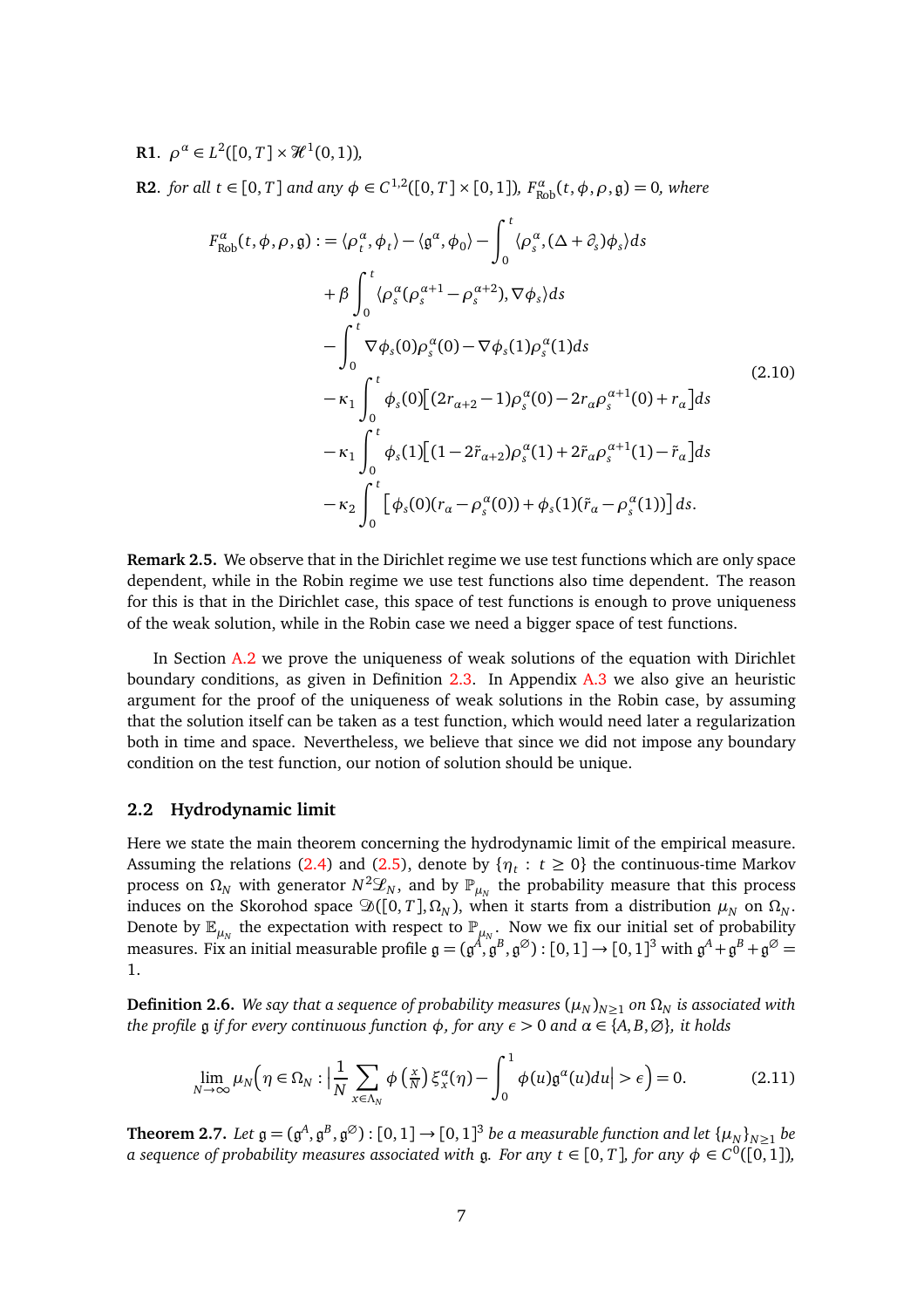**R1**. $\rho^\alpha \in L^2([0,T]\times\mathscr{H}^1(0,1))$,

**R2**. *for all* $t\in[0,T]$ *and any* $\phi \in C^{1,2}([0,T]\times[0,1])$, $F^\alpha_{\text{Rob}}(t,\phi,\rho,\mathfrak{g})=0$, *where*

$$
\begin{aligned}
F^\alpha_{\text{Rob}}(t,\phi,\rho,\mathfrak{g}) :=\ & \langle \rho^\alpha_t,\phi_t\rangle - \langle \mathfrak{g}^\alpha,\phi_0\rangle - \int_0^t \langle \rho^\alpha_s,(\Delta+\partial_s)\phi_s\rangle ds \\
&+\beta\int_0^t \langle \rho^\alpha_s(\rho^{\alpha+1}_s-\rho^{\alpha+2}_s),\nabla\phi_s\rangle ds \\
&-\int_0^t \nabla\phi_s(0)\rho^\alpha_s(0)-\nabla\phi_s(1)\rho^\alpha_s(1)ds \\
&-\kappa_1\int_0^t \phi_s(0)\big[(2r_{\alpha+2}-1)\rho^\alpha_s(0)-2r_\alpha\rho^{\alpha+1}_s(0)+r_\alpha\big]ds \\
&-\kappa_1\int_0^t \phi_s(1)\big[(1-2\tilde r_{\alpha+2})\rho^\alpha_s(1)+2\tilde r_\alpha\rho^{\alpha+1}_s(1)-\tilde r_\alpha\big]ds \\
&-\kappa_2\int_0^t \big[\phi_s(0)(r_\alpha-\rho^\alpha_s(0))+\phi_s(1)(\tilde r_\alpha-\rho^\alpha_s(1))\big]ds.
\end{aligned}
\tag{2.10}
$$

**Remark 2.5.** We observe that in the Dirichlet regime we use test functions which are only space dependent, while in the Robin regime we use test functions also time dependent. The reason for this is that in the Dirichlet case, this space of test functions is enough to prove uniqueness of the weak solution, while in the Robin case we need a bigger space of test functions.

In Section A.2 we prove the uniqueness of weak solutions of the equation with Dirichlet boundary conditions, as given in Definition 2.3. In Appendix A.3 we also give an heuristic argument for the proof of the uniqueness of weak solutions in the Robin case, by assuming that the solution itself can be taken as a test function, which would need later a regularization both in time and space. Nevertheless, we believe that since we did not impose any boundary condition on the test function, our notion of solution should be unique.

## 2.2 Hydrodynamic limit

Here we state the main theorem concerning the hydrodynamic limit of the empirical measure. Assuming the relations (2.4) and (2.5), denote by $\{\eta_t : t\geq 0\}$ the continuous-time Markov process on $\Omega_N$ with generator $N^2\mathscr{L}_N$, and by $\mathbb{P}_{\mu_N}$ the probability measure that this process induces on the Skorohod space $\mathscr{D}([0,T],\Omega_N)$, when it starts from a distribution $\mu_N$ on $\Omega_N$. Denote by $\mathbb{E}_{\mu_N}$ the expectation with respect to $\mathbb{P}_{\mu_N}$. Now we fix our initial set of probability measures. Fix an initial measurable profile $\mathfrak{g}=(\mathfrak{g}^A,\mathfrak{g}^B,\mathfrak{g}^\varnothing):[0,1]\to[0,1]^3$ with $\mathfrak{g}^A+\mathfrak{g}^B+\mathfrak{g}^\varnothing=1$.

**Definition 2.6.** *We say that a sequence of probability measures* $(\mu_N)_{N\geq1}$ *on* $\Omega_N$ *is associated with the profile* $\mathfrak{g}$ *if for every continuous function* $\phi$*, for any* $\epsilon>0$ *and* $\alpha\in\{A,B,\varnothing\}$*, it holds*

$$
\lim_{N\to\infty}\mu_N\Big(\eta\in\Omega_N : \Big|\frac{1}{N}\sum_{x\in\Lambda_N}\phi\left(\tfrac{x}{N}\right)\xi^\alpha_x(\eta)-\int_0^1\phi(u)\mathfrak{g}^\alpha(u)du\Big|>\epsilon\Big)=0. \tag{2.11}
$$

**Theorem 2.7.** *Let* $\mathfrak{g}=(\mathfrak{g}^A,\mathfrak{g}^B,\mathfrak{g}^\varnothing):[0,1]\to[0,1]^3$ *be a measurable function and let* $\{\mu_N\}_{N\geq1}$ *be a sequence of probability measures associated with* $\mathfrak{g}$*. For any* $t\in[0,T]$*, for any* $\phi\in C^0([0,1])$*,*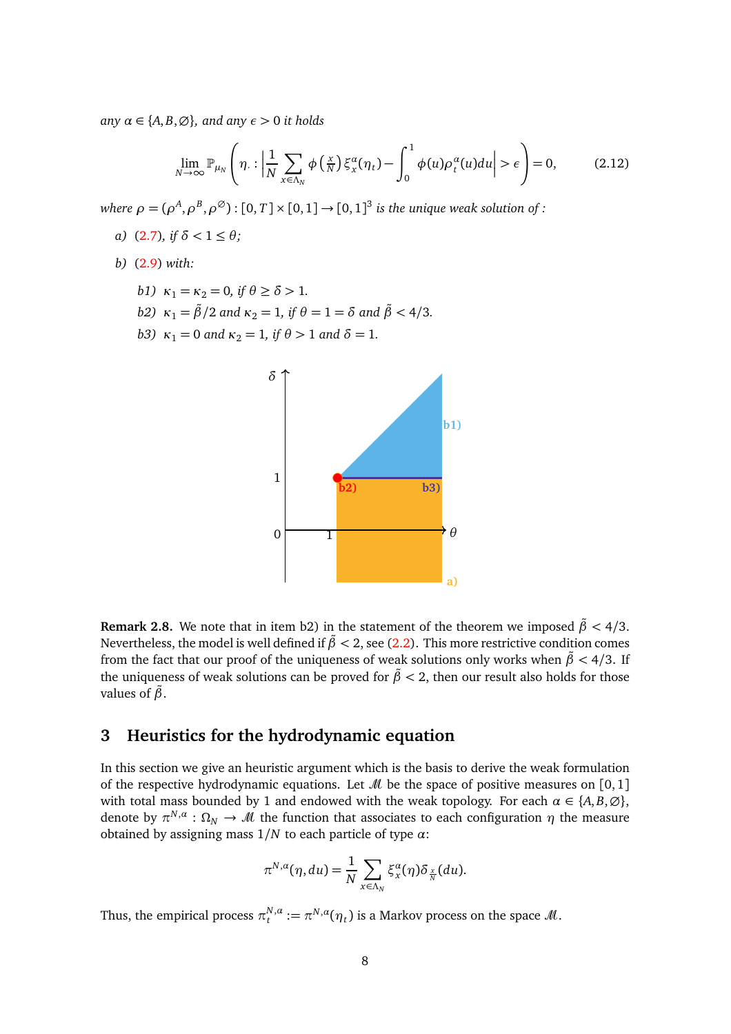*any $\alpha \in \{A, B, \varnothing\}$, and any $\epsilon > 0$ it holds*

$$\lim_{N\to\infty} \mathbb{P}_{\mu_N}\left(\eta_\cdot : \left|\frac{1}{N}\sum_{x\in\Lambda_N} \phi\left(\tfrac{x}{N}\right)\xi_x^\alpha(\eta_t) - \int_0^1 \phi(u)\rho_t^\alpha(u)du\right| > \epsilon\right) = 0, \tag{2.12}$$

*where $\rho = (\rho^A, \rho^B, \rho^\varnothing) : [0, T] \times [0, 1] \to [0, 1]^3$ is the unique weak solution of :*

*a)* (2.7)*, if $\delta < 1 \leq \theta$;*

*b)* (2.9) *with:*

- *b1) $\kappa_1 = \kappa_2 = 0$, if $\theta \geq \delta > 1$.*
- *b2) $\kappa_1 = \tilde{\beta}/2$ and $\kappa_2 = 1$, if $\theta = 1 = \delta$ and $\tilde{\beta} < 4/3$.*
- *b3) $\kappa_1 = 0$ and $\kappa_2 = 1$, if $\theta > 1$ and $\delta = 1$.*

**Remark 2.8.** We note that in item b2) in the statement of the theorem we imposed $\tilde{\beta} < 4/3$. Nevertheless, the model is well defined if $\tilde{\beta} < 2$, see (2.2). This more restrictive condition comes from the fact that our proof of the uniqueness of weak solutions only works when $\tilde{\beta} < 4/3$. If the uniqueness of weak solutions can be proved for $\tilde{\beta} < 2$, then our result also holds for those values of $\tilde{\beta}$.

## 3 Heuristics for the hydrodynamic equation

In this section we give an heuristic argument which is the basis to derive the weak formulation of the respective hydrodynamic equations. Let $\mathscr{M}$ be the space of positive measures on $[0, 1]$ with total mass bounded by 1 and endowed with the weak topology. For each $\alpha \in \{A, B, \varnothing\}$, denote by $\pi^{N,\alpha} : \Omega_N \to \mathscr{M}$ the function that associates to each configuration $\eta$ the measure obtained by assigning mass $1/N$ to each particle of type $\alpha$:

$$\pi^{N,\alpha}(\eta, du) = \frac{1}{N}\sum_{x\in\Lambda_N} \xi_x^\alpha(\eta)\delta_{\frac{x}{N}}(du).$$

Thus, the empirical process $\pi_t^{N,\alpha} := \pi^{N,\alpha}(\eta_t)$ is a Markov process on the space $\mathscr{M}$.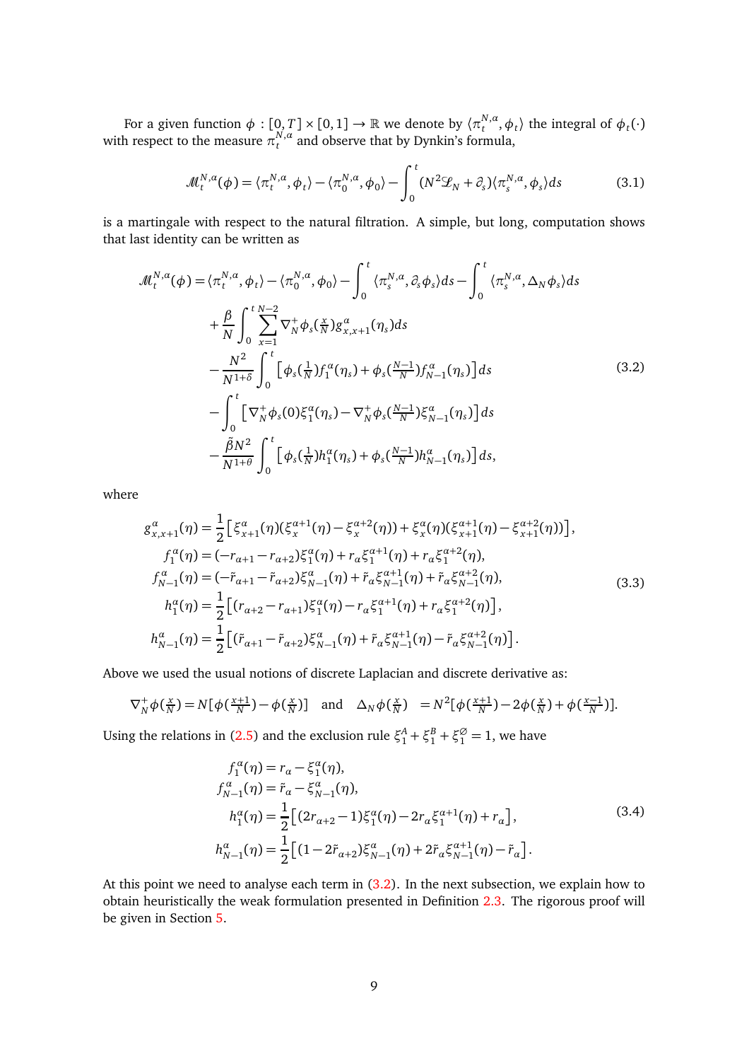For a given function $\phi : [0,T] \times [0,1] \to \mathbb{R}$ we denote by $\langle \pi_t^{N,\alpha}, \phi_t \rangle$ the integral of $\phi_t(\cdot)$ with respect to the measure $\pi_t^{N,\alpha}$ and observe that by Dynkin's formula,

$$\mathscr{M}_t^{N,\alpha}(\phi) = \langle \pi_t^{N,\alpha}, \phi_t \rangle - \langle \pi_0^{N,\alpha}, \phi_0 \rangle - \int_0^t (N^2 \mathscr{L}_N + \partial_s) \langle \pi_s^{N,\alpha}, \phi_s \rangle ds \tag{3.1}$$

is a martingale with respect to the natural filtration. A simple, but long, computation shows that last identity can be written as

$$\begin{aligned}
\mathscr{M}_t^{N,\alpha}(\phi) = {} & \langle \pi_t^{N,\alpha}, \phi_t \rangle - \langle \pi_0^{N,\alpha}, \phi_0 \rangle - \int_0^t \langle \pi_s^{N,\alpha}, \partial_s \phi_s \rangle ds - \int_0^t \langle \pi_s^{N,\alpha}, \Delta_N \phi_s \rangle ds \\
& + \frac{\beta}{N} \int_0^t \sum_{x=1}^{N-2} \nabla_N^+ \phi_s(\tfrac{x}{N}) g_{x,x+1}^\alpha(\eta_s) ds \\
& - \frac{N^2}{N^{1+\delta}} \int_0^t \left[ \phi_s(\tfrac{1}{N}) f_1^\alpha(\eta_s) + \phi_s(\tfrac{N-1}{N}) f_{N-1}^\alpha(\eta_s) \right] ds \\
& - \int_0^t \left[ \nabla_N^+ \phi_s(0) \xi_1^\alpha(\eta_s) - \nabla_N^+ \phi_s(\tfrac{N-1}{N}) \xi_{N-1}^\alpha(\eta_s) \right] ds \\
& - \frac{\tilde{\beta} N^2}{N^{1+\theta}} \int_0^t \left[ \phi_s(\tfrac{1}{N}) h_1^\alpha(\eta_s) + \phi_s(\tfrac{N-1}{N}) h_{N-1}^\alpha(\eta_s) \right] ds,
\end{aligned} \tag{3.2}$$

where

$$\begin{aligned}
g_{x,x+1}^\alpha(\eta) &= \frac{1}{2} \left[ \xi_{x+1}^\alpha(\eta)(\xi_x^{\alpha+1}(\eta) - \xi_x^{\alpha+2}(\eta)) + \xi_x^\alpha(\eta)(\xi_{x+1}^{\alpha+1}(\eta) - \xi_{x+1}^{\alpha+2}(\eta)) \right], \\
f_1^\alpha(\eta) &= (-r_{\alpha+1} - r_{\alpha+2}) \xi_1^\alpha(\eta) + r_\alpha \xi_1^{\alpha+1}(\eta) + r_\alpha \xi_1^{\alpha+2}(\eta), \\
f_{N-1}^\alpha(\eta) &= (-\tilde{r}_{\alpha+1} - \tilde{r}_{\alpha+2}) \xi_{N-1}^\alpha(\eta) + \tilde{r}_\alpha \xi_{N-1}^{\alpha+1}(\eta) + \tilde{r}_\alpha \xi_{N-1}^{\alpha+2}(\eta), \\
h_1^\alpha(\eta) &= \frac{1}{2} \left[ (r_{\alpha+2} - r_{\alpha+1}) \xi_1^\alpha(\eta) - r_\alpha \xi_1^{\alpha+1}(\eta) + r_\alpha \xi_1^{\alpha+2}(\eta) \right], \\
h_{N-1}^\alpha(\eta) &= \frac{1}{2} \left[ (\tilde{r}_{\alpha+1} - \tilde{r}_{\alpha+2}) \xi_{N-1}^\alpha(\eta) + \tilde{r}_\alpha \xi_{N-1}^{\alpha+1}(\eta) - \tilde{r}_\alpha \xi_{N-1}^{\alpha+2}(\eta) \right].
\end{aligned} \tag{3.3}$$

Above we used the usual notions of discrete Laplacian and discrete derivative as:

$$\nabla_N^+ \phi(\tfrac{x}{N}) = N[\phi(\tfrac{x+1}{N}) - \phi(\tfrac{x}{N})] \quad \text{and} \quad \Delta_N \phi(\tfrac{x}{N}) \quad = N^2[\phi(\tfrac{x+1}{N}) - 2\phi(\tfrac{x}{N}) + \phi(\tfrac{x-1}{N})].$$

Using the relations in (2.5) and the exclusion rule $\xi_1^A + \xi_1^B + \xi_1^\varnothing = 1$, we have

$$\begin{aligned}
f_1^\alpha(\eta) &= r_\alpha - \xi_1^\alpha(\eta), \\
f_{N-1}^\alpha(\eta) &= \tilde{r}_\alpha - \xi_{N-1}^\alpha(\eta), \\
h_1^\alpha(\eta) &= \frac{1}{2} \left[ (2r_{\alpha+2} - 1) \xi_1^\alpha(\eta) - 2r_\alpha \xi_1^{\alpha+1}(\eta) + r_\alpha \right], \\
h_{N-1}^\alpha(\eta) &= \frac{1}{2} \left[ (1 - 2\tilde{r}_{\alpha+2}) \xi_{N-1}^\alpha(\eta) + 2\tilde{r}_\alpha \xi_{N-1}^{\alpha+1}(\eta) - \tilde{r}_\alpha \right].
\end{aligned} \tag{3.4}$$

At this point we need to analyse each term in (3.2). In the next subsection, we explain how to obtain heuristically the weak formulation presented in Definition 2.3. The rigorous proof will be given in Section 5.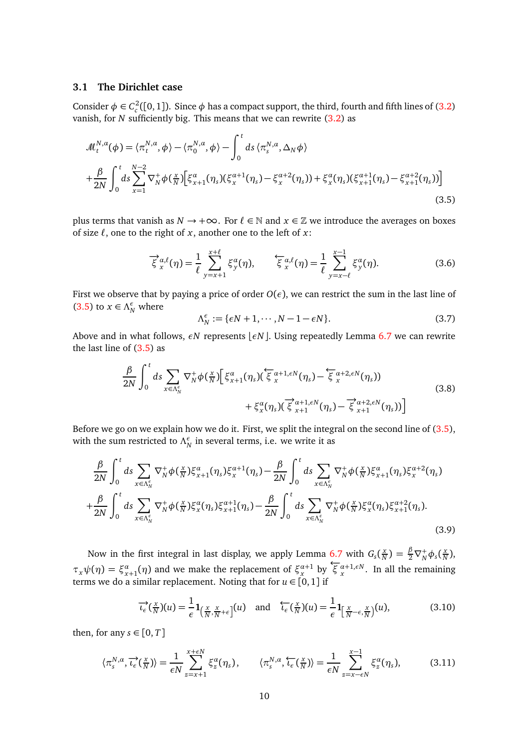### 3.1 The Dirichlet case

Consider $\phi \in C_c^2([0,1])$. Since $\phi$ has a compact support, the third, fourth and fifth lines of (3.2) vanish, for $N$ sufficiently big. This means that we can rewrite (3.2) as

$$
\begin{aligned}
&\mathcal{M}_t^{N,\alpha}(\phi) = \langle \pi_t^{N,\alpha}, \phi\rangle - \langle \pi_0^{N,\alpha}, \phi\rangle - \int_0^t ds\, \langle \pi_s^{N,\alpha}, \Delta_N \phi\rangle \\
&+\frac{\beta}{2N}\int_0^t ds \sum_{x=1}^{N-2} \nabla_N^+ \phi(\tfrac{x}{N})\Big[\xi_{x+1}^\alpha(\eta_s)(\xi_x^{\alpha+1}(\eta_s)-\xi_x^{\alpha+2}(\eta_s)) + \xi_x^\alpha(\eta_s)(\xi_{x+1}^{\alpha+1}(\eta_s)-\xi_{x+1}^{\alpha+2}(\eta_s))\Big]
\end{aligned}
\tag{3.5}
$$

plus terms that vanish as $N\to+\infty$. For $\ell \in \mathbb{N}$ and $x\in\mathbb{Z}$ we introduce the averages on boxes of size $\ell$, one to the right of $x$, another one to the left of $x$:

$$
\overrightarrow{\xi}_x^{\alpha,\ell}(\eta) = \frac{1}{\ell}\sum_{y=x+1}^{x+\ell}\xi_y^\alpha(\eta), \qquad \overleftarrow{\xi}_x^{\alpha,\ell}(\eta) = \frac{1}{\ell}\sum_{y=x-\ell}^{x-1}\xi_y^\alpha(\eta). \tag{3.6}
$$

First we observe that by paying a price of order $O(\epsilon)$, we can restrict the sum in the last line of (3.5) to $x\in\Lambda_N^\epsilon$ where

$$
\Lambda_N^\epsilon := \{\epsilon N+1, \cdots, N-1-\epsilon N\}. \tag{3.7}
$$

Above and in what follows, $\epsilon N$ represents $\lfloor \epsilon N\rfloor$. Using repeatedly Lemma 6.7 we can rewrite the last line of (3.5) as

$$
\begin{aligned}
\frac{\beta}{2N}\int_0^t ds \sum_{x\in\Lambda_N^\epsilon} \nabla_N^+\phi(\tfrac{x}{N})\Big[\,&\xi_{x+1}^\alpha(\eta_s)(\overleftarrow{\xi}_x^{\alpha+1,\epsilon N}(\eta_s) - \overleftarrow{\xi}_x^{\alpha+2,\epsilon N}(\eta_s)) \\
&+ \xi_x^\alpha(\eta_s)(\overrightarrow{\xi}_{x+1}^{\alpha+1,\epsilon N}(\eta_s) - \overrightarrow{\xi}_{x+1}^{\alpha+2,\epsilon N}(\eta_s))\Big]
\end{aligned}
\tag{3.8}
$$

Before we go on we explain how we do it. First, we split the integral on the second line of (3.5), with the sum restricted to $\Lambda_N^\epsilon$ in several terms, i.e. we write it as

$$
\begin{aligned}
&\frac{\beta}{2N}\int_0^t ds \sum_{x\in\Lambda_N^\epsilon}\nabla_N^+\phi(\tfrac{x}{N})\xi_{x+1}^\alpha(\eta_s)\xi_x^{\alpha+1}(\eta_s) - \frac{\beta}{2N}\int_0^t ds \sum_{x\in\Lambda_N^\epsilon}\nabla_N^+\phi(\tfrac{x}{N})\xi_{x+1}^\alpha(\eta_s)\xi_x^{\alpha+2}(\eta_s) \\
&+\frac{\beta}{2N}\int_0^t ds \sum_{x\in\Lambda_N^\epsilon}\nabla_N^+\phi(\tfrac{x}{N})\xi_x^\alpha(\eta_s)\xi_{x+1}^{\alpha+1}(\eta_s) - \frac{\beta}{2N}\int_0^t ds \sum_{x\in\Lambda_N^\epsilon}\nabla_N^+\phi(\tfrac{x}{N})\xi_x^\alpha(\eta_s)\xi_{x+1}^{\alpha+2}(\eta_s).
\end{aligned}
\tag{3.9}
$$

Now in the first integral in last display, we apply Lemma 6.7 with $G_s(\frac{x}{N}) = \frac{\beta}{2}\nabla_N^+\phi_s(\frac{x}{N})$, $\tau_x\psi(\eta) = \xi_{x+1}^\alpha(\eta)$ and we make the replacement of $\xi_x^{\alpha+1}$ by $\overleftarrow{\xi}_x^{\alpha+1,\epsilon N}$. In all the remaining terms we do a similar replacement. Noting that for $u\in[0,1]$ if

$$
\overrightarrow{\iota_\epsilon}(\tfrac{x}{N})(u) = \frac{1}{\epsilon}\mathbf{1}_{(\frac{x}{N},\frac{x}{N}+\epsilon]}(u) \quad\text{and}\quad \overleftarrow{\iota_\epsilon}(\tfrac{x}{N})(u) = \frac{1}{\epsilon}\mathbf{1}_{[\frac{x}{N}-\epsilon,\frac{x}{N})}(u), \tag{3.10}
$$

then, for any $s\in[0,T]$

$$
\langle \pi_s^{N,\alpha}, \overrightarrow{\iota_\epsilon}(\tfrac{x}{N})\rangle = \frac{1}{\epsilon N}\sum_{z=x+1}^{x+\epsilon N}\xi_z^\alpha(\eta_s), \qquad \langle \pi_s^{N,\alpha}, \overleftarrow{\iota_\epsilon}(\tfrac{x}{N})\rangle = \frac{1}{\epsilon N}\sum_{z=x-\epsilon N}^{x-1}\xi_z^\alpha(\eta_s), \tag{3.11}
$$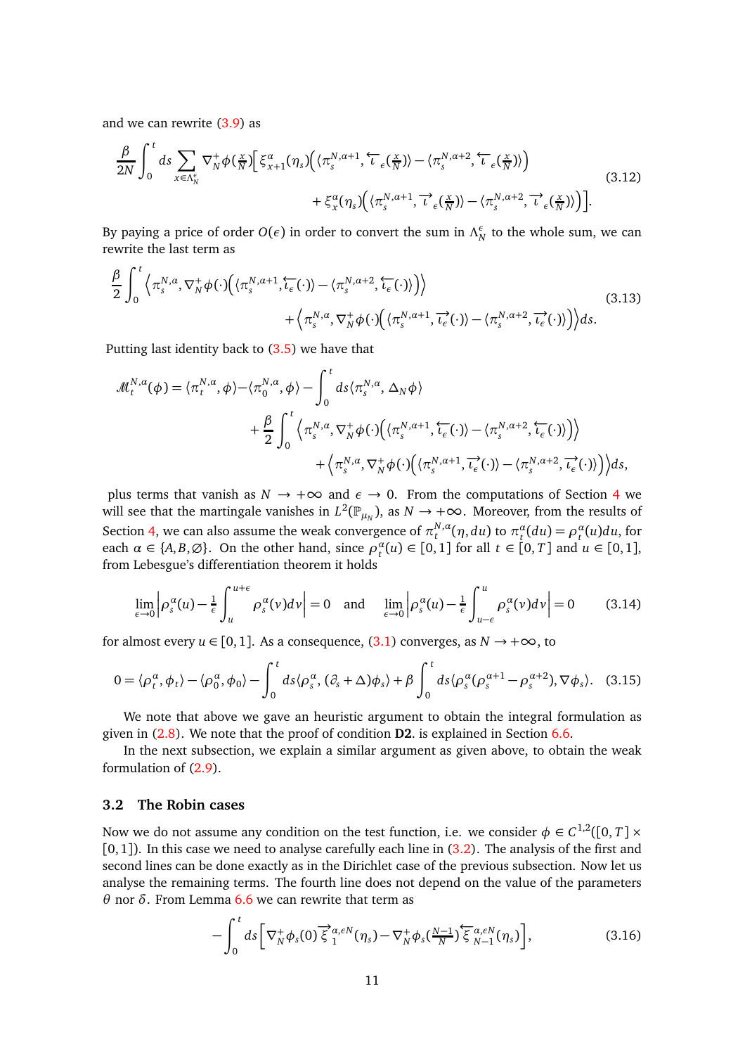and we can rewrite (3.9) as

$$\frac{\beta}{2N}\int_0^t ds \sum_{x\in\Lambda_N^\epsilon} \nabla_N^+\phi(\tfrac{x}{N})\Big[\xi_{x+1}^\alpha(\eta_s)\Big(\langle \pi_s^{N,\alpha+1}, \overleftarrow{\iota}_\epsilon(\tfrac{x}{N})\rangle - \langle \pi_s^{N,\alpha+2}, \overleftarrow{\iota}_\epsilon(\tfrac{x}{N})\rangle\Big) \\ + \xi_x^\alpha(\eta_s)\Big(\langle \pi_s^{N,\alpha+1}, \overrightarrow{\iota}_\epsilon(\tfrac{x}{N})\rangle - \langle \pi_s^{N,\alpha+2}, \overrightarrow{\iota}_\epsilon(\tfrac{x}{N})\rangle\Big)\Big]. \tag{3.12}$$

By paying a price of order $O(\epsilon)$ in order to convert the sum in $\Lambda_N^\epsilon$ to the whole sum, we can rewrite the last term as

$$\frac{\beta}{2}\int_0^t \Big\langle \pi_s^{N,\alpha}, \nabla_N^+\phi(\cdot)\Big(\langle \pi_s^{N,\alpha+1}, \overleftarrow{\iota_\epsilon}(\cdot)\rangle - \langle \pi_s^{N,\alpha+2}, \overleftarrow{\iota_\epsilon}(\cdot)\rangle\Big)\Big\rangle \\ + \Big\langle \pi_s^{N,\alpha}, \nabla_N^+\phi(\cdot)\Big(\langle \pi_s^{N,\alpha+1}, \overrightarrow{\iota_\epsilon}(\cdot)\rangle - \langle \pi_s^{N,\alpha+2}, \overrightarrow{\iota_\epsilon}(\cdot)\rangle\Big)\Big\rangle ds. \tag{3.13}$$

Putting last identity back to (3.5) we have that

$$\mathcal{M}_t^{N,\alpha}(\phi) = \langle \pi_t^{N,\alpha}, \phi\rangle - \langle \pi_0^{N,\alpha}, \phi\rangle - \int_0^t ds \langle \pi_s^{N,\alpha}, \Delta_N \phi\rangle \\ + \frac{\beta}{2}\int_0^t \Big\langle \pi_s^{N,\alpha}, \nabla_N^+\phi(\cdot)\Big(\langle \pi_s^{N,\alpha+1}, \overleftarrow{\iota_\epsilon}(\cdot)\rangle - \langle \pi_s^{N,\alpha+2}, \overleftarrow{\iota_\epsilon}(\cdot)\rangle\Big)\Big\rangle \\ + \Big\langle \pi_s^{N,\alpha}, \nabla_N^+\phi(\cdot)\Big(\langle \pi_s^{N,\alpha+1}, \overrightarrow{\iota_\epsilon}(\cdot)\rangle - \langle \pi_s^{N,\alpha+2}, \overrightarrow{\iota_\epsilon}(\cdot)\rangle\Big)\Big\rangle ds,$$

plus terms that vanish as $N \to +\infty$ and $\epsilon \to 0$. From the computations of Section 4 we will see that the martingale vanishes in $L^2(\mathbb{P}_{\mu_N})$, as $N \to +\infty$. Moreover, from the results of Section 4, we can also assume the weak convergence of $\pi_t^{N,\alpha}(\eta, du)$ to $\pi_t^\alpha(du) = \rho_t^\alpha(u)du$, for each $\alpha \in \{A, B, \varnothing\}$. On the other hand, since $\rho_t^\alpha(u) \in [0,1]$ for all $t \in [0,T]$ and $u \in [0,1]$, from Lebesgue's differentiation theorem it holds

$$\lim_{\epsilon\to 0}\Big|\rho_s^\alpha(u) - \tfrac{1}{\epsilon}\int_u^{u+\epsilon}\rho_s^\alpha(v)dv\Big| = 0 \quad \text{and} \quad \lim_{\epsilon\to 0}\Big|\rho_s^\alpha(u) - \tfrac{1}{\epsilon}\int_{u-\epsilon}^{u}\rho_s^\alpha(v)dv\Big| = 0 \tag{3.14}$$

for almost every $u \in [0,1]$. As a consequence, (3.1) converges, as $N \to +\infty$, to

$$0 = \langle \rho_t^\alpha, \phi_t\rangle - \langle \rho_0^\alpha, \phi_0\rangle - \int_0^t ds \langle \rho_s^\alpha, (\partial_s + \Delta)\phi_s\rangle + \beta\int_0^t ds \langle \rho_s^\alpha(\rho_s^{\alpha+1} - \rho_s^{\alpha+2}), \nabla\phi_s\rangle. \tag{3.15}$$

We note that above we gave an heuristic argument to obtain the integral formulation as given in (2.8). We note that the proof of condition **D2.** is explained in Section 6.6.

In the next subsection, we explain a similar argument as given above, to obtain the weak formulation of (2.9).

## 3.2 The Robin cases

Now we do not assume any condition on the test function, i.e. we consider $\phi \in C^{1,2}([0,T]\times[0,1])$. In this case we need to analyse carefully each line in (3.2). The analysis of the first and second lines can be done exactly as in the Dirichlet case of the previous subsection. Now let us analyse the remaining terms. The fourth line does not depend on the value of the parameters $\theta$ nor $\delta$. From Lemma 6.6 we can rewrite that term as

$$-\int_0^t ds\Big[\nabla_N^+\phi_s(0)\overrightarrow{\xi}_1^{\alpha,\epsilon N}(\eta_s) - \nabla_N^+\phi_s(\tfrac{N-1}{N})\overleftarrow{\xi}_{N-1}^{\alpha,\epsilon N}(\eta_s)\Big], \tag{3.16}$$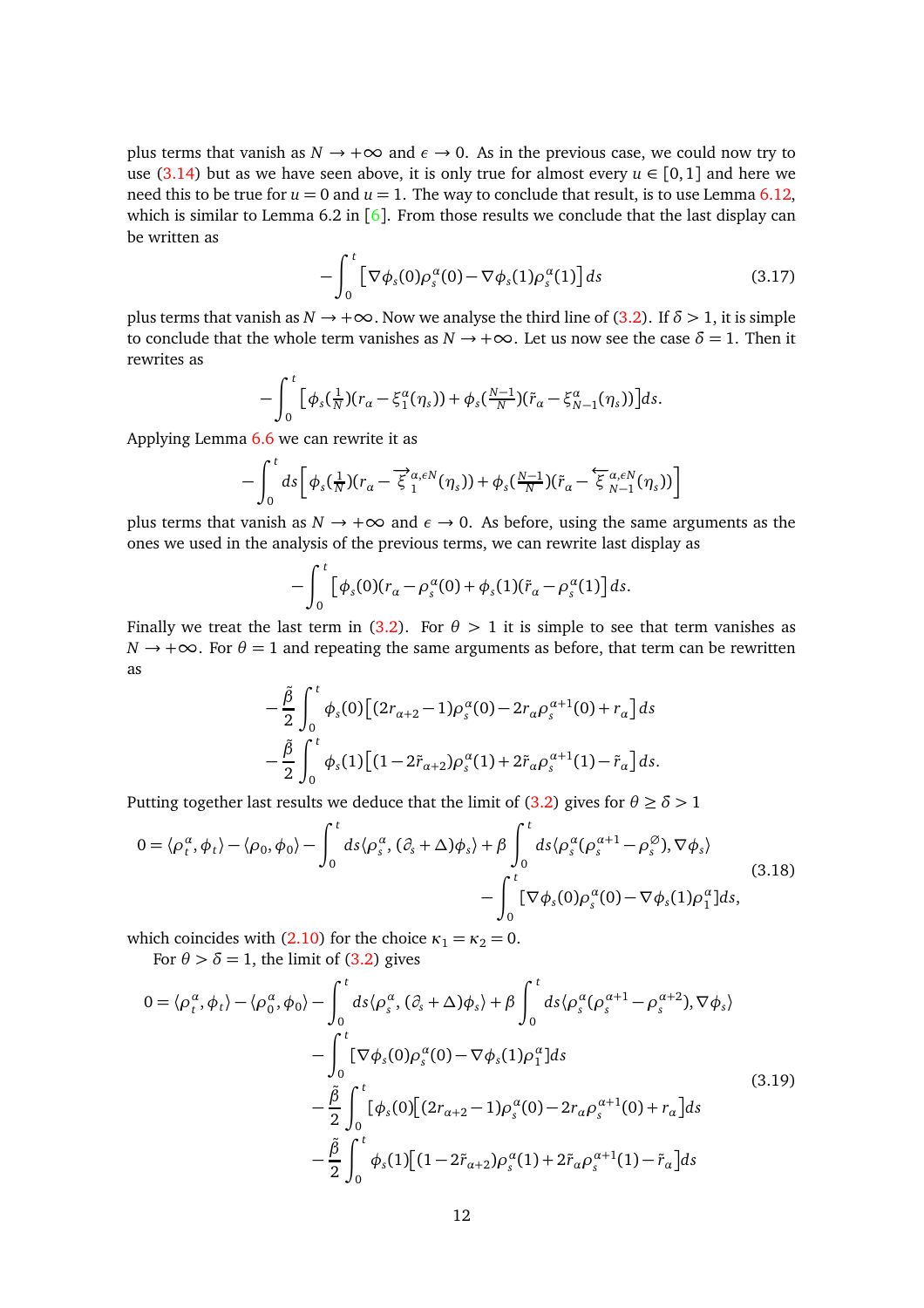plus terms that vanish as $N \to +\infty$ and $\epsilon \to 0$. As in the previous case, we could now try to use (3.14) but as we have seen above, it is only true for almost every $u \in [0,1]$ and here we need this to be true for $u = 0$ and $u = 1$. The way to conclude that result, is to use Lemma 6.12, which is similar to Lemma 6.2 in [6]. From those results we conclude that the last display can be written as

$$-\int_0^t \big[\nabla\phi_s(0)\rho_s^\alpha(0) - \nabla\phi_s(1)\rho_s^\alpha(1)\big]\,ds \tag{3.17}$$

plus terms that vanish as $N \to +\infty$. Now we analyse the third line of (3.2). If $\delta > 1$, it is simple to conclude that the whole term vanishes as $N \to +\infty$. Let us now see the case $\delta = 1$. Then it rewrites as

$$-\int_0^t \big[\phi_s(\tfrac{1}{N})(r_\alpha - \xi_1^\alpha(\eta_s)) + \phi_s(\tfrac{N-1}{N})(\tilde{r}_\alpha - \xi_{N-1}^\alpha(\eta_s))\big]ds.$$

Applying Lemma 6.6 we can rewrite it as

$$-\int_0^t ds\Big[\phi_s(\tfrac{1}{N})(r_\alpha - \overrightarrow{\xi}_1^{\alpha,\epsilon N}(\eta_s)) + \phi_s(\tfrac{N-1}{N})(\tilde{r}_\alpha - \overleftarrow{\xi}_{N-1}^{\alpha,\epsilon N}(\eta_s))\Big]$$

plus terms that vanish as $N \to +\infty$ and $\epsilon \to 0$. As before, using the same arguments as the ones we used in the analysis of the previous terms, we can rewrite last display as

$$-\int_0^t \big[\phi_s(0)(r_\alpha - \rho_s^\alpha(0) + \phi_s(1)(\tilde{r}_\alpha - \rho_s^\alpha(1)\big]\,ds.$$

Finally we treat the last term in (3.2). For $\theta > 1$ it is simple to see that term vanishes as $N \to +\infty$. For $\theta = 1$ and repeating the same arguments as before, that term can be rewritten as

$$-\frac{\tilde{\beta}}{2}\int_0^t \phi_s(0)\big[(2r_{\alpha+2}-1)\rho_s^\alpha(0) - 2r_\alpha\rho_s^{\alpha+1}(0) + r_\alpha\big]\,ds$$
$$-\frac{\tilde{\beta}}{2}\int_0^t \phi_s(1)\big[(1-2\tilde{r}_{\alpha+2})\rho_s^\alpha(1) + 2\tilde{r}_\alpha\rho_s^{\alpha+1}(1) - \tilde{r}_\alpha\big]\,ds.$$

Putting together last results we deduce that the limit of (3.2) gives for $\theta \geq \delta > 1$

$$\begin{aligned}0 = \langle \rho_t^\alpha, \phi_t\rangle - \langle \rho_0, \phi_0\rangle - \int_0^t ds\langle \rho_s^\alpha, (\partial_s + \Delta)\phi_s\rangle + \beta\int_0^t ds\langle \rho_s^\alpha(\rho_s^{\alpha+1} - \rho_s^\varnothing), \nabla\phi_s\rangle \\ - \int_0^t [\nabla\phi_s(0)\rho_s^\alpha(0) - \nabla\phi_s(1)\rho_1^\alpha]ds,\end{aligned} \tag{3.18}$$

which coincides with (2.10) for the choice $\kappa_1 = \kappa_2 = 0$.

For $\theta > \delta = 1$, the limit of (3.2) gives

$$\begin{aligned}0 = \langle \rho_t^\alpha, \phi_t\rangle - \langle \rho_0^\alpha, \phi_0\rangle - \int_0^t ds\langle \rho_s^\alpha, (\partial_s + \Delta)\phi_s\rangle + \beta\int_0^t ds\langle \rho_s^\alpha(\rho_s^{\alpha+1} - \rho_s^{\alpha+2}), \nabla\phi_s\rangle \\ - \int_0^t [\nabla\phi_s(0)\rho_s^\alpha(0) - \nabla\phi_s(1)\rho_1^\alpha]ds \\ - \frac{\tilde{\beta}}{2}\int_0^t [\phi_s(0)\big[(2r_{\alpha+2}-1)\rho_s^\alpha(0) - 2r_\alpha\rho_s^{\alpha+1}(0) + r_\alpha\big]ds \\ - \frac{\tilde{\beta}}{2}\int_0^t \phi_s(1)\big[(1-2\tilde{r}_{\alpha+2})\rho_s^\alpha(1) + 2\tilde{r}_\alpha\rho_s^{\alpha+1}(1) - \tilde{r}_\alpha\big]ds\end{aligned} \tag{3.19}$$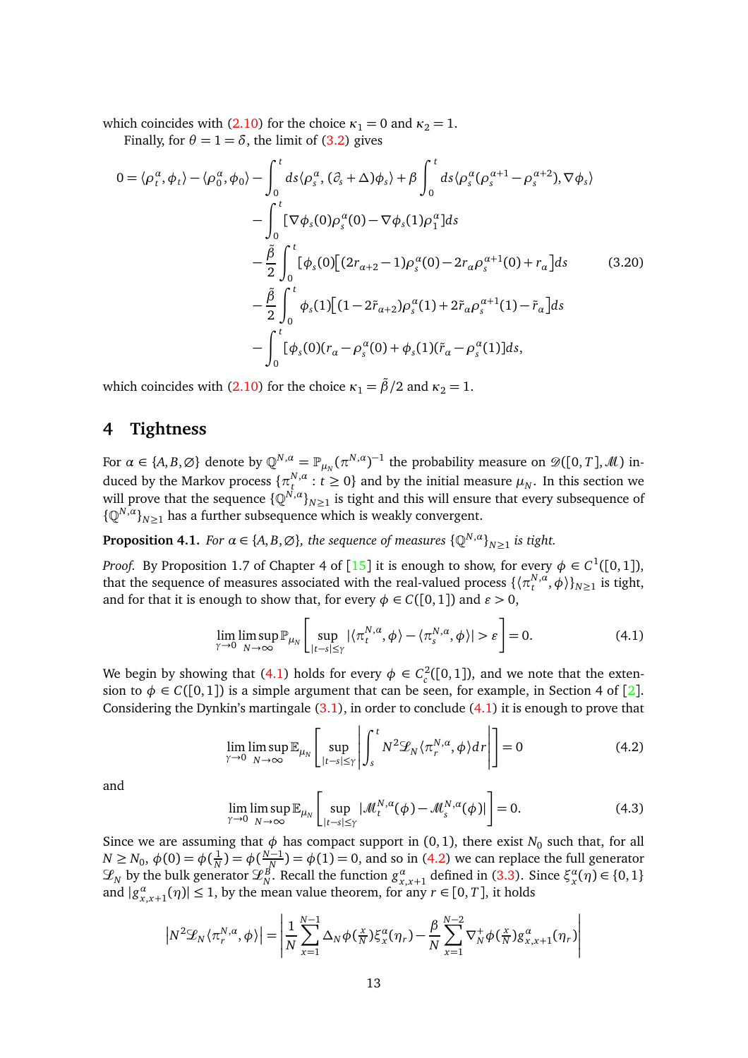which coincides with (2.10) for the choice $\kappa_1 = 0$ and $\kappa_2 = 1$.

Finally, for $\theta = 1 = \delta$, the limit of (3.2) gives

$$
\begin{aligned}
0 = \langle \rho_t^\alpha, \phi_t\rangle - \langle \rho_0^\alpha, \phi_0\rangle - \int_0^t ds \langle \rho_s^\alpha, (\partial_s + \Delta)\phi_s\rangle + \beta \int_0^t ds \langle \rho_s^\alpha(\rho_s^{\alpha+1} - \rho_s^{\alpha+2}), \nabla\phi_s\rangle \\
- \int_0^t [\nabla\phi_s(0)\rho_s^\alpha(0) - \nabla\phi_s(1)\rho_1^\alpha] ds \\
- \frac{\tilde\beta}{2}\int_0^t [\phi_s(0)\big[(2r_{\alpha+2} - 1)\rho_s^\alpha(0) - 2r_\alpha \rho_s^{\alpha+1}(0) + r_\alpha\big] ds \\
- \frac{\tilde\beta}{2}\int_0^t \phi_s(1)\big[(1 - 2\tilde r_{\alpha+2})\rho_s^\alpha(1) + 2\tilde r_\alpha \rho_s^{\alpha+1}(1) - \tilde r_\alpha\big] ds \\
- \int_0^t [\phi_s(0)(r_\alpha - \rho_s^\alpha(0) + \phi_s(1)(\tilde r_\alpha - \rho_s^\alpha(1)] ds,
\end{aligned}
\tag{3.20}
$$

which coincides with (2.10) for the choice $\kappa_1 = \tilde\beta/2$ and $\kappa_2 = 1$.

## 4 Tightness

For $\alpha \in \{A, B, \varnothing\}$ denote by $\mathbb{Q}^{N,\alpha} = \mathbb{P}_{\mu_N}(\pi^{N,\alpha})^{-1}$ the probability measure on $\mathscr{D}([0,T],\mathscr{M})$ induced by the Markov process $\{\pi_t^{N,\alpha} : t \geq 0\}$ and by the initial measure $\mu_N$. In this section we will prove that the sequence $\{\mathbb{Q}^{N,\alpha}\}_{N\geq 1}$ is tight and this will ensure that every subsequence of $\{\mathbb{Q}^{N,\alpha}\}_{N\geq 1}$ has a further subsequence which is weakly convergent.

**Proposition 4.1.** *For $\alpha \in \{A, B, \varnothing\}$, the sequence of measures $\{\mathbb{Q}^{N,\alpha}\}_{N\geq 1}$ is tight.*

*Proof.* By Proposition 1.7 of Chapter 4 of [15] it is enough to show, for every $\phi \in C^1([0,1])$, that the sequence of measures associated with the real-valued process $\{\langle \pi_t^{N,\alpha}, \phi\rangle\}_{N\geq 1}$ is tight, and for that it is enough to show that, for every $\phi \in C([0,1])$ and $\varepsilon > 0$,

$$
\lim_{\gamma\to 0}\limsup_{N\to\infty} \mathbb{P}_{\mu_N}\left[\sup_{|t-s|\leq\gamma} |\langle \pi_t^{N,\alpha}, \phi\rangle - \langle \pi_s^{N,\alpha}, \phi\rangle| > \varepsilon\right] = 0. \tag{4.1}
$$

We begin by showing that (4.1) holds for every $\phi \in C_c^2([0,1])$, and we note that the extension to $\phi \in C([0,1])$ is a simple argument that can be seen, for example, in Section 4 of [2]. Considering the Dynkin's martingale (3.1), in order to conclude (4.1) it is enough to prove that

$$
\lim_{\gamma\to 0}\limsup_{N\to\infty} \mathbb{E}_{\mu_N}\left[\sup_{|t-s|\leq\gamma} \left|\int_s^t N^2 \mathscr{L}_N \langle \pi_r^{N,\alpha}, \phi\rangle dr\right|\right] = 0 \tag{4.2}
$$

and

$$
\lim_{\gamma\to 0}\limsup_{N\to\infty} \mathbb{E}_{\mu_N}\left[\sup_{|t-s|\leq\gamma} |\mathscr{M}_t^{N,\alpha}(\phi) - \mathscr{M}_s^{N,\alpha}(\phi)|\right] = 0. \tag{4.3}
$$

Since we are assuming that $\phi$ has compact support in $(0,1)$, there exist $N_0$ such that, for all $N \geq N_0$, $\phi(0) = \phi(\frac{1}{N}) = \phi(\frac{N-1}{N}) = \phi(1) = 0$, and so in (4.2) we can replace the full generator $\mathscr{L}_N$ by the bulk generator $\mathscr{L}_N^B$. Recall the function $g_{x,x+1}^\alpha$ defined in (3.3). Since $\xi_x^\alpha(\eta) \in \{0,1\}$ and $|g_{x,x+1}^\alpha(\eta)| \leq 1$, by the mean value theorem, for any $r \in [0,T]$, it holds

$$
\left|N^2 \mathscr{L}_N \langle \pi_r^{N,\alpha}, \phi\rangle\right| = \left|\frac{1}{N}\sum_{x=1}^{N-1} \Delta_N \phi(\tfrac{x}{N})\xi_x^\alpha(\eta_r) - \frac{\beta}{N}\sum_{x=1}^{N-2} \nabla_N^+ \phi(\tfrac{x}{N}) g_{x,x+1}^\alpha(\eta_r)\right|
$$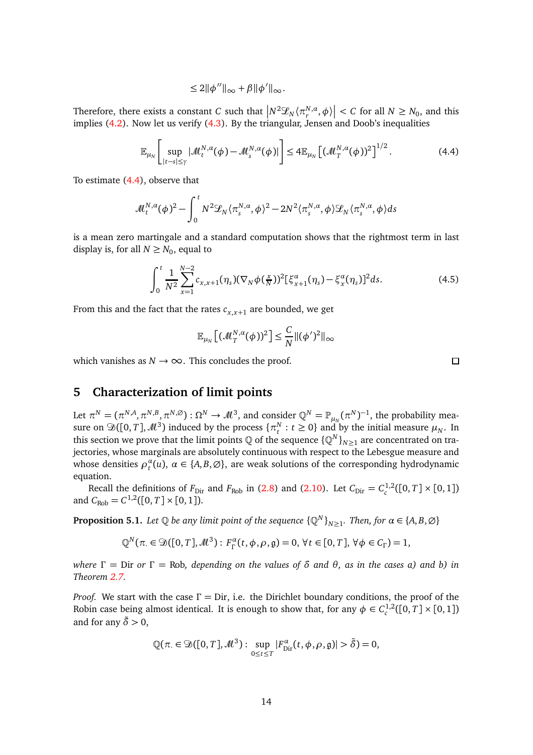$$\leq 2\|\phi''\|_\infty + \beta\|\phi'\|_\infty.$$

Therefore, there exists a constant $C$ such that $\left|N^2\mathcal{L}_N\langle \pi_r^{N,\alpha}, \phi\rangle\right| < C$ for all $N \geq N_0$, and this implies (4.2). Now let us verify (4.3). By the triangular, Jensen and Doob's inequalities

$$\mathbb{E}_{\mu_N}\left[\sup_{|t-s|\leq\gamma} |\mathcal{M}_t^{N,\alpha}(\phi) - \mathcal{M}_s^{N,\alpha}(\phi)|\right] \leq 4\mathbb{E}_{\mu_N}\left[(\mathcal{M}_T^{N,\alpha}(\phi))^2\right]^{1/2}. \tag{4.4}$$

To estimate (4.4), observe that

$$\mathcal{M}_t^{N,\alpha}(\phi)^2 - \int_0^t N^2\mathcal{L}_N\langle \pi_s^{N,\alpha}, \phi\rangle^2 - 2N^2\langle \pi_s^{N,\alpha}, \phi\rangle\mathcal{L}_N\langle \pi_s^{N,\alpha}, \phi\rangle ds$$

is a mean zero martingale and a standard computation shows that the rightmost term in last display is, for all $N \geq N_0$, equal to

$$\int_0^t \frac{1}{N^2}\sum_{x=1}^{N-2} c_{x,x+1}(\eta_s)(\nabla_N\phi(\tfrac{x}{N}))^2[\xi_{x+1}^\alpha(\eta_s) - \xi_x^\alpha(\eta_s)]^2 ds. \tag{4.5}$$

From this and the fact that the rates $c_{x,x+1}$ are bounded, we get

$$\mathbb{E}_{\mu_N}\left[(\mathcal{M}_T^{N,\alpha}(\phi))^2\right] \leq \frac{C}{N}\|(\phi')^2\|_\infty$$

which vanishes as $N \to \infty$. This concludes the proof. □

## 5 Characterization of limit points

Let $\pi^N = (\pi^{N,A}, \pi^{N,B}, \pi^{N,\varnothing}) : \Omega^N \to \mathcal{M}^3$, and consider $\mathbb{Q}^N = \mathbb{P}_{\mu_N}(\pi^N)^{-1}$, the probability measure on $\mathcal{D}([0,T], \mathcal{M}^3)$ induced by the process $\{\pi_t^N : t \geq 0\}$ and by the initial measure $\mu_N$. In this section we prove that the limit points $\mathbb{Q}$ of the sequence $\{\mathbb{Q}^N\}_{N\geq 1}$ are concentrated on trajectories, whose marginals are absolutely continuous with respect to the Lebesgue measure and whose densities $\rho_t^\alpha(u)$, $\alpha \in \{A, B, \varnothing\}$, are weak solutions of the corresponding hydrodynamic equation.

Recall the definitions of $F_{\text{Dir}}$ and $F_{\text{Rob}}$ in (2.8) and (2.10). Let $C_{\text{Dir}} = C_c^{1,2}([0,T] \times [0,1])$ and $C_{\text{Rob}} = C^{1,2}([0,T] \times [0,1])$.

**Proposition 5.1.** *Let $\mathbb{Q}$ be any limit point of the sequence $\{\mathbb{Q}^N\}_{N\geq 1}$. Then, for $\alpha \in \{A, B, \varnothing\}$*

$$\mathbb{Q}^N(\pi_\cdot \in \mathcal{D}([0,T], \mathcal{M}^3) : F_\Gamma^\alpha(t, \phi, \rho, \mathfrak{g}) = 0, \forall t \in [0,T], \forall \phi \in C_\Gamma) = 1,$$

*where $\Gamma = \text{Dir}$ or $\Gamma = \text{Rob}$, depending on the values of $\delta$ and $\theta$, as in the cases a) and b) in Theorem 2.7.*

*Proof.* We start with the case $\Gamma = \text{Dir}$, i.e. the Dirichlet boundary conditions, the proof of the Robin case being almost identical. It is enough to show that, for any $\phi \in C_c^{1,2}([0,T] \times [0,1])$ and for any $\tilde{\delta} > 0$,

$$\mathbb{Q}(\pi_\cdot \in \mathcal{D}([0,T], \mathcal{M}^3) : \sup_{0\leq t\leq T} |F_{\text{Dir}}^\alpha(t, \phi, \rho, \mathfrak{g})| > \tilde{\delta}) = 0,$$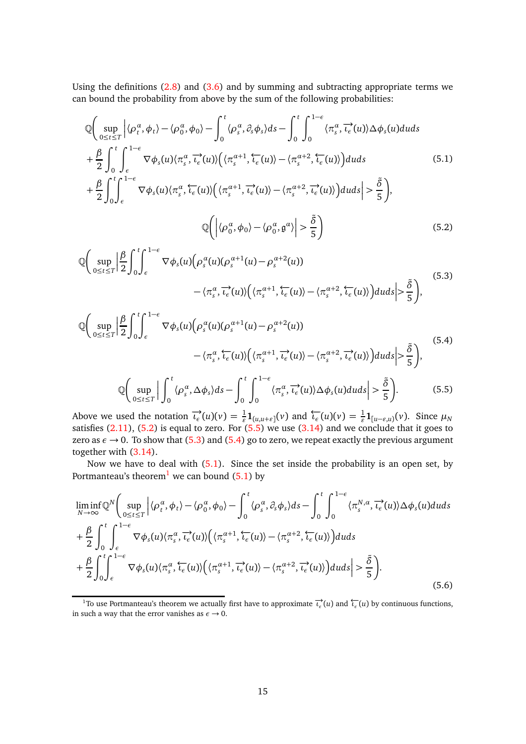Using the definitions (2.8) and (3.6) and by summing and subtracting appropriate terms we can bound the probability from above by the sum of the following probabilities:

$$
\begin{aligned}
&\mathbb{Q}\Big( \sup_{0\le t\le T} \Big| \langle \rho_t^\alpha, \phi_t\rangle - \langle \rho_0^\alpha, \phi_0\rangle - \int_0^t \langle \rho_s^\alpha, \partial_s \phi_s\rangle ds - \int_0^t \int_0^{1-\epsilon} \langle \pi_s^\alpha, \overrightarrow{\iota_\epsilon}(u)\rangle \Delta\phi_s(u) du ds \\
&+ \frac{\beta}{2}\int_0^t \int_\epsilon^{1-\epsilon} \nabla \phi_s(u) \langle \pi_s^\alpha, \overrightarrow{\iota_\epsilon}(u)\rangle \Big( \langle \pi_s^{\alpha+1}, \overleftarrow{\iota_\epsilon}(u)\rangle - \langle \pi_s^{\alpha+2}, \overleftarrow{\iota_\epsilon}(u)\rangle \Big) du ds \\
&+ \frac{\beta}{2}\int_0^t \int_\epsilon^{1-\epsilon} \nabla \phi_s(u) \langle \pi_s^\alpha, \overleftarrow{\iota_\epsilon}(u)\rangle \Big( \langle \pi_s^{\alpha+1}, \overrightarrow{\iota_\epsilon}(u)\rangle - \langle \pi_s^{\alpha+2}, \overrightarrow{\iota_\epsilon}(u)\rangle \Big) du ds \Big| > \frac{\tilde\delta}{5}\Big),
\end{aligned}
\tag{5.1}
$$

$$
\mathbb{Q}\Big( \Big| \langle \rho_0^\alpha, \phi_0\rangle - \langle \rho_0^\alpha, \mathfrak{g}^\alpha\rangle \Big| > \frac{\tilde\delta}{5}\Big)
\tag{5.2}
$$

$$
\begin{aligned}
\mathbb{Q}\Big( \sup_{0\le t\le T} \Big| \frac{\beta}{2}\int_0^t \int_\epsilon^{1-\epsilon} \nabla \phi_s(u) \Big( \rho_s^\alpha(u) (\rho_s^{\alpha+1}(u) - \rho_s^{\alpha+2}(u)) \\
- \langle \pi_s^\alpha, \overrightarrow{\iota_\epsilon}(u)\rangle \Big( \langle \pi_s^{\alpha+1}, \overleftarrow{\iota_\epsilon}(u)\rangle - \langle \pi_s^{\alpha+2}, \overleftarrow{\iota_\epsilon}(u)\rangle \Big) du ds \Big| > \frac{\tilde\delta}{5}\Big),
\end{aligned}
\tag{5.3}
$$

$$
\begin{aligned}
\mathbb{Q}\Big( \sup_{0\le t\le T} \Big| \frac{\beta}{2}\int_0^t \int_\epsilon^{1-\epsilon} \nabla \phi_s(u) \Big( \rho_s^\alpha(u) (\rho_s^{\alpha+1}(u) - \rho_s^{\alpha+2}(u)) \\
- \langle \pi_s^\alpha, \overleftarrow{\iota_\epsilon}(u)\rangle \Big( \langle \pi_s^{\alpha+1}, \overrightarrow{\iota_\epsilon}(u)\rangle - \langle \pi_s^{\alpha+2}, \overrightarrow{\iota_\epsilon}(u)\rangle \Big) du ds \Big| > \frac{\tilde\delta}{5}\Big),
\end{aligned}
\tag{5.4}
$$

$$
\mathbb{Q}\Big( \sup_{0\le t\le T} \Big| \int_0^t \langle \rho_s^\alpha, \Delta\phi_s\rangle ds - \int_0^t \int_0^{1-\epsilon} \langle \pi_s^\alpha, \overrightarrow{\iota_\epsilon}(u)\rangle \Delta\phi_s(u) du ds \Big| > \frac{\tilde\delta}{5}\Big).
\tag{5.5}
$$

Above we used the notation $\overrightarrow{\iota_\epsilon}(u)(v) = \frac{1}{\varepsilon}\mathbf{1}_{(u,u+\varepsilon]}(v)$ and $\overleftarrow{\iota_\epsilon}(u)(v) = \frac{1}{\varepsilon}\mathbf{1}_{[u-\varepsilon,u)}(v)$. Since $\mu_N$ satisfies (2.11), (5.2) is equal to zero. For (5.5) we use (3.14) and we conclude that it goes to zero as $\epsilon \to 0$. To show that (5.3) and (5.4) go to zero, we repeat exactly the previous argument together with (3.14).

Now we have to deal with (5.1). Since the set inside the probability is an open set, by Portmanteau's theorem[1] we can bound (5.1) by

$$
\begin{aligned}
&\liminf_{N\to\infty} \mathbb{Q}^N\Big( \sup_{0\le t\le T} \Big| \langle \rho_t^\alpha, \phi_t\rangle - \langle \rho_0^\alpha, \phi_0\rangle - \int_0^t \langle \rho_s^\alpha, \partial_s \phi_s\rangle ds - \int_0^t \int_0^{1-\epsilon} \langle \pi_s^{N,\alpha}, \overrightarrow{\iota_\epsilon}(u)\rangle \Delta\phi_s(u) du ds \\
&+ \frac{\beta}{2}\int_0^t \int_\epsilon^{1-\epsilon} \nabla \phi_s(u) \langle \pi_s^\alpha, \overrightarrow{\iota_\epsilon}(u)\rangle \Big( \langle \pi_s^{\alpha+1}, \overleftarrow{\iota_\epsilon}(u)\rangle - \langle \pi_s^{\alpha+2}, \overleftarrow{\iota_\epsilon}(u)\rangle \Big) du ds \\
&+ \frac{\beta}{2}\int_0^t \int_\epsilon^{1-\epsilon} \nabla \phi_s(u) \langle \pi_s^\alpha, \overleftarrow{\iota_\epsilon}(u)\rangle \Big( \langle \pi_s^{\alpha+1}, \overrightarrow{\iota_\epsilon}(u)\rangle - \langle \pi_s^{\alpha+2}, \overrightarrow{\iota_\epsilon}(u)\rangle \Big) du ds \Big| > \frac{\tilde\delta}{5}\Big).
\end{aligned}
\tag{5.6}
$$

[1] To use Portmanteau's theorem we actually first have to approximate $\overrightarrow{\iota_\epsilon}(u)$ and $\overleftarrow{\iota_\epsilon}(u)$ by continuous functions, in such a way that the error vanishes as $\epsilon \to 0$.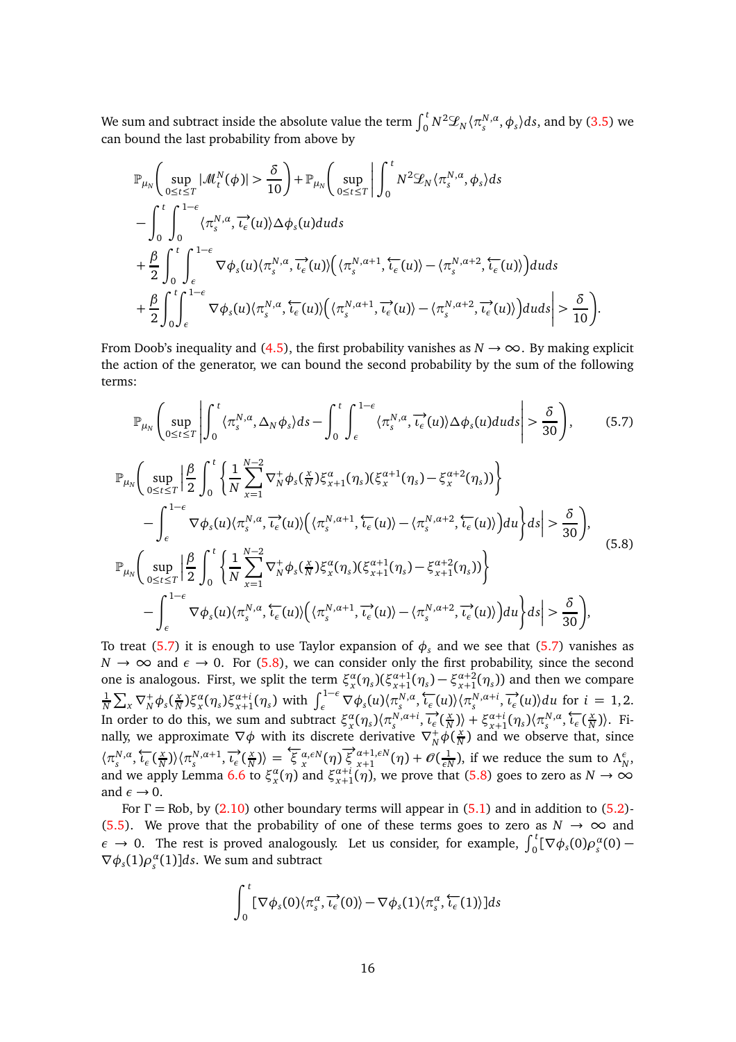We sum and subtract inside the absolute value the term $\int_0^t N^2\mathscr{L}_N\langle \pi_s^{N,\alpha},\phi_s\rangle ds$, and by (3.5) we can bound the last probability from above by

$$
\begin{aligned}
&\mathbb{P}_{\mu_N}\Big(\sup_{0\le t\le T}|\mathscr{M}_t^N(\phi)|>\frac{\delta}{10}\Big)+\mathbb{P}_{\mu_N}\Big(\sup_{0\le t\le T}\Big|\int_0^t N^2\mathscr{L}_N\langle \pi_s^{N,\alpha},\phi_s\rangle ds\\
&-\int_0^t\int_0^{1-\epsilon}\langle \pi_s^{N,\alpha},\overrightarrow{\iota_\epsilon}(u)\rangle\Delta\phi_s(u)duds\\
&+\frac{\beta}{2}\int_0^t\int_\epsilon^{1-\epsilon}\nabla\phi_s(u)\langle \pi_s^{N,\alpha},\overrightarrow{\iota_\epsilon}(u)\rangle\Big(\langle \pi_s^{N,\alpha+1},\overleftarrow{\iota_\epsilon}(u)\rangle-\langle \pi_s^{N,\alpha+2},\overleftarrow{\iota_\epsilon}(u)\rangle\Big)duds\\
&+\frac{\beta}{2}\int_0^t\int_\epsilon^{1-\epsilon}\nabla\phi_s(u)\langle \pi_s^{N,\alpha},\overleftarrow{\iota_\epsilon}(u)\rangle\Big(\langle \pi_s^{N,\alpha+1},\overrightarrow{\iota_\epsilon}(u)\rangle-\langle \pi_s^{N,\alpha+2},\overrightarrow{\iota_\epsilon}(u)\rangle\Big)duds\Big|>\frac{\delta}{10}\Big).
\end{aligned}
$$

From Doob's inequality and (4.5), the first probability vanishes as $N\to\infty$. By making explicit the action of the generator, we can bound the second probability by the sum of the following terms:

$$
\mathbb{P}_{\mu_N}\Big(\sup_{0\le t\le T}\Big|\int_0^t\langle \pi_s^{N,\alpha},\Delta_N\phi_s\rangle ds-\int_0^t\int_\epsilon^{1-\epsilon}\langle \pi_s^{N,\alpha},\overrightarrow{\iota_\epsilon}(u)\rangle\Delta\phi_s(u)duds\Big|>\frac{\delta}{30}\Big),\tag{5.7}
$$

$$
\begin{aligned}
&\mathbb{P}_{\mu_N}\Big(\sup_{0\le t\le T}\Big|\frac{\beta}{2}\int_0^t\Big\{\frac{1}{N}\sum_{x=1}^{N-2}\nabla_N^+\phi_s(\tfrac{x}{N})\xi_{x+1}^\alpha(\eta_s)(\xi_x^{\alpha+1}(\eta_s)-\xi_x^{\alpha+2}(\eta_s))\Big\}\\
&\quad-\int_\epsilon^{1-\epsilon}\nabla\phi_s(u)\langle \pi_s^{N,\alpha},\overrightarrow{\iota_\epsilon}(u)\rangle\Big(\langle \pi_s^{N,\alpha+1},\overleftarrow{\iota_\epsilon}(u)\rangle-\langle \pi_s^{N,\alpha+2},\overleftarrow{\iota_\epsilon}(u)\rangle\Big)du\Big\}ds\Big|>\frac{\delta}{30}\Big),\\
&\mathbb{P}_{\mu_N}\Big(\sup_{0\le t\le T}\Big|\frac{\beta}{2}\int_0^t\Big\{\frac{1}{N}\sum_{x=1}^{N-2}\nabla_N^+\phi_s(\tfrac{x}{N})\xi_x^\alpha(\eta_s)(\xi_{x+1}^{\alpha+1}(\eta_s)-\xi_{x+1}^{\alpha+2}(\eta_s))\Big\}\\
&\quad-\int_\epsilon^{1-\epsilon}\nabla\phi_s(u)\langle \pi_s^{N,\alpha},\overleftarrow{\iota_\epsilon}(u)\rangle\Big(\langle \pi_s^{N,\alpha+1},\overrightarrow{\iota_\epsilon}(u)\rangle-\langle \pi_s^{N,\alpha+2},\overrightarrow{\iota_\epsilon}(u)\rangle\Big)du\Big\}ds\Big|>\frac{\delta}{30}\Big),
\end{aligned}\tag{5.8}
$$

To treat (5.7) it is enough to use Taylor expansion of $\phi_s$ and we see that (5.7) vanishes as $N\to\infty$ and $\epsilon\to 0$. For (5.8), we can consider only the first probability, since the second one is analogous. First, we split the term $\xi_x^\alpha(\eta_s)(\xi_{x+1}^{\alpha+1}(\eta_s)-\xi_{x+1}^{\alpha+2}(\eta_s))$ and then we compare $\frac{1}{N}\sum_x\nabla_N^+\phi_s(\frac{x}{N})\xi_x^\alpha(\eta_s)\xi_{x+1}^{\alpha+i}(\eta_s)$ with $\int_\epsilon^{1-\epsilon}\nabla\phi_s(u)\langle \pi_s^{N,\alpha},\overleftarrow{\iota_\epsilon}(u)\rangle\langle \pi_s^{N,\alpha+i},\overrightarrow{\iota_\epsilon}(u)\rangle du$ for $i=1,2$. In order to do this, we sum and subtract $\xi_x^\alpha(\eta_s)\langle \pi_s^{N,\alpha+i},\overrightarrow{\iota_\epsilon}(\frac{x}{N})\rangle+\xi_{x+1}^{\alpha+i}(\eta_s)\langle \pi_s^{N,\alpha},\overleftarrow{\iota_\epsilon}(\frac{x}{N})\rangle$. Finally, we approximate $\nabla\phi$ with its discrete derivative $\nabla_N^+\phi(\frac{x}{N})$ and we observe that, since $\langle \pi_s^{N,\alpha},\overleftarrow{\iota_\epsilon}(\frac{x}{N})\rangle\langle \pi_s^{N,\alpha+1},\overrightarrow{\iota_\epsilon}(\frac{x}{N})\rangle=\overleftarrow{\xi}_x^{\alpha,\epsilon N}(\eta)\overrightarrow{\xi}_{x+1}^{\alpha+1,\epsilon N}(\eta)+\mathscr{O}(\frac{1}{\epsilon N})$, if we reduce the sum to $\Lambda_N^\epsilon$, and we apply Lemma 6.6 to $\xi_x^\alpha(\eta)$ and $\xi_{x+1}^{\alpha+i}(\eta)$, we prove that (5.8) goes to zero as $N\to\infty$ and $\epsilon\to 0$.

For $\Gamma=\text{Rob}$, by (2.10) other boundary terms will appear in (5.1) and in addition to (5.2)-(5.5). We prove that the probability of one of these terms goes to zero as $N\to\infty$ and $\epsilon\to 0$. The rest is proved analogously. Let us consider, for example, $\int_0^t[\nabla\phi_s(0)\rho_s^\alpha(0)-\nabla\phi_s(1)\rho_s^\alpha(1)]ds$. We sum and subtract

$$
\int_0^t[\nabla\phi_s(0)\langle\pi_s^\alpha,\overrightarrow{\iota_\epsilon}(0)\rangle-\nabla\phi_s(1)\langle\pi_s^\alpha,\overleftarrow{\iota_\epsilon}(1)\rangle]ds
$$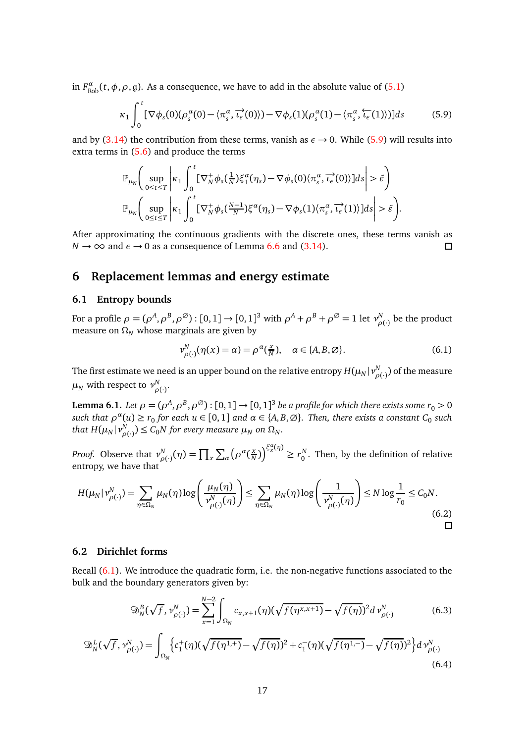in $F^{\alpha}_{\text{Rob}}(t,\phi,\rho,\mathfrak{g})$. As a consequence, we have to add in the absolute value of (5.1)

$$\kappa_1 \int_0^t [\nabla\phi_s(0)(\rho^{\alpha}_s(0) - \langle \pi^{\alpha}_s, \overrightarrow{\iota_\epsilon}(0)\rangle) - \nabla\phi_s(1)(\rho^{\alpha}_s(1) - \langle \pi^{\alpha}_s, \overleftarrow{\iota_\epsilon}(1)\rangle)]ds \tag{5.9}$$

and by (3.14) the contribution from these terms, vanish as $\epsilon \to 0$. While (5.9) will results into extra terms in (5.6) and produce the terms

$$\mathbb{P}_{\mu_N}\left( \sup_{0\leq t\leq T} \left| \kappa_1 \int_0^t [\nabla^+_N \phi_s(\tfrac{1}{N})\xi^{\alpha}_1(\eta_s) - \nabla\phi_s(0)\langle \pi^{\alpha}_s, \overrightarrow{\iota_\epsilon}(0)\rangle]ds \right| > \tilde{\varepsilon} \right)$$

$$\mathbb{P}_{\mu_N}\left( \sup_{0\leq t\leq T} \left| \kappa_1 \int_0^t [\nabla^+_N \phi_s(\tfrac{N-1}{N})\xi^{\alpha}(\eta_s) - \nabla\phi_s(1)\langle \pi^{\alpha}_s, \overrightarrow{\iota_\epsilon}(1)\rangle]ds \right| > \tilde{\varepsilon} \right).$$

After approximating the continuous gradients with the discrete ones, these terms vanish as $N \to \infty$ and $\epsilon \to 0$ as a consequence of Lemma 6.6 and (3.14). □

## 6 Replacement lemmas and energy estimate

### 6.1 Entropy bounds

For a profile $\rho = (\rho^A, \rho^B, \rho^{\varnothing}) : [0,1] \to [0,1]^3$ with $\rho^A + \rho^B + \rho^{\varnothing} = 1$ let $\nu^N_{\rho(\cdot)}$ be the product measure on $\Omega_N$ whose marginals are given by

$$\nu^N_{\rho(\cdot)}(\eta(x) = \alpha) = \rho^{\alpha}(\tfrac{x}{N}), \quad \alpha \in \{A, B, \varnothing\}. \tag{6.1}$$

The first estimate we need is an upper bound on the relative entropy $H(\mu_N | \nu^N_{\rho(\cdot)})$ of the measure $\mu_N$ with respect to $\nu^N_{\rho(\cdot)}$.

**Lemma 6.1.** *Let $\rho = (\rho^A, \rho^B, \rho^{\varnothing}) : [0,1] \to [0,1]^3$ be a profile for which there exists some $r_0 > 0$ such that $\rho^{\alpha}(u) \geq r_0$ for each $u \in [0,1]$ and $\alpha \in \{A, B, \varnothing\}$. Then, there exists a constant $C_0$ such that $H(\mu_N | \nu^N_{\rho(\cdot)}) \leq C_0 N$ for every measure $\mu_N$ on $\Omega_N$.*

*Proof.* Observe that $\nu^N_{\rho(\cdot)}(\eta) = \prod_x \sum_\alpha \left(\rho^{\alpha}(\tfrac{x}{N})\right)^{\xi^{\alpha}_x(\eta)} \geq r_0^N$. Then, by the definition of relative entropy, we have that

$$H(\mu_N | \nu^N_{\rho(\cdot)}) = \sum_{\eta\in\Omega_N} \mu_N(\eta) \log\left( \frac{\mu_N(\eta)}{\nu^N_{\rho(\cdot)}(\eta)} \right) \leq \sum_{\eta\in\Omega_N} \mu_N(\eta) \log\left( \frac{1}{\nu^N_{\rho(\cdot)}(\eta)} \right) \leq N \log \frac{1}{r_0} \leq C_0 N. \tag{6.2}$$

□

### 6.2 Dirichlet forms

Recall (6.1). We introduce the quadratic form, i.e. the non-negative functions associated to the bulk and the boundary generators given by:

$$\mathfrak{D}^B_N(\sqrt{f}, \nu^N_{\rho(\cdot)}) = \sum_{x=1}^{N-2} \int_{\Omega_N} c_{x,x+1}(\eta)(\sqrt{f(\eta^{x,x+1})} - \sqrt{f(\eta)})^2 d\,\nu^N_{\rho(\cdot)} \tag{6.3}$$

$$\mathfrak{D}^L_N(\sqrt{f}, \nu^N_{\rho(\cdot)}) = \int_{\Omega_N} \left\{ c^+_1(\eta)(\sqrt{f(\eta^{1,+})} - \sqrt{f(\eta)})^2 + c^-_1(\eta)(\sqrt{f(\eta^{1,-})} - \sqrt{f(\eta)})^2 \right\} d\,\nu^N_{\rho(\cdot)} \tag{6.4}$$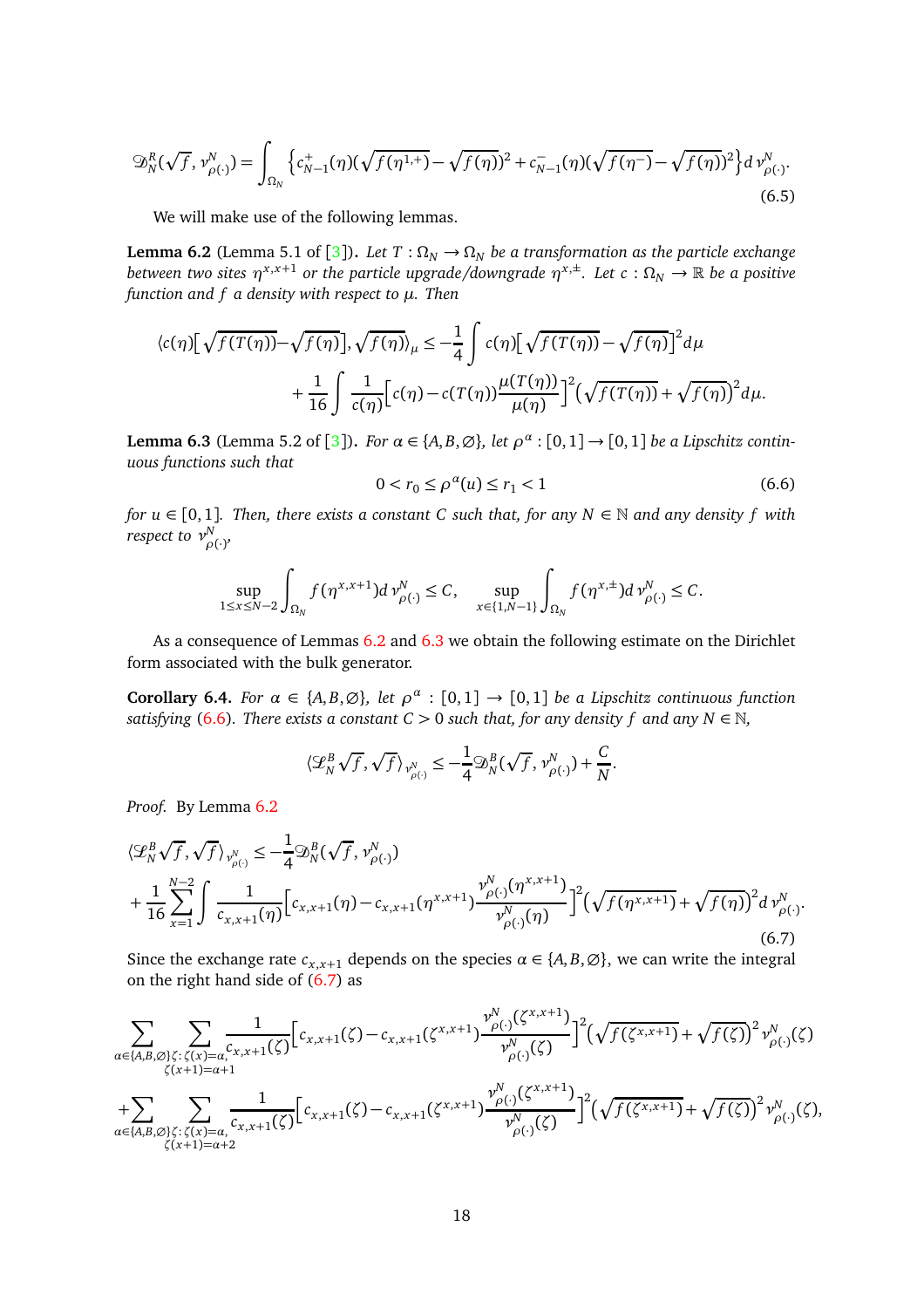$$\mathscr{D}_N^R(\sqrt{f}, \nu_{\rho(\cdot)}^N) = \int_{\Omega_N} \left\{ c_{N-1}^+(\eta)(\sqrt{f(\eta^{1,+})} - \sqrt{f(\eta)})^2 + c_{N-1}^-(\eta)(\sqrt{f(\eta^-)} - \sqrt{f(\eta)})^2 \right\} d\,\nu_{\rho(\cdot)}^N. \tag{6.5}$$

We will make use of the following lemmas.

**Lemma 6.2** (Lemma 5.1 of [3]). *Let $T : \Omega_N \to \Omega_N$ be a transformation as the particle exchange between two sites $\eta^{x,x+1}$ or the particle upgrade/downgrade $\eta^{x,\pm}$. Let $c : \Omega_N \to \mathbb{R}$ be a positive function and $f$ a density with respect to $\mu$. Then*

$$\begin{aligned}\langle c(\eta)\big[\sqrt{f(T(\eta))} - \sqrt{f(\eta)}\big], \sqrt{f(\eta)}\rangle_\mu \leq -\frac{1}{4}\int c(\eta)\big[\sqrt{f(T(\eta))} - \sqrt{f(\eta)}\big]^2 d\mu \\ + \frac{1}{16}\int \frac{1}{c(\eta)}\Big[c(\eta) - c(T(\eta))\frac{\mu(T(\eta))}{\mu(\eta)}\Big]^2\big(\sqrt{f(T(\eta))} + \sqrt{f(\eta)}\big)^2 d\mu.\end{aligned}$$

**Lemma 6.3** (Lemma 5.2 of [3]). *For $\alpha \in \{A, B, \varnothing\}$, let $\rho^\alpha : [0,1] \to [0,1]$ be a Lipschitz continuous functions such that*

$$0 < r_0 \leq \rho^\alpha(u) \leq r_1 < 1 \tag{6.6}$$

*for $u \in [0,1]$. Then, there exists a constant $C$ such that, for any $N \in \mathbb{N}$ and any density $f$ with respect to $\nu_{\rho(\cdot)}^N$,*

$$\sup_{1\leq x\leq N-2} \int_{\Omega_N} f(\eta^{x,x+1}) d\,\nu_{\rho(\cdot)}^N \leq C, \qquad \sup_{x\in\{1,N-1\}} \int_{\Omega_N} f(\eta^{x,\pm}) d\,\nu_{\rho(\cdot)}^N \leq C.$$

As a consequence of Lemmas 6.2 and 6.3 we obtain the following estimate on the Dirichlet form associated with the bulk generator.

**Corollary 6.4.** *For $\alpha \in \{A, B, \varnothing\}$, let $\rho^\alpha : [0,1] \to [0,1]$ be a Lipschitz continuous function satisfying (6.6). There exists a constant $C > 0$ such that, for any density $f$ and any $N \in \mathbb{N}$,*

$$\langle \mathscr{L}_N^B \sqrt{f}, \sqrt{f}\rangle_{\nu_{\rho(\cdot)}^N} \leq -\frac{1}{4}\mathscr{D}_N^B(\sqrt{f}, \nu_{\rho(\cdot)}^N) + \frac{C}{N}.$$

*Proof.* By Lemma 6.2

$$\begin{aligned}&\langle \mathscr{L}_N^B \sqrt{f}, \sqrt{f}\rangle_{\nu_{\rho(\cdot)}^N} \leq -\frac{1}{4}\mathscr{D}_N^B(\sqrt{f}, \nu_{\rho(\cdot)}^N) \\ &+ \frac{1}{16}\sum_{x=1}^{N-2}\int \frac{1}{c_{x,x+1}(\eta)}\Big[c_{x,x+1}(\eta) - c_{x,x+1}(\eta^{x,x+1})\frac{\nu_{\rho(\cdot)}^N(\eta^{x,x+1})}{\nu_{\rho(\cdot)}^N(\eta)}\Big]^2\big(\sqrt{f(\eta^{x,x+1})} + \sqrt{f(\eta)}\big)^2 d\,\nu_{\rho(\cdot)}^N.\end{aligned} \tag{6.7}$$

Since the exchange rate $c_{x,x+1}$ depends on the species $\alpha \in \{A, B, \varnothing\}$, we can write the integral on the right hand side of (6.7) as

$$\begin{aligned}&\sum_{\alpha\in\{A,B,\varnothing\}}\sum_{\substack{\zeta:\zeta(x)=\alpha,\\ \zeta(x+1)=\alpha+1}} \frac{1}{c_{x,x+1}(\zeta)}\Big[c_{x,x+1}(\zeta) - c_{x,x+1}(\zeta^{x,x+1})\frac{\nu_{\rho(\cdot)}^N(\zeta^{x,x+1})}{\nu_{\rho(\cdot)}^N(\zeta)}\Big]^2\big(\sqrt{f(\zeta^{x,x+1})} + \sqrt{f(\zeta)}\big)^2 \nu_{\rho(\cdot)}^N(\zeta) \\ &+ \sum_{\alpha\in\{A,B,\varnothing\}}\sum_{\substack{\zeta:\zeta(x)=\alpha,\\ \zeta(x+1)=\alpha+2}} \frac{1}{c_{x,x+1}(\zeta)}\Big[c_{x,x+1}(\zeta) - c_{x,x+1}(\zeta^{x,x+1})\frac{\nu_{\rho(\cdot)}^N(\zeta^{x,x+1})}{\nu_{\rho(\cdot)}^N(\zeta)}\Big]^2\big(\sqrt{f(\zeta^{x,x+1})} + \sqrt{f(\zeta)}\big)^2 \nu_{\rho(\cdot)}^N(\zeta),\end{aligned}$$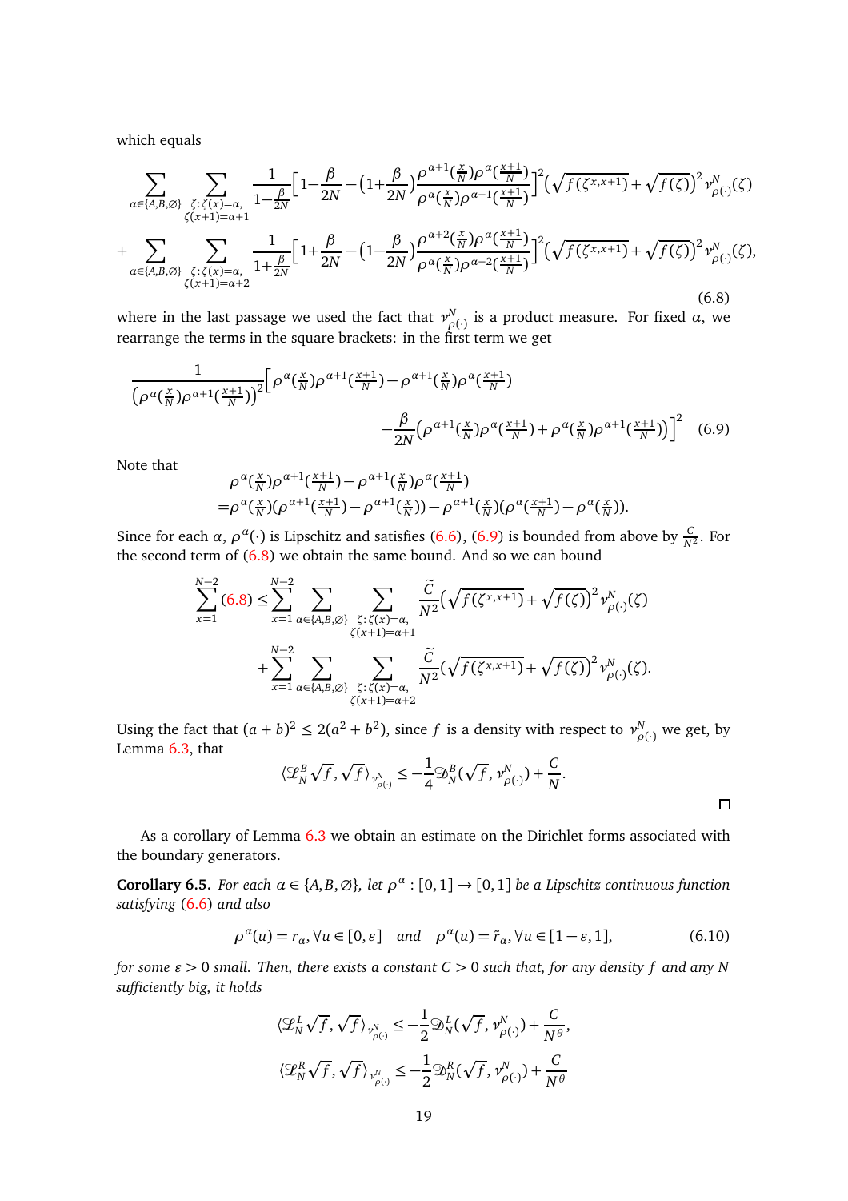which equals

$$
\begin{aligned}
&\sum_{\alpha\in\{A,B,\emptyset\}}\sum_{\substack{\zeta:\zeta(x)=\alpha,\\ \zeta(x+1)=\alpha+1}} \frac{1}{1-\frac{\beta}{2N}}\Big[1-\frac{\beta}{2N}-\big(1+\frac{\beta}{2N}\big)\frac{\rho^{\alpha+1}(\frac{x}{N})\rho^{\alpha}(\frac{x+1}{N})}{\rho^{\alpha}(\frac{x}{N})\rho^{\alpha+1}(\frac{x+1}{N})}\Big]^2\Big(\sqrt{f(\zeta^{x,x+1})}+\sqrt{f(\zeta)}\Big)^2\nu^N_{\rho(\cdot)}(\zeta)\\
&+\sum_{\alpha\in\{A,B,\emptyset\}}\sum_{\substack{\zeta:\zeta(x)=\alpha,\\ \zeta(x+1)=\alpha+2}} \frac{1}{1+\frac{\beta}{2N}}\Big[1+\frac{\beta}{2N}-\big(1-\frac{\beta}{2N}\big)\frac{\rho^{\alpha+2}(\frac{x}{N})\rho^{\alpha}(\frac{x+1}{N})}{\rho^{\alpha}(\frac{x}{N})\rho^{\alpha+2}(\frac{x+1}{N})}\Big]^2\Big(\sqrt{f(\zeta^{x,x+1})}+\sqrt{f(\zeta)}\Big)^2\nu^N_{\rho(\cdot)}(\zeta),
\end{aligned}
\tag{6.8}
$$

where in the last passage we used the fact that $\nu^N_{\rho(\cdot)}$ is a product measure. For fixed $\alpha$, we rearrange the terms in the square brackets: in the first term we get

$$
\begin{aligned}
\frac{1}{\big(\rho^{\alpha}(\frac{x}{N})\rho^{\alpha+1}(\frac{x+1}{N})\big)^2}\Big[&\rho^{\alpha}(\tfrac{x}{N})\rho^{\alpha+1}(\tfrac{x+1}{N})-\rho^{\alpha+1}(\tfrac{x}{N})\rho^{\alpha}(\tfrac{x+1}{N})\\
&-\frac{\beta}{2N}\big(\rho^{\alpha+1}(\tfrac{x}{N})\rho^{\alpha}(\tfrac{x+1}{N})+\rho^{\alpha}(\tfrac{x}{N})\rho^{\alpha+1}(\tfrac{x+1}{N})\big)\Big]^2
\end{aligned}
\tag{6.9}
$$

Note that

$$
\begin{aligned}
&\rho^{\alpha}(\tfrac{x}{N})\rho^{\alpha+1}(\tfrac{x+1}{N})-\rho^{\alpha+1}(\tfrac{x}{N})\rho^{\alpha}(\tfrac{x+1}{N})\\
=&\rho^{\alpha}(\tfrac{x}{N})(\rho^{\alpha+1}(\tfrac{x+1}{N})-\rho^{\alpha+1}(\tfrac{x}{N}))-\rho^{\alpha+1}(\tfrac{x}{N})(\rho^{\alpha}(\tfrac{x+1}{N})-\rho^{\alpha}(\tfrac{x}{N})).
\end{aligned}
$$

Since for each $\alpha$, $\rho^{\alpha}(\cdot)$ is Lipschitz and satisfies (6.6), (6.9) is bounded from above by $\frac{C}{N^2}$. For the second term of (6.8) we obtain the same bound. And so we can bound

$$
\begin{aligned}
\sum_{x=1}^{N-2}(6.8)\le&\sum_{x=1}^{N-2}\sum_{\alpha\in\{A,B,\emptyset\}}\sum_{\substack{\zeta:\zeta(x)=\alpha,\\ \zeta(x+1)=\alpha+1}}\frac{\tilde{C}}{N^2}\Big(\sqrt{f(\zeta^{x,x+1})}+\sqrt{f(\zeta)}\Big)^2\nu^N_{\rho(\cdot)}(\zeta)\\
&+\sum_{x=1}^{N-2}\sum_{\alpha\in\{A,B,\emptyset\}}\sum_{\substack{\zeta:\zeta(x)=\alpha,\\ \zeta(x+1)=\alpha+2}}\frac{\tilde{C}}{N^2}\Big(\sqrt{f(\zeta^{x,x+1})}+\sqrt{f(\zeta)}\Big)^2\nu^N_{\rho(\cdot)}(\zeta).
\end{aligned}
$$

Using the fact that $(a+b)^2\le 2(a^2+b^2)$, since $f$ is a density with respect to $\nu^N_{\rho(\cdot)}$ we get, by Lemma 6.3, that

$$
\langle \mathcal{L}^B_N\sqrt{f},\sqrt{f}\rangle_{\nu^N_{\rho(\cdot)}}\le -\frac{1}{4}\mathfrak{D}^B_N(\sqrt{f},\nu^N_{\rho(\cdot)})+\frac{C}{N}.
$$

□

As a corollary of Lemma 6.3 we obtain an estimate on the Dirichlet forms associated with the boundary generators.

**Corollary 6.5.** *For each $\alpha\in\{A,B,\emptyset\}$, let $\rho^{\alpha}:[0,1]\to[0,1]$ be a Lipschitz continuous function satisfying (6.6) and also*

$$
\rho^{\alpha}(u)=r_{\alpha},\forall u\in[0,\varepsilon]\quad \text{and}\quad \rho^{\alpha}(u)=\tilde{r}_{\alpha},\forall u\in[1-\varepsilon,1],
\tag{6.10}
$$

*for some $\varepsilon>0$ small. Then, there exists a constant $C>0$ such that, for any density $f$ and any $N$ sufficiently big, it holds*

$$
\begin{aligned}
\langle \mathcal{L}^L_N\sqrt{f},\sqrt{f}\rangle_{\nu^N_{\rho(\cdot)}}&\le -\frac{1}{2}\mathfrak{D}^L_N(\sqrt{f},\nu^N_{\rho(\cdot)})+\frac{C}{N^{\theta}},\\
\langle \mathcal{L}^R_N\sqrt{f},\sqrt{f}\rangle_{\nu^N_{\rho(\cdot)}}&\le -\frac{1}{2}\mathfrak{D}^R_N(\sqrt{f},\nu^N_{\rho(\cdot)})+\frac{C}{N^{\theta}}
\end{aligned}
$$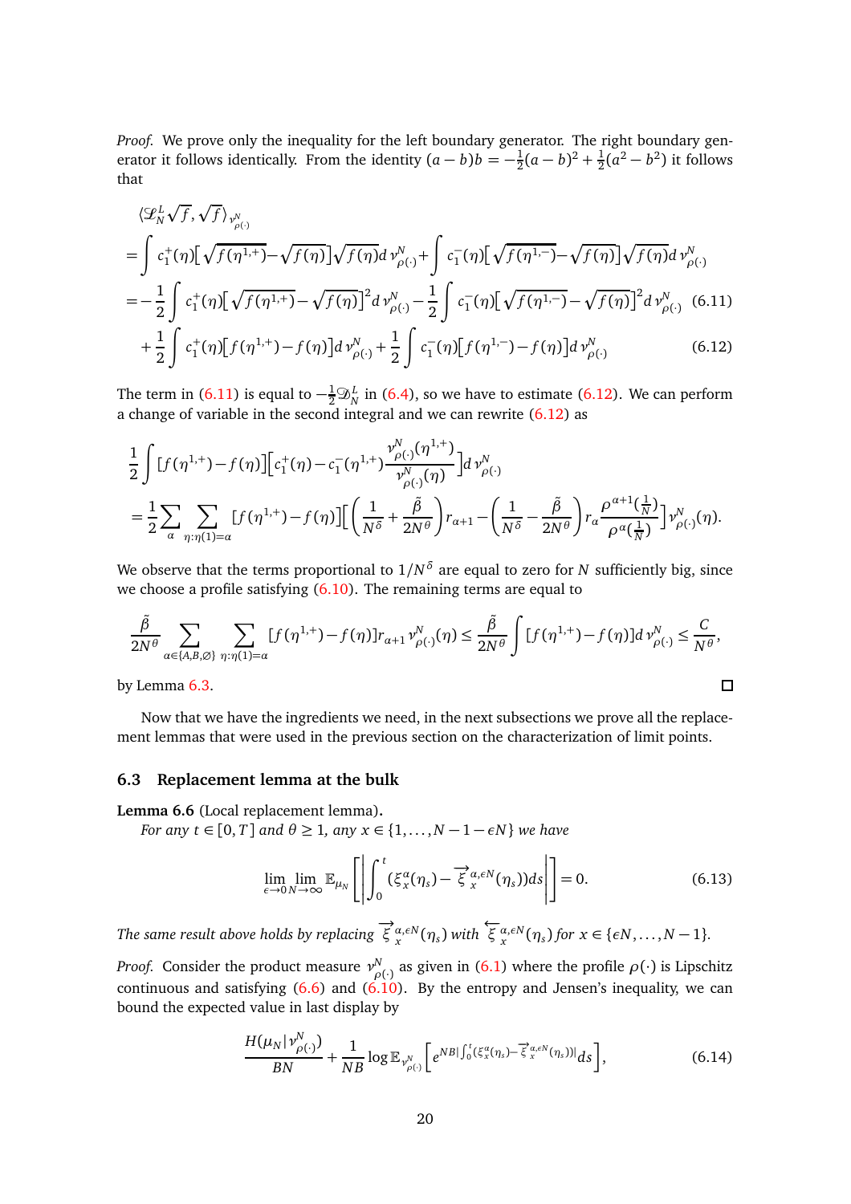*Proof.* We prove only the inequality for the left boundary generator. The right boundary generator it follows identically. From the identity $(a-b)b = -\frac{1}{2}(a-b)^2 + \frac{1}{2}(a^2-b^2)$ it follows that

$$
\begin{aligned}
&\langle \mathscr{L}_N^L \sqrt{f}, \sqrt{f}\rangle_{\nu^N_{\rho(\cdot)}} \\
&= \int c_1^+(\eta)\big[\sqrt{f(\eta^{1,+})} - \sqrt{f(\eta)}\big]\sqrt{f(\eta)}d\,\nu^N_{\rho(\cdot)} + \int c_1^-(\eta)\big[\sqrt{f(\eta^{1,-})} - \sqrt{f(\eta)}\big]\sqrt{f(\eta)}d\,\nu^N_{\rho(\cdot)} \\
&= -\frac{1}{2}\int c_1^+(\eta)\big[\sqrt{f(\eta^{1,+})} - \sqrt{f(\eta)}\big]^2 d\,\nu^N_{\rho(\cdot)} - \frac{1}{2}\int c_1^-(\eta)\big[\sqrt{f(\eta^{1,-})} - \sqrt{f(\eta)}\big]^2 d\,\nu^N_{\rho(\cdot)} \quad (6.11)\\
&\quad + \frac{1}{2}\int c_1^+(\eta)\big[f(\eta^{1,+}) - f(\eta)\big] d\,\nu^N_{\rho(\cdot)} + \frac{1}{2}\int c_1^-(\eta)\big[f(\eta^{1,-}) - f(\eta)\big] d\,\nu^N_{\rho(\cdot)} \quad (6.12)
\end{aligned}
$$

The term in (6.11) is equal to $-\frac{1}{2}\mathscr{D}_N^L$ in (6.4), so we have to estimate (6.12). We can perform a change of variable in the second integral and we can rewrite (6.12) as

$$
\begin{aligned}
&\frac{1}{2}\int [f(\eta^{1,+}) - f(\eta)]\Big[c_1^+(\eta) - c_1^-(\eta^{1,+})\frac{\nu^N_{\rho(\cdot)}(\eta^{1,+})}{\nu^N_{\rho(\cdot)}(\eta)}\Big] d\,\nu^N_{\rho(\cdot)} \\
&= \frac{1}{2}\sum_{\alpha}\sum_{\eta:\eta(1)=\alpha}[f(\eta^{1,+}) - f(\eta)]\Big[\Big(\frac{1}{N^\delta} + \frac{\tilde\beta}{2N^\theta}\Big)r_{\alpha+1} - \Big(\frac{1}{N^\delta} - \frac{\tilde\beta}{2N^\theta}\Big)r_\alpha \frac{\rho^{\alpha+1}(\frac{1}{N})}{\rho^\alpha(\frac{1}{N})}\Big]\nu^N_{\rho(\cdot)}(\eta).
\end{aligned}
$$

We observe that the terms proportional to $1/N^\delta$ are equal to zero for $N$ sufficiently big, since we choose a profile satisfying (6.10). The remaining terms are equal to

$$
\frac{\tilde\beta}{2N^\theta}\sum_{\alpha\in\{A,B,\varnothing\}}\sum_{\eta:\eta(1)=\alpha}[f(\eta^{1,+}) - f(\eta)]r_{\alpha+1}\,\nu^N_{\rho(\cdot)}(\eta) \le \frac{\tilde\beta}{2N^\theta}\int [f(\eta^{1,+}) - f(\eta)]d\,\nu^N_{\rho(\cdot)} \le \frac{C}{N^\theta},
$$

by Lemma 6.3. □

Now that we have the ingredients we need, in the next subsections we prove all the replacement lemmas that were used in the previous section on the characterization of limit points.

### 6.3 Replacement lemma at the bulk

**Lemma 6.6** (Local replacement lemma)**.**
*For any $t \in [0,T]$ and $\theta \ge 1$, any $x \in \{1,\dots,N-1-\epsilon N\}$ we have*

$$
\lim_{\epsilon\to 0}\lim_{N\to\infty}\mathbb{E}_{\mu_N}\left[\left|\int_0^t (\xi_x^\alpha(\eta_s) - \overrightarrow{\xi}_x^{\alpha,\epsilon N}(\eta_s))ds\right|\right] = 0. \quad (6.13)
$$

*The same result above holds by replacing $\overrightarrow{\xi}_x^{\alpha,\epsilon N}(\eta_s)$ with $\overleftarrow{\xi}_x^{\alpha,\epsilon N}(\eta_s)$ for $x \in \{\epsilon N,\dots,N-1\}$.*

*Proof.* Consider the product measure $\nu^N_{\rho(\cdot)}$ as given in (6.1) where the profile $\rho(\cdot)$ is Lipschitz continuous and satisfying (6.6) and (6.10). By the entropy and Jensen's inequality, we can bound the expected value in last display by

$$
\frac{H(\mu_N|\nu^N_{\rho(\cdot)})}{BN} + \frac{1}{NB}\log\mathbb{E}_{\nu^N_{\rho(\cdot)}}\Big[e^{NB|\int_0^t(\xi_x^\alpha(\eta_s) - \overrightarrow{\xi}_x^{\alpha,\epsilon N}(\eta_s))|ds}\Big], \quad (6.14)
$$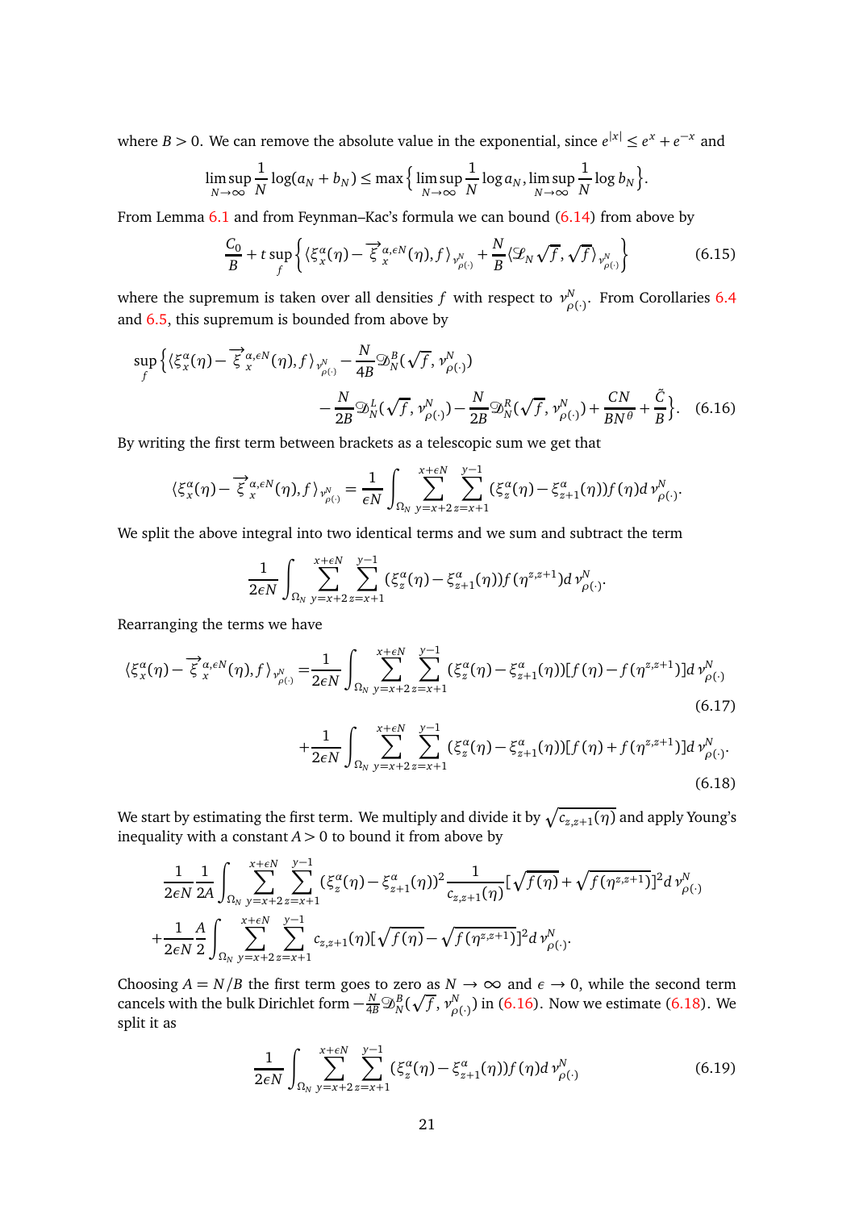where $B > 0$. We can remove the absolute value in the exponential, since $e^{|x|} \le e^{x} + e^{-x}$ and

$$\limsup_{N\to\infty} \frac{1}{N} \log(a_N + b_N) \le \max\Big\{ \limsup_{N\to\infty} \frac{1}{N} \log a_N, \limsup_{N\to\infty} \frac{1}{N} \log b_N \Big\}.$$

From Lemma 6.1 and from Feynman–Kac's formula we can bound (6.14) from above by

$$\frac{C_0}{B} + t \sup_f \Big\{ \langle \xi_x^\alpha(\eta) - \overrightarrow{\xi}_x^{\alpha,\epsilon N}(\eta), f \rangle_{\nu_{\rho(\cdot)}^N} + \frac{N}{B} \langle \mathscr{L}_N \sqrt{f}, \sqrt{f} \rangle_{\nu_{\rho(\cdot)}^N} \Big\} \tag{6.15}$$

where the supremum is taken over all densities $f$ with respect to $\nu_{\rho(\cdot)}^N$. From Corollaries 6.4 and 6.5, this supremum is bounded from above by

$$\sup_f \Big\{ \langle \xi_x^\alpha(\eta) - \overrightarrow{\xi}_x^{\alpha,\epsilon N}(\eta), f \rangle_{\nu_{\rho(\cdot)}^N} - \frac{N}{4B} \mathscr{D}_N^B(\sqrt{f}, \nu_{\rho(\cdot)}^N) \\ - \frac{N}{2B} \mathscr{D}_N^L(\sqrt{f}, \nu_{\rho(\cdot)}^N) - \frac{N}{2B} \mathscr{D}_N^R(\sqrt{f}, \nu_{\rho(\cdot)}^N) + \frac{CN}{BN^\theta} + \frac{\tilde{C}}{B} \Big\}. \tag{6.16}$$

By writing the first term between brackets as a telescopic sum we get that

$$\langle \xi_x^\alpha(\eta) - \overrightarrow{\xi}_x^{\alpha,\epsilon N}(\eta), f \rangle_{\nu_{\rho(\cdot)}^N} = \frac{1}{\epsilon N} \int_{\Omega_N} \sum_{y=x+2}^{x+\epsilon N} \sum_{z=x+1}^{y-1} (\xi_z^\alpha(\eta) - \xi_{z+1}^\alpha(\eta)) f(\eta) d\nu_{\rho(\cdot)}^N.$$

We split the above integral into two identical terms and we sum and subtract the term

$$\frac{1}{2\epsilon N} \int_{\Omega_N} \sum_{y=x+2}^{x+\epsilon N} \sum_{z=x+1}^{y-1} (\xi_z^\alpha(\eta) - \xi_{z+1}^\alpha(\eta)) f(\eta^{z,z+1}) d\nu_{\rho(\cdot)}^N.$$

Rearranging the terms we have

$$\langle \xi_x^\alpha(\eta) - \overrightarrow{\xi}_x^{\alpha,\epsilon N}(\eta), f \rangle_{\nu_{\rho(\cdot)}^N} = \frac{1}{2\epsilon N} \int_{\Omega_N} \sum_{y=x+2}^{x+\epsilon N} \sum_{z=x+1}^{y-1} (\xi_z^\alpha(\eta) - \xi_{z+1}^\alpha(\eta))[f(\eta) - f(\eta^{z,z+1})] d\nu_{\rho(\cdot)}^N \tag{6.17}$$

$$+ \frac{1}{2\epsilon N} \int_{\Omega_N} \sum_{y=x+2}^{x+\epsilon N} \sum_{z=x+1}^{y-1} (\xi_z^\alpha(\eta) - \xi_{z+1}^\alpha(\eta))[f(\eta) + f(\eta^{z,z+1})] d\nu_{\rho(\cdot)}^N. \tag{6.18}$$

We start by estimating the first term. We multiply and divide it by $\sqrt{c_{z,z+1}(\eta)}$ and apply Young's inequality with a constant $A > 0$ to bound it from above by

$$\frac{1}{2\epsilon N} \frac{1}{2A} \int_{\Omega_N} \sum_{y=x+2}^{x+\epsilon N} \sum_{z=x+1}^{y-1} (\xi_z^\alpha(\eta) - \xi_{z+1}^\alpha(\eta))^2 \frac{1}{c_{z,z+1}(\eta)} [\sqrt{f(\eta)} + \sqrt{f(\eta^{z,z+1})}]^2 d\nu_{\rho(\cdot)}^N$$
$$+ \frac{1}{2\epsilon N} \frac{A}{2} \int_{\Omega_N} \sum_{y=x+2}^{x+\epsilon N} \sum_{z=x+1}^{y-1} c_{z,z+1}(\eta) [\sqrt{f(\eta)} - \sqrt{f(\eta^{z,z+1})}]^2 d\nu_{\rho(\cdot)}^N.$$

Choosing $A = N/B$ the first term goes to zero as $N \to \infty$ and $\epsilon \to 0$, while the second term cancels with the bulk Dirichlet form $-\frac{N}{4B} \mathscr{D}_N^B(\sqrt{f}, \nu_{\rho(\cdot)}^N)$ in (6.16). Now we estimate (6.18). We split it as

$$\frac{1}{2\epsilon N} \int_{\Omega_N} \sum_{y=x+2}^{x+\epsilon N} \sum_{z=x+1}^{y-1} (\xi_z^\alpha(\eta) - \xi_{z+1}^\alpha(\eta)) f(\eta) d\nu_{\rho(\cdot)}^N \tag{6.19}$$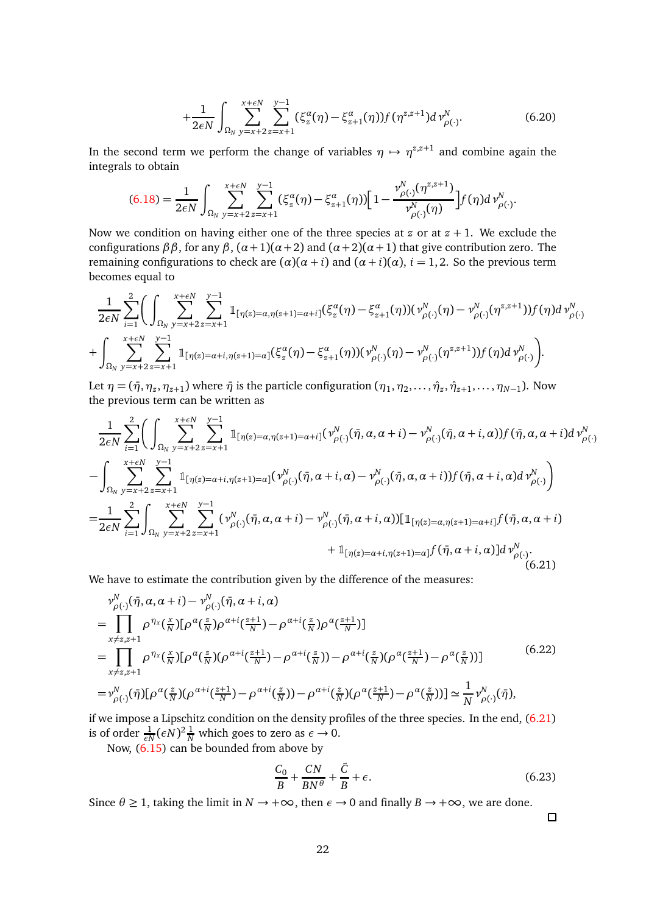$$+\frac{1}{2\epsilon N}\int_{\Omega_N}\sum_{y=x+2}^{x+\epsilon N}\sum_{z=x+1}^{y-1}(\xi_z^\alpha(\eta)-\xi_{z+1}^\alpha(\eta))f(\eta^{z,z+1})d\,\nu_{\rho(\cdot)}^N. \tag{6.20}$$

In the second term we perform the change of variables $\eta\mapsto\eta^{z,z+1}$ and combine again the integrals to obtain

$$(6.18)=\frac{1}{2\epsilon N}\int_{\Omega_N}\sum_{y=x+2}^{x+\epsilon N}\sum_{z=x+1}^{y-1}(\xi_z^\alpha(\eta)-\xi_{z+1}^\alpha(\eta))\Big[1-\frac{\nu_{\rho(\cdot)}^N(\eta^{z,z+1})}{\nu_{\rho(\cdot)}^N(\eta)}\Big]f(\eta)d\,\nu_{\rho(\cdot)}^N.$$

Now we condition on having either one of the three species at $z$ or at $z+1$. We exclude the configurations $\beta\beta$, for any $\beta$, $(\alpha+1)(\alpha+2)$ and $(\alpha+2)(\alpha+1)$ that give contribution zero. The remaining configurations to check are $(\alpha)(\alpha+i)$ and $(\alpha+i)(\alpha)$, $i=1,2$. So the previous term becomes equal to

$$\frac{1}{2\epsilon N}\sum_{i=1}^{2}\Big(\int_{\Omega_N}\sum_{y=x+2}^{x+\epsilon N}\sum_{z=x+1}^{y-1}\mathbb{1}_{[\eta(z)=\alpha,\eta(z+1)=\alpha+i]}(\xi_z^\alpha(\eta)-\xi_{z+1}^\alpha(\eta))(\nu_{\rho(\cdot)}^N(\eta)-\nu_{\rho(\cdot)}^N(\eta^{z,z+1}))f(\eta)d\,\nu_{\rho(\cdot)}^N$$
$$+\int_{\Omega_N}\sum_{y=x+2}^{x+\epsilon N}\sum_{z=x+1}^{y-1}\mathbb{1}_{[\eta(z)=\alpha+i,\eta(z+1)=\alpha]}(\xi_z^\alpha(\eta)-\xi_{z+1}^\alpha(\eta))(\nu_{\rho(\cdot)}^N(\eta)-\nu_{\rho(\cdot)}^N(\eta^{z,z+1}))f(\eta)d\,\nu_{\rho(\cdot)}^N\Big).$$

Let $\eta=(\bar\eta,\eta_z,\eta_{z+1})$ where $\bar\eta$ is the particle configuration $(\eta_1,\eta_2,\dots,\hat\eta_z,\hat\eta_{z+1},\dots,\eta_{N-1})$. Now the previous term can be written as

$$\frac{1}{2\epsilon N}\sum_{i=1}^{2}\Big(\int_{\Omega_N}\sum_{y=x+2}^{x+\epsilon N}\sum_{z=x+1}^{y-1}\mathbb{1}_{[\eta(z)=\alpha,\eta(z+1)=\alpha+i]}(\nu_{\rho(\cdot)}^N(\bar\eta,\alpha,\alpha+i)-\nu_{\rho(\cdot)}^N(\bar\eta,\alpha+i,\alpha))f(\bar\eta,\alpha,\alpha+i)d\,\nu_{\rho(\cdot)}^N$$
$$-\int_{\Omega_N}\sum_{y=x+2}^{x+\epsilon N}\sum_{z=x+1}^{y-1}\mathbb{1}_{[\eta(z)=\alpha+i,\eta(z+1)=\alpha]}(\nu_{\rho(\cdot)}^N(\bar\eta,\alpha+i,\alpha)-\nu_{\rho(\cdot)}^N(\bar\eta,\alpha,\alpha+i))f(\bar\eta,\alpha+i,\alpha)d\,\nu_{\rho(\cdot)}^N\Big)$$
$$=\frac{1}{2\epsilon N}\sum_{i=1}^{2}\int_{\Omega_N}\sum_{y=x+2}^{x+\epsilon N}\sum_{z=x+1}^{y-1}(\nu_{\rho(\cdot)}^N(\bar\eta,\alpha,\alpha+i)-\nu_{\rho(\cdot)}^N(\bar\eta,\alpha+i,\alpha))[\mathbb{1}_{[\eta(z)=\alpha,\eta(z+1)=\alpha+i]}f(\bar\eta,\alpha,\alpha+i)$$
$$+\mathbb{1}_{[\eta(z)=\alpha+i,\eta(z+1)=\alpha]}f(\bar\eta,\alpha+i,\alpha)]d\,\nu_{\rho(\cdot)}^N. \tag{6.21}$$

We have to estimate the contribution given by the difference of the measures:

$$\begin{aligned}
&\nu_{\rho(\cdot)}^N(\bar\eta,\alpha,\alpha+i)-\nu_{\rho(\cdot)}^N(\bar\eta,\alpha+i,\alpha)\\
&=\prod_{x\neq z,z+1}\rho^{\eta_x}(\tfrac{x}{N})[\rho^\alpha(\tfrac{z}{N})\rho^{\alpha+i}(\tfrac{z+1}{N})-\rho^{\alpha+i}(\tfrac{z}{N})\rho^{\alpha}(\tfrac{z+1}{N})]\\
&=\prod_{x\neq z,z+1}\rho^{\eta_x}(\tfrac{x}{N})[\rho^\alpha(\tfrac{z}{N})(\rho^{\alpha+i}(\tfrac{z+1}{N})-\rho^{\alpha+i}(\tfrac{z}{N}))-\rho^{\alpha+i}(\tfrac{z}{N})(\rho^{\alpha}(\tfrac{z+1}{N})-\rho^{\alpha}(\tfrac{z}{N}))]\\
&=\nu_{\rho(\cdot)}^N(\bar\eta)[\rho^\alpha(\tfrac{z}{N})(\rho^{\alpha+i}(\tfrac{z+1}{N})-\rho^{\alpha+i}(\tfrac{z}{N}))-\rho^{\alpha+i}(\tfrac{z}{N})(\rho^{\alpha}(\tfrac{z+1}{N})-\rho^{\alpha}(\tfrac{z}{N}))]\simeq\frac{1}{N}\nu_{\rho(\cdot)}^N(\bar\eta),
\end{aligned} \tag{6.22}$$

if we impose a Lipschitz condition on the density profiles of the three species. In the end, (6.21) is of order $\frac{1}{\epsilon N}(\epsilon N)^2\frac{1}{N}$ which goes to zero as $\epsilon\to 0$.

Now, (6.15) can be bounded from above by

$$\frac{C_0}{B}+\frac{CN}{BN^\theta}+\frac{\tilde C}{B}+\epsilon. \tag{6.23}$$

Since $\theta\geq 1$, taking the limit in $N\to+\infty$, then $\epsilon\to 0$ and finally $B\to+\infty$, we are done. □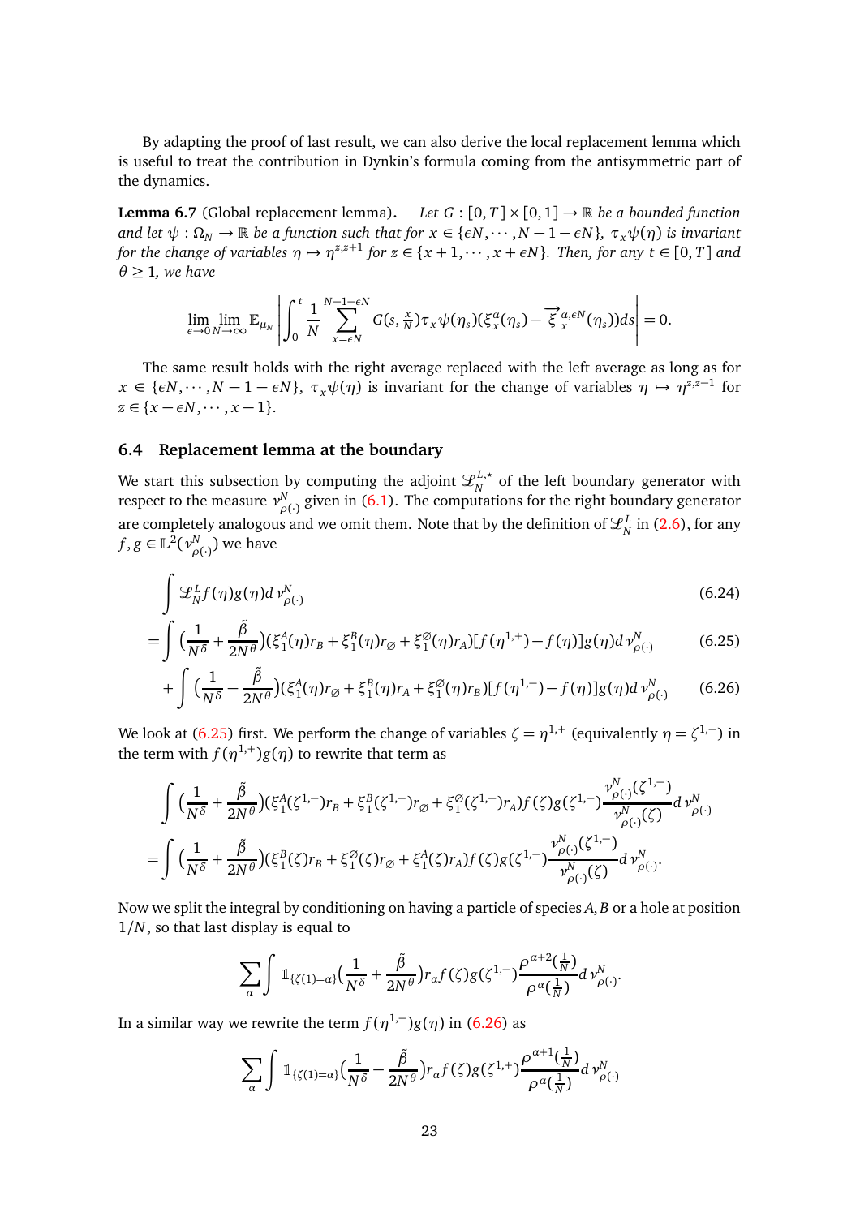By adapting the proof of last result, we can also derive the local replacement lemma which is useful to treat the contribution in Dynkin's formula coming from the antisymmetric part of the dynamics.

**Lemma 6.7** (Global replacement lemma). *Let $G:[0,T]\times[0,1]\to\mathbb{R}$ be a bounded function and let $\psi:\Omega_N\to\mathbb{R}$ be a function such that for $x\in\{\epsilon N,\cdots,N-1-\epsilon N\}$, $\tau_x\psi(\eta)$ is invariant for the change of variables $\eta\mapsto\eta^{z,z+1}$ for $z\in\{x+1,\cdots,x+\epsilon N\}$. Then, for any $t\in[0,T]$ and $\theta\geq 1$, we have*

$$\lim_{\epsilon\to 0}\lim_{N\to\infty}\mathbb{E}_{\mu_N}\left|\int_0^t\frac{1}{N}\sum_{x=\epsilon N}^{N-1-\epsilon N}G(s,\tfrac{x}{N})\tau_x\psi(\eta_s)(\xi_x^\alpha(\eta_s)-\overrightarrow{\xi}_x^{\alpha,\epsilon N}(\eta_s))ds\right|=0.$$

The same result holds with the right average replaced with the left average as long as for $x\in\{\epsilon N,\cdots,N-1-\epsilon N\}$, $\tau_x\psi(\eta)$ is invariant for the change of variables $\eta\mapsto\eta^{z,z-1}$ for $z\in\{x-\epsilon N,\cdots,x-1\}$.

### 6.4 Replacement lemma at the boundary

We start this subsection by computing the adjoint $\mathcal{L}_N^{L,\star}$ of the left boundary generator with respect to the measure $\nu_{\rho(\cdot)}^N$ given in (6.1). The computations for the right boundary generator are completely analogous and we omit them. Note that by the definition of $\mathcal{L}_N^L$ in (2.6), for any $f,g\in\mathbb{L}^2(\nu_{\rho(\cdot)}^N)$ we have

$$\int\mathcal{L}_N^Lf(\eta)g(\eta)d\nu_{\rho(\cdot)}^N \tag{6.24}$$

$$=\int\Big(\frac{1}{N^\delta}+\frac{\tilde\beta}{2N^\theta}\Big)(\xi_1^A(\eta)r_B+\xi_1^B(\eta)r_\varnothing+\xi_1^\varnothing(\eta)r_A)[f(\eta^{1,+})-f(\eta)]g(\eta)d\nu_{\rho(\cdot)}^N \tag{6.25}$$

$$+\int\Big(\frac{1}{N^\delta}-\frac{\tilde\beta}{2N^\theta}\Big)(\xi_1^A(\eta)r_\varnothing+\xi_1^B(\eta)r_A+\xi_1^\varnothing(\eta)r_B)[f(\eta^{1,-})-f(\eta)]g(\eta)d\nu_{\rho(\cdot)}^N \tag{6.26}$$

We look at (6.25) first. We perform the change of variables $\zeta=\eta^{1,+}$ (equivalently $\eta=\zeta^{1,-}$) in the term with $f(\eta^{1,+})g(\eta)$ to rewrite that term as

$$\int\Big(\frac{1}{N^\delta}+\frac{\tilde\beta}{2N^\theta}\Big)(\xi_1^A(\zeta^{1,-})r_B+\xi_1^B(\zeta^{1,-})r_\varnothing+\xi_1^\varnothing(\zeta^{1,-})r_A)f(\zeta)g(\zeta^{1,-})\frac{\nu_{\rho(\cdot)}^N(\zeta^{1,-})}{\nu_{\rho(\cdot)}^N(\zeta)}d\nu_{\rho(\cdot)}^N$$

$$=\int\Big(\frac{1}{N^\delta}+\frac{\tilde\beta}{2N^\theta}\Big)(\xi_1^B(\zeta)r_B+\xi_1^\varnothing(\zeta)r_\varnothing+\xi_1^A(\zeta)r_A)f(\zeta)g(\zeta^{1,-})\frac{\nu_{\rho(\cdot)}^N(\zeta^{1,-})}{\nu_{\rho(\cdot)}^N(\zeta)}d\nu_{\rho(\cdot)}^N.$$

Now we split the integral by conditioning on having a particle of species $A,B$ or a hole at position $1/N$, so that last display is equal to

$$\sum_\alpha\int\mathbb{1}_{\{\zeta(1)=\alpha\}}\Big(\frac{1}{N^\delta}+\frac{\tilde\beta}{2N^\theta}\Big)r_\alpha f(\zeta)g(\zeta^{1,-})\frac{\rho^{\alpha+2}(\frac{1}{N})}{\rho^\alpha(\frac{1}{N})}d\nu_{\rho(\cdot)}^N.$$

In a similar way we rewrite the term $f(\eta^{1,-})g(\eta)$ in (6.26) as

$$\sum_\alpha\int\mathbb{1}_{\{\zeta(1)=\alpha\}}\Big(\frac{1}{N^\delta}-\frac{\tilde\beta}{2N^\theta}\Big)r_\alpha f(\zeta)g(\zeta^{1,+})\frac{\rho^{\alpha+1}(\frac{1}{N})}{\rho^\alpha(\frac{1}{N})}d\nu_{\rho(\cdot)}^N$$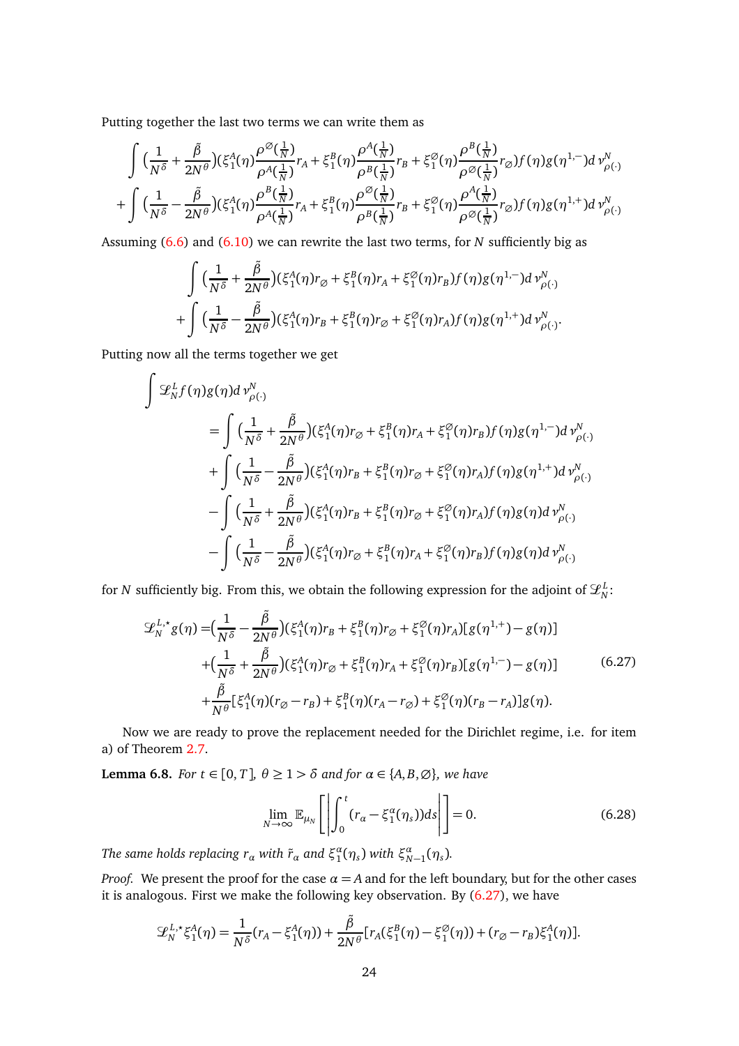Putting together the last two terms we can write them as

$$
\int \big(\frac{1}{N^\delta}+\frac{\tilde\beta}{2N^\theta}\big)\big(\xi_1^A(\eta)\frac{\rho^{\varnothing}(\frac1N)}{\rho^A(\frac1N)}r_A+\xi_1^B(\eta)\frac{\rho^{A}(\frac1N)}{\rho^B(\frac1N)}r_B+\xi_1^{\varnothing}(\eta)\frac{\rho^{B}(\frac1N)}{\rho^{\varnothing}(\frac1N)}r_{\varnothing}\big)f(\eta)g(\eta^{1,-})d\,\nu^N_{\rho(\cdot)}
$$
$$
+\int \big(\frac{1}{N^\delta}-\frac{\tilde\beta}{2N^\theta}\big)\big(\xi_1^A(\eta)\frac{\rho^{B}(\frac1N)}{\rho^A(\frac1N)}r_A+\xi_1^B(\eta)\frac{\rho^{\varnothing}(\frac1N)}{\rho^B(\frac1N)}r_B+\xi_1^{\varnothing}(\eta)\frac{\rho^{A}(\frac1N)}{\rho^{\varnothing}(\frac1N)}r_{\varnothing}\big)f(\eta)g(\eta^{1,+})d\,\nu^N_{\rho(\cdot)}
$$

Assuming (6.6) and (6.10) we can rewrite the last two terms, for $N$ sufficiently big as

$$
\int \big(\frac{1}{N^\delta}+\frac{\tilde\beta}{2N^\theta}\big)\big(\xi_1^A(\eta)r_{\varnothing}+\xi_1^B(\eta)r_A+\xi_1^{\varnothing}(\eta)r_B\big)f(\eta)g(\eta^{1,-})d\,\nu^N_{\rho(\cdot)}
$$
$$
+\int \big(\frac{1}{N^\delta}-\frac{\tilde\beta}{2N^\theta}\big)\big(\xi_1^A(\eta)r_B+\xi_1^B(\eta)r_{\varnothing}+\xi_1^{\varnothing}(\eta)r_A\big)f(\eta)g(\eta^{1,+})d\,\nu^N_{\rho(\cdot)}.
$$

Putting now all the terms together we get

$$
\begin{aligned}
\int \mathcal{L}_N^L f(\eta)g(\eta)d\,\nu^N_{\rho(\cdot)}
&=\int \big(\frac{1}{N^\delta}+\frac{\tilde\beta}{2N^\theta}\big)\big(\xi_1^A(\eta)r_{\varnothing}+\xi_1^B(\eta)r_A+\xi_1^{\varnothing}(\eta)r_B\big)f(\eta)g(\eta^{1,-})d\,\nu^N_{\rho(\cdot)}\\
&+\int \big(\frac{1}{N^\delta}-\frac{\tilde\beta}{2N^\theta}\big)\big(\xi_1^A(\eta)r_B+\xi_1^B(\eta)r_{\varnothing}+\xi_1^{\varnothing}(\eta)r_A\big)f(\eta)g(\eta^{1,+})d\,\nu^N_{\rho(\cdot)}\\
&-\int \big(\frac{1}{N^\delta}+\frac{\tilde\beta}{2N^\theta}\big)\big(\xi_1^A(\eta)r_B+\xi_1^B(\eta)r_{\varnothing}+\xi_1^{\varnothing}(\eta)r_A\big)f(\eta)g(\eta)d\,\nu^N_{\rho(\cdot)}\\
&-\int \big(\frac{1}{N^\delta}-\frac{\tilde\beta}{2N^\theta}\big)\big(\xi_1^A(\eta)r_{\varnothing}+\xi_1^B(\eta)r_A+\xi_1^{\varnothing}(\eta)r_B\big)f(\eta)g(\eta)d\,\nu^N_{\rho(\cdot)}
\end{aligned}
$$

for $N$ sufficiently big. From this, we obtain the following expression for the adjoint of $\mathcal{L}_N^L$:

$$
\begin{aligned}
\mathcal{L}_N^{L,\star}g(\eta)=&\big(\frac{1}{N^\delta}-\frac{\tilde\beta}{2N^\theta}\big)\big(\xi_1^A(\eta)r_B+\xi_1^B(\eta)r_{\varnothing}+\xi_1^{\varnothing}(\eta)r_A\big)[g(\eta^{1,+})-g(\eta)]\\
&+\big(\frac{1}{N^\delta}+\frac{\tilde\beta}{2N^\theta}\big)\big(\xi_1^A(\eta)r_{\varnothing}+\xi_1^B(\eta)r_A+\xi_1^{\varnothing}(\eta)r_B\big)[g(\eta^{1,-})-g(\eta)]\\
&+\frac{\tilde\beta}{N^\theta}[\xi_1^A(\eta)(r_{\varnothing}-r_B)+\xi_1^B(\eta)(r_A-r_{\varnothing})+\xi_1^{\varnothing}(\eta)(r_B-r_A)]g(\eta).
\end{aligned}
\tag{6.27}
$$

Now we are ready to prove the replacement needed for the Dirichlet regime, i.e. for item a) of Theorem 2.7.

**Lemma 6.8.** *For $t\in[0,T]$, $\theta\geq 1>\delta$ and for $\alpha\in\{A,B,\varnothing\}$, we have*

$$
\lim_{N\to\infty}\mathbb{E}_{\mu_N}\left[\left|\int_0^t (r_\alpha-\xi_1^\alpha(\eta_s))ds\right|\right]=0. \tag{6.28}
$$

*The same holds replacing $r_\alpha$ with $\tilde r_\alpha$ and $\xi_1^\alpha(\eta_s)$ with $\xi_{N-1}^\alpha(\eta_s)$.*

*Proof.* We present the proof for the case $\alpha=A$ and for the left boundary, but for the other cases it is analogous. First we make the following key observation. By (6.27), we have

$$
\mathcal{L}_N^{L,\star}\xi_1^A(\eta)=\frac{1}{N^\delta}(r_A-\xi_1^A(\eta))+\frac{\tilde\beta}{2N^\theta}[r_A(\xi_1^B(\eta)-\xi_1^{\varnothing}(\eta))+(r_{\varnothing}-r_B)\xi_1^A(\eta)].
$$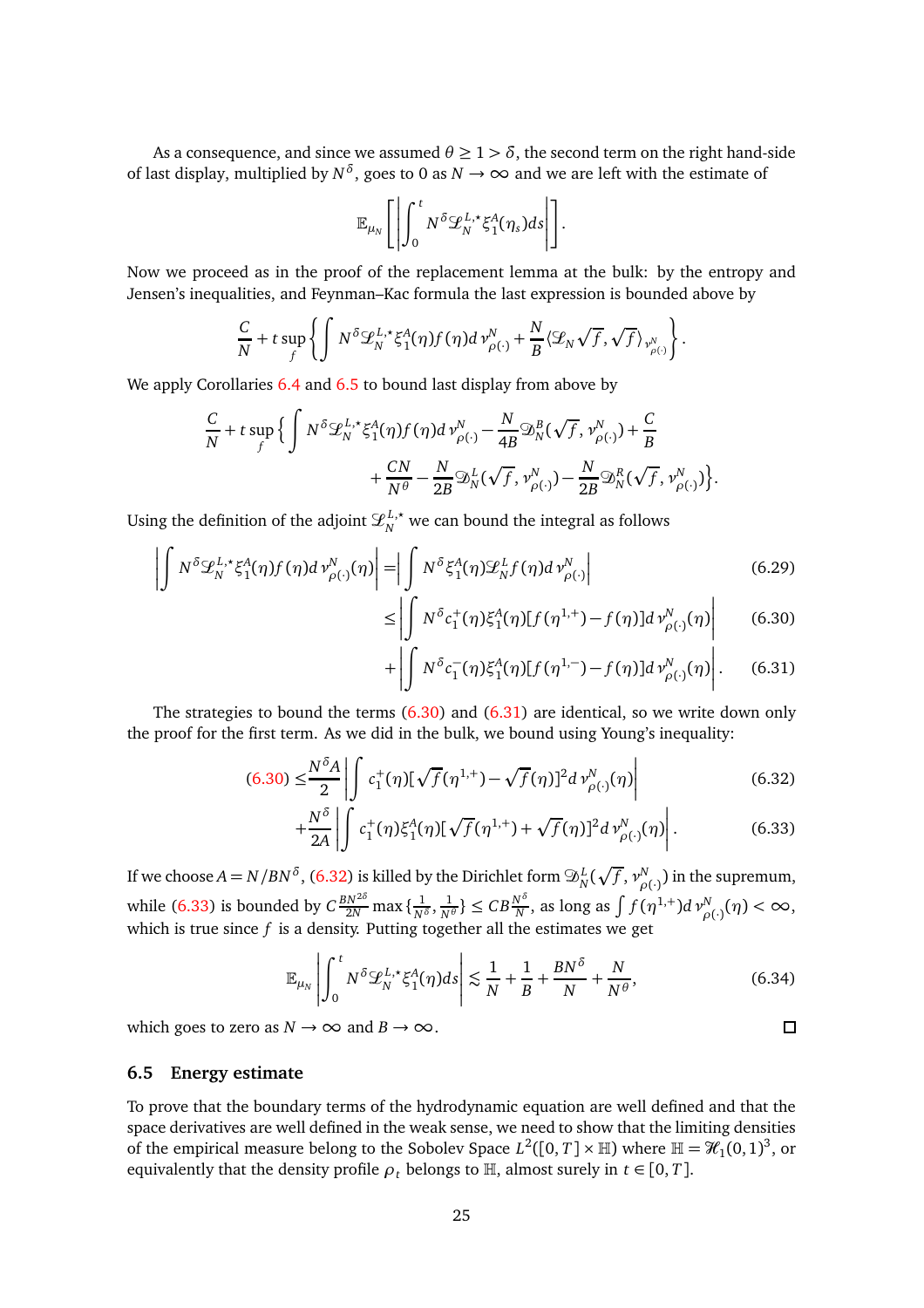As a consequence, and since we assumed $\theta \geq 1 > \delta$, the second term on the right hand-side of last display, multiplied by $N^{\delta}$, goes to 0 as $N \to \infty$ and we are left with the estimate of

$$\mathbb{E}_{\mu_N}\left[\left|\int_0^t N^{\delta}\mathscr{L}_N^{L,\star}\xi_1^A(\eta_s)ds\right|\right].$$

Now we proceed as in the proof of the replacement lemma at the bulk: by the entropy and Jensen's inequalities, and Feynman–Kac formula the last expression is bounded above by

$$\frac{C}{N} + t\sup_f\left\{\int N^{\delta}\mathscr{L}_N^{L,\star}\xi_1^A(\eta)f(\eta)d\nu^N_{\rho(\cdot)} + \frac{N}{B}\langle \mathscr{L}_N\sqrt{f},\sqrt{f}\rangle_{\nu^N_{\rho(\cdot)}}\right\}.$$

We apply Corollaries 6.4 and 6.5 to bound last display from above by

$$\frac{C}{N} + t\sup_f\Big\{\int N^{\delta}\mathscr{L}_N^{L,\star}\xi_1^A(\eta)f(\eta)d\nu^N_{\rho(\cdot)} - \frac{N}{4B}\mathscr{D}_N^B(\sqrt{f},\nu^N_{\rho(\cdot)}) + \frac{C}{B}$$
$$+\frac{CN}{N^{\theta}} - \frac{N}{2B}\mathscr{D}_N^L(\sqrt{f},\nu^N_{\rho(\cdot)}) - \frac{N}{2B}\mathscr{D}_N^R(\sqrt{f},\nu^N_{\rho(\cdot)})\Big\}.$$

Using the definition of the adjoint $\mathscr{L}_N^{L,\star}$ we can bound the integral as follows

$$\left|\int N^{\delta}\mathscr{L}_N^{L,\star}\xi_1^A(\eta)f(\eta)d\nu^N_{\rho(\cdot)}(\eta)\right| = \left|\int N^{\delta}\xi_1^A(\eta)\mathscr{L}_N^L f(\eta)d\nu^N_{\rho(\cdot)}\right| \tag{6.29}$$

$$\leq \left|\int N^{\delta}c_1^+(\eta)\xi_1^A(\eta)[f(\eta^{1,+}) - f(\eta)]d\nu^N_{\rho(\cdot)}(\eta)\right| \tag{6.30}$$

$$+\left|\int N^{\delta}c_1^-(\eta)\xi_1^A(\eta)[f(\eta^{1,-}) - f(\eta)]d\nu^N_{\rho(\cdot)}(\eta)\right|. \tag{6.31}$$

The strategies to bound the terms (6.30) and (6.31) are identical, so we write down only the proof for the first term. As we did in the bulk, we bound using Young's inequality:

$$(6.30) \leq \frac{N^{\delta}A}{2}\left|\int c_1^+(\eta)[\sqrt{f}(\eta^{1,+}) - \sqrt{f}(\eta)]^2d\nu^N_{\rho(\cdot)}(\eta)\right| \tag{6.32}$$

$$+\frac{N^{\delta}}{2A}\left|\int c_1^+(\eta)\xi_1^A(\eta)[\sqrt{f}(\eta^{1,+}) + \sqrt{f}(\eta)]^2d\nu^N_{\rho(\cdot)}(\eta)\right|. \tag{6.33}$$

If we choose $A = N/BN^{\delta}$, (6.32) is killed by the Dirichlet form $\mathscr{D}_N^L(\sqrt{f},\nu^N_{\rho(\cdot)})$ in the supremum, while (6.33) is bounded by $C\frac{BN^{2\delta}}{2N}\max\{\frac{1}{N^{\delta}},\frac{1}{N^{\theta}}\} \leq CB\frac{N^{\delta}}{N}$, as long as $\int f(\eta^{1,+})d\nu^N_{\rho(\cdot)}(\eta) < \infty$, which is true since $f$ is a density. Putting together all the estimates we get

$$\mathbb{E}_{\mu_N}\left|\int_0^t N^{\delta}\mathscr{L}_N^{L,\star}\xi_1^A(\eta)ds\right| \lesssim \frac{1}{N} + \frac{1}{B} + \frac{BN^{\delta}}{N} + \frac{N}{N^{\theta}}, \tag{6.34}$$

which goes to zero as $N \to \infty$ and $B \to \infty$. □

### 6.5 Energy estimate

To prove that the boundary terms of the hydrodynamic equation are well defined and that the space derivatives are well defined in the weak sense, we need to show that the limiting densities of the empirical measure belong to the Sobolev Space $L^2([0,T]\times\mathbb{H})$ where $\mathbb{H} = \mathscr{H}_1(0,1)^3$, or equivalently that the density profile $\rho_t$ belongs to $\mathbb{H}$, almost surely in $t \in [0,T]$.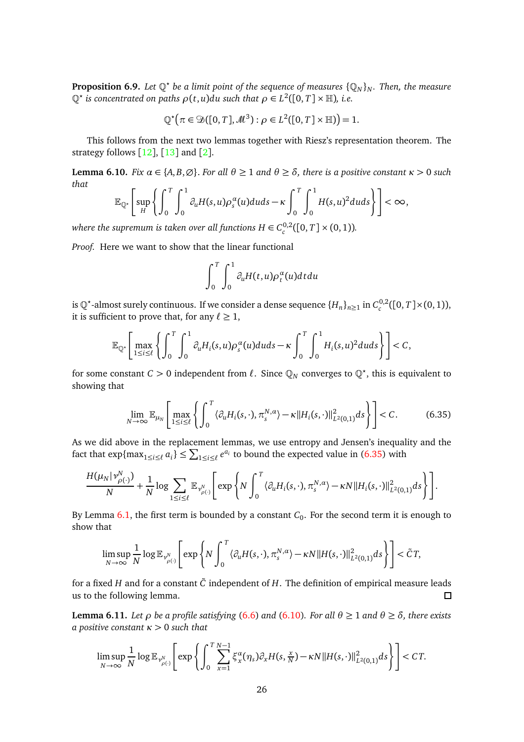**Proposition 6.9.** *Let $\mathbb{Q}^\star$ be a limit point of the sequence of measures $\{\mathbb{Q}_N\}_N$. Then, the measure $\mathbb{Q}^\star$ is concentrated on paths $\rho(t,u)du$ such that $\rho \in L^2([0,T]\times\mathbb{H})$, i.e.*

$$\mathbb{Q}^\star\big(\pi \in \mathcal{D}([0,T],\mathcal{M}^3) : \rho \in L^2([0,T]\times\mathbb{H})\big) = 1.$$

This follows from the next two lemmas together with Riesz's representation theorem. The strategy follows [12], [13] and [2].

**Lemma 6.10.** *Fix $\alpha \in \{A,B,\varnothing\}$. For all $\theta \geq 1$ and $\theta \geq \delta$, there is a positive constant $\kappa > 0$ such that*

$$\mathbb{E}_{\mathbb{Q}^\star}\left[\sup_H\left\{\int_0^T\int_0^1 \partial_u H(s,u)\rho_s^\alpha(u)duds - \kappa\int_0^T\int_0^1 H(s,u)^2duds\right\}\right] < \infty,$$

*where the supremum is taken over all functions $H \in C_c^{0,2}([0,T]\times(0,1))$.*

*Proof.* Here we want to show that the linear functional

$$\int_0^T\int_0^1 \partial_u H(t,u)\rho_t^\alpha(u)dtdu$$

is $\mathbb{Q}^\star$-almost surely continuous. If we consider a dense sequence $\{H_n\}_{n\geq 1}$ in $C_c^{0,2}([0,T]\times(0,1))$, it is sufficient to prove that, for any $\ell \geq 1$,

$$\mathbb{E}_{\mathbb{Q}^\star}\left[\max_{1\leq i\leq \ell}\left\{\int_0^T\int_0^1 \partial_u H_i(s,u)\rho_s^\alpha(u)duds - \kappa\int_0^T\int_0^1 H_i(s,u)^2duds\right\}\right] < C,$$

for some constant $C>0$ independent from $\ell$. Since $\mathbb{Q}_N$ converges to $\mathbb{Q}^\star$, this is equivalent to showing that

$$\lim_{N\to\infty}\mathbb{E}_{\mu_N}\left[\max_{1\leq i\leq \ell}\left\{\int_0^T \langle \partial_u H_i(s,\cdot),\pi_s^{N,\alpha}\rangle - \kappa\|H_i(s,\cdot)\|^2_{L^2(0,1)}ds\right\}\right] < C. \tag{6.35}$$

As we did above in the replacement lemmas, we use entropy and Jensen's inequality and the fact that $\exp\{\max_{1\leq i\leq \ell} a_i\} \leq \sum_{1\leq i\leq \ell} e^{a_i}$ to bound the expected value in (6.35) with

$$\frac{H(\mu_N|\nu^N_{\rho(\cdot)})}{N} + \frac{1}{N}\log\sum_{1\leq i\leq \ell}\mathbb{E}_{\nu^N_{\rho(\cdot)}}\left[\exp\left\{N\int_0^T \langle \partial_u H_i(s,\cdot),\pi_s^{N,\alpha}\rangle - \kappa N\|H_i(s,\cdot)\|^2_{L^2(0,1)}ds\right\}\right].$$

By Lemma 6.1, the first term is bounded by a constant $C_0$. For the second term it is enough to show that

$$\limsup_{N\to\infty}\frac{1}{N}\log\mathbb{E}_{\nu^N_{\rho(\cdot)}}\left[\exp\left\{N\int_0^T \langle \partial_u H(s,\cdot),\pi_s^{N,\alpha}\rangle - \kappa N\|H(s,\cdot)\|^2_{L^2(0,1)}ds\right\}\right] < \tilde{C}T,$$

for a fixed $H$ and for a constant $\tilde{C}$ independent of $H$. The definition of empirical measure leads us to the following lemma. ◻

**Lemma 6.11.** *Let $\rho$ be a profile satisfying (6.6) and (6.10). For all $\theta \geq 1$ and $\theta \geq \delta$, there exists a positive constant $\kappa > 0$ such that*

$$\limsup_{N\to\infty}\frac{1}{N}\log\mathbb{E}_{\nu^N_{\rho(\cdot)}}\left[\exp\left\{\int_0^T\sum_{x=1}^{N-1}\xi_x^\alpha(\eta_s)\partial_x H(s,\tfrac{x}{N}) - \kappa N\|H(s,\cdot)\|^2_{L^2(0,1)}ds\right\}\right] < CT.$$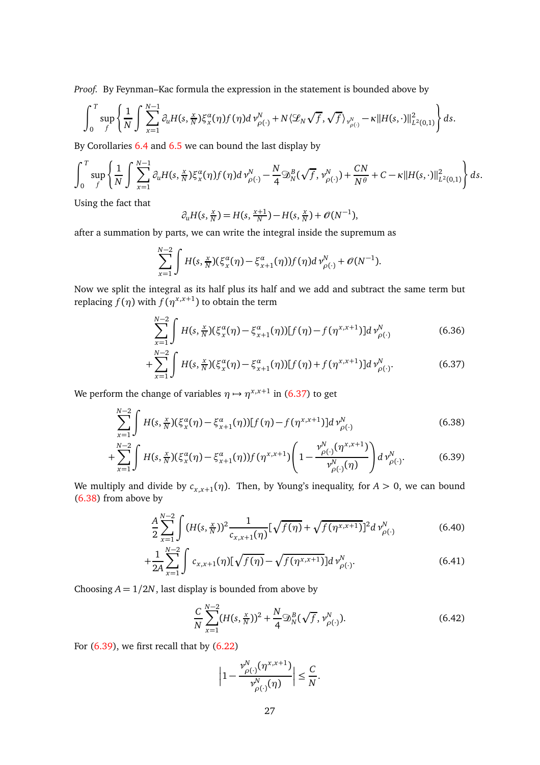*Proof.* By Feynman–Kac formula the expression in the statement is bounded above by

$$\int_0^T \sup_f \left\{ \frac{1}{N} \int \sum_{x=1}^{N-1} \partial_u H(s, \tfrac{x}{N}) \xi_x^\alpha(\eta) f(\eta) d\,\nu_{\rho(\cdot)}^N + N \langle \mathscr{L}_N \sqrt{f}, \sqrt{f} \rangle_{\nu_{\rho(\cdot)}^N} - \kappa \|H(s,\cdot)\|^2_{L^2(0,1)} \right\} ds.$$

By Corollaries 6.4 and 6.5 we can bound the last display by

$$\int_0^T \sup_f \left\{ \frac{1}{N} \int \sum_{x=1}^{N-1} \partial_u H(s, \tfrac{x}{N}) \xi_x^\alpha(\eta) f(\eta) d\,\nu_{\rho(\cdot)}^N - \frac{N}{4} \mathscr{D}_N^B(\sqrt{f}, \nu_{\rho(\cdot)}^N) + \frac{CN}{N^\theta} + C - \kappa \|H(s,\cdot)\|^2_{L^2(0,1)} \right\} ds.$$

Using the fact that

$$\partial_u H(s, \tfrac{x}{N}) = H(s, \tfrac{x+1}{N}) - H(s, \tfrac{x}{N}) + \mathscr{O}(N^{-1}),$$

after a summation by parts, we can write the integral inside the supremum as

$$\sum_{x=1}^{N-2} \int H(s, \tfrac{x}{N})(\xi_x^\alpha(\eta) - \xi_{x+1}^\alpha(\eta)) f(\eta) d\,\nu_{\rho(\cdot)}^N + \mathscr{O}(N^{-1}).$$

Now we split the integral as its half plus its half and we add and subtract the same term but replacing $f(\eta)$ with $f(\eta^{x,x+1})$ to obtain the term

$$\sum_{x=1}^{N-2} \int H(s, \tfrac{x}{N})(\xi_x^\alpha(\eta) - \xi_{x+1}^\alpha(\eta))[f(\eta) - f(\eta^{x,x+1})] d\,\nu_{\rho(\cdot)}^N \tag{6.36}$$

$$+ \sum_{x=1}^{N-2} \int H(s, \tfrac{x}{N})(\xi_x^\alpha(\eta) - \xi_{x+1}^\alpha(\eta))[f(\eta) + f(\eta^{x,x+1})] d\,\nu_{\rho(\cdot)}^N. \tag{6.37}$$

We perform the change of variables $\eta \mapsto \eta^{x,x+1}$ in (6.37) to get

$$\sum_{x=1}^{N-2} \int H(s, \tfrac{x}{N})(\xi_x^\alpha(\eta) - \xi_{x+1}^\alpha(\eta))[f(\eta) - f(\eta^{x,x+1})] d\,\nu_{\rho(\cdot)}^N \tag{6.38}$$

$$+ \sum_{x=1}^{N-2} \int H(s, \tfrac{x}{N})(\xi_x^\alpha(\eta) - \xi_{x+1}^\alpha(\eta)) f(\eta^{x,x+1}) \left( 1 - \frac{\nu_{\rho(\cdot)}^N(\eta^{x,x+1})}{\nu_{\rho(\cdot)}^N(\eta)} \right) d\,\nu_{\rho(\cdot)}^N. \tag{6.39}$$

We multiply and divide by $c_{x,x+1}(\eta)$. Then, by Young's inequality, for $A > 0$, we can bound (6.38) from above by

$$\frac{A}{2} \sum_{x=1}^{N-2} \int (H(s, \tfrac{x}{N}))^2 \frac{1}{c_{x,x+1}(\eta)} [\sqrt{f(\eta)} + \sqrt{f(\eta^{x,x+1})}]^2 d\,\nu_{\rho(\cdot)}^N \tag{6.40}$$

$$+ \frac{1}{2A} \sum_{x=1}^{N-2} \int c_{x,x+1}(\eta) [\sqrt{f(\eta)} - \sqrt{f(\eta^{x,x+1})}] d\,\nu_{\rho(\cdot)}^N. \tag{6.41}$$

Choosing $A = 1/2N$, last display is bounded from above by

$$\frac{C}{N} \sum_{x=1}^{N-2} (H(s, \tfrac{x}{N}))^2 + \frac{N}{4} \mathscr{D}_N^B(\sqrt{f}, \nu_{\rho(\cdot)}^N). \tag{6.42}$$

For (6.39), we first recall that by (6.22)

$$\left| 1 - \frac{\nu_{\rho(\cdot)}^N(\eta^{x,x+1})}{\nu_{\rho(\cdot)}^N(\eta)} \right| \leq \frac{C}{N}.$$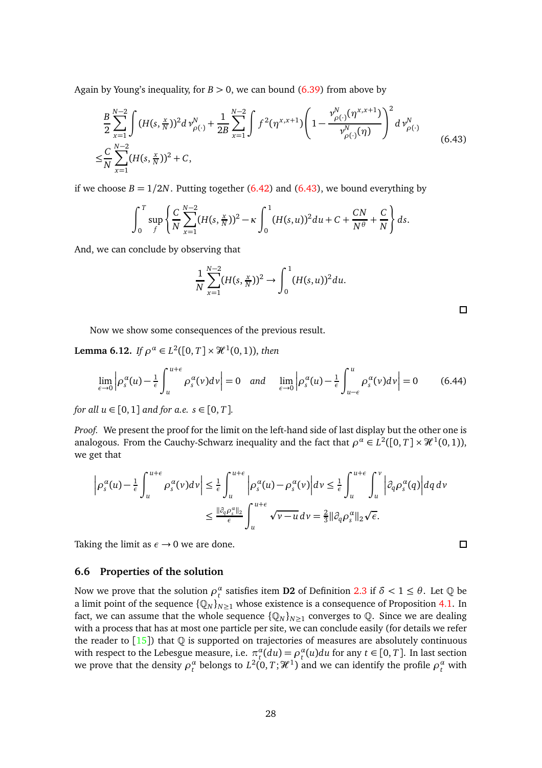Again by Young's inequality, for $B > 0$, we can bound (6.39) from above by

$$\begin{aligned}
&\frac{B}{2}\sum_{x=1}^{N-2}\int (H(s,\tfrac{x}{N}))^2 d\,\nu^N_{\rho(\cdot)} + \frac{1}{2B}\sum_{x=1}^{N-2}\int f^2(\eta^{x,x+1})\left(1-\frac{\nu^N_{\rho(\cdot)}(\eta^{x,x+1})}{\nu^N_{\rho(\cdot)}(\eta)}\right)^2 d\,\nu^N_{\rho(\cdot)} \\
\leq &\frac{C}{N}\sum_{x=1}^{N-2}(H(s,\tfrac{x}{N}))^2 + C,
\end{aligned} \tag{6.43}$$

if we choose $B = 1/2N$. Putting together (6.42) and (6.43), we bound everything by

$$\int_0^T \sup_f \left\{ \frac{C}{N}\sum_{x=1}^{N-2}(H(s,\tfrac{x}{N}))^2 - \kappa\int_0^1 (H(s,u))^2 du + C + \frac{CN}{N^\theta} + \frac{C}{N} \right\} ds.$$

And, we can conclude by observing that

$$\frac{1}{N}\sum_{x=1}^{N-2}(H(s,\tfrac{x}{N}))^2 \to \int_0^1 (H(s,u))^2 du.$$

□

Now we show some consequences of the previous result.

**Lemma 6.12.** *If $\rho^\alpha \in L^2([0,T]\times\mathcal{H}^1(0,1))$, then*

$$\lim_{\epsilon\to 0}\left|\rho^\alpha_s(u) - \tfrac{1}{\epsilon}\int_u^{u+\epsilon}\rho^\alpha_s(v)dv\right| = 0 \quad \textit{and} \quad \lim_{\epsilon\to 0}\left|\rho^\alpha_s(u) - \tfrac{1}{\epsilon}\int_{u-\epsilon}^{u}\rho^\alpha_s(v)dv\right| = 0 \tag{6.44}$$

*for all $u \in [0,1]$ and for a.e. $s \in [0,T]$.*

*Proof.* We present the proof for the limit on the left-hand side of last display but the other one is analogous. From the Cauchy-Schwarz inequality and the fact that $\rho^\alpha \in L^2([0,T]\times\mathcal{H}^1(0,1))$, we get that

$$\begin{aligned}
\left|\rho^\alpha_s(u) - \tfrac{1}{\epsilon}\int_u^{u+\epsilon}\rho^\alpha_s(v)dv\right| &\leq \tfrac{1}{\epsilon}\int_u^{u+\epsilon}\left|\rho^\alpha_s(u)-\rho^\alpha_s(v)\right|dv \leq \tfrac{1}{\epsilon}\int_u^{u+\epsilon}\int_u^v\left|\partial_q\rho^\alpha_s(q)\right|dq\,dv \\
&\leq \tfrac{\|\partial_q\rho^\alpha_s\|_2}{\epsilon}\int_u^{u+\epsilon}\sqrt{v-u}\,dv = \tfrac{2}{3}\|\partial_q\rho^\alpha_s\|_2\sqrt{\epsilon}.
\end{aligned}$$

Taking the limit as $\epsilon \to 0$ we are done. □

### 6.6 Properties of the solution

Now we prove that the solution $\rho^\alpha_t$ satisfies item **D2** of Definition 2.3 if $\delta < 1 \leq \theta$. Let $\mathbb{Q}$ be a limit point of the sequence $\{\mathbb{Q}_N\}_{N\geq 1}$ whose existence is a consequence of Proposition 4.1. In fact, we can assume that the whole sequence $\{\mathbb{Q}_N\}_{N\geq 1}$ converges to $\mathbb{Q}$. Since we are dealing with a process that has at most one particle per site, we can conclude easily (for details we refer the reader to [15]) that $\mathbb{Q}$ is supported on trajectories of measures are absolutely continuous with respect to the Lebesgue measure, i.e. $\pi^\alpha_t(du) = \rho^\alpha_t(u)du$ for any $t \in [0,T]$. In last section we prove that the density $\rho^\alpha_t$ belongs to $L^2(0,T;\mathcal{H}^1)$ and we can identify the profile $\rho^\alpha_t$ with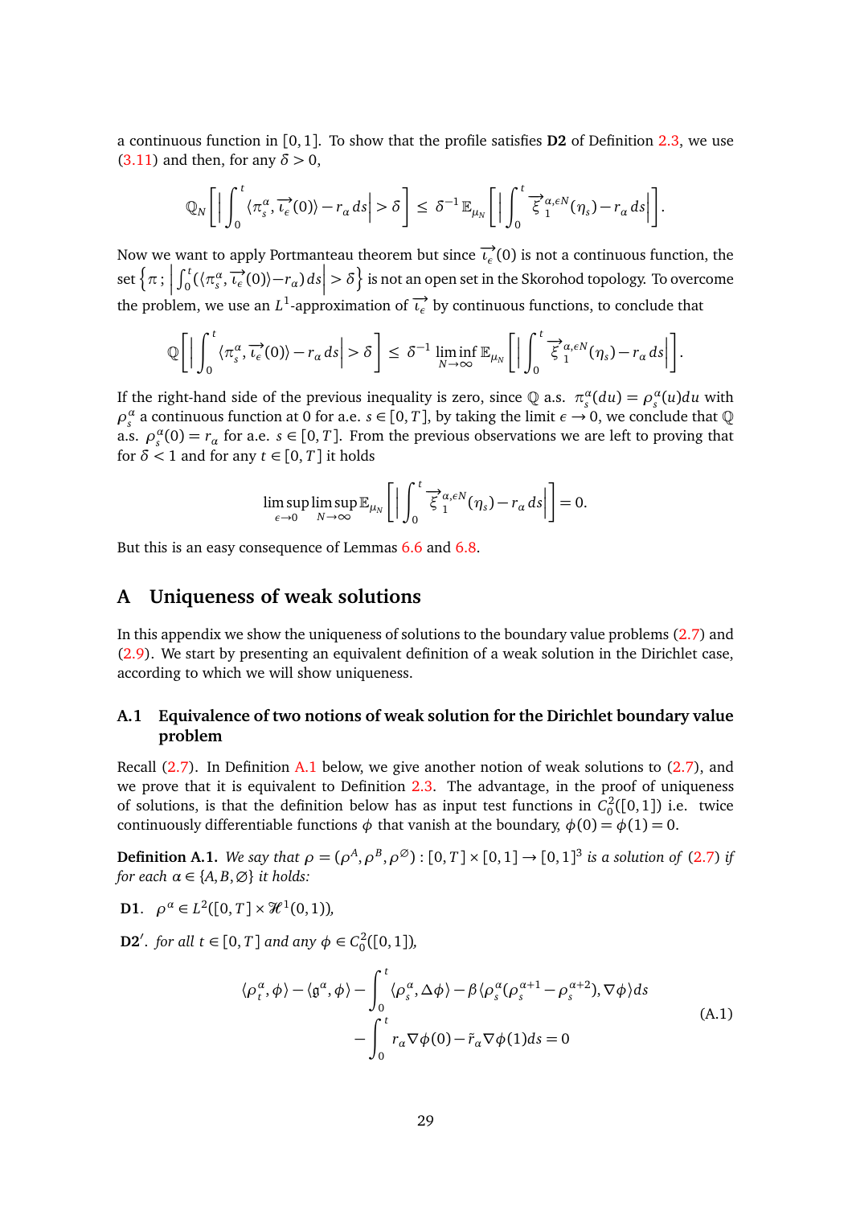a continuous function in $[0,1]$. To show that the profile satisfies **D2** of Definition 2.3, we use (3.11) and then, for any $\delta > 0$,

$$\mathbb{Q}_N\left[\left|\int_0^t \langle \pi_s^\alpha, \overrightarrow{\iota_\epsilon}(0)\rangle - r_\alpha\, ds\right| > \delta\right] \le \delta^{-1}\,\mathbb{E}_{\mu_N}\left[\left|\int_0^t \overrightarrow{\xi}_1^{\alpha,\epsilon N}(\eta_s) - r_\alpha\, ds\right|\right].$$

Now we want to apply Portmanteau theorem but since $\overrightarrow{\iota_\epsilon}(0)$ is not a continuous function, the set $\left\{\pi\,;\,\left|\int_0^t(\langle \pi_s^\alpha, \overrightarrow{\iota_\epsilon}(0)\rangle - r_\alpha)\,ds\right| > \delta\right\}$ is not an open set in the Skorohod topology. To overcome the problem, we use an $L^1$-approximation of $\overrightarrow{\iota_\epsilon}$ by continuous functions, to conclude that

$$\mathbb{Q}\left[\left|\int_0^t \langle \pi_s^\alpha, \overrightarrow{\iota_\epsilon}(0)\rangle - r_\alpha\, ds\right| > \delta\right] \le \delta^{-1}\,\liminf_{N\to\infty}\mathbb{E}_{\mu_N}\left[\left|\int_0^t \overrightarrow{\xi}_1^{\alpha,\epsilon N}(\eta_s) - r_\alpha\, ds\right|\right].$$

If the right-hand side of the previous inequality is zero, since $\mathbb{Q}$ a.s. $\pi_s^\alpha(du) = \rho_s^\alpha(u)du$ with $\rho_s^\alpha$ a continuous function at 0 for a.e. $s \in [0,T]$, by taking the limit $\epsilon \to 0$, we conclude that $\mathbb{Q}$ a.s. $\rho_s^\alpha(0) = r_\alpha$ for a.e. $s \in [0,T]$. From the previous observations we are left to proving that for $\delta < 1$ and for any $t \in [0,T]$ it holds

$$\limsup_{\epsilon\to 0}\limsup_{N\to\infty}\mathbb{E}_{\mu_N}\left[\left|\int_0^t \overrightarrow{\xi}_1^{\alpha,\epsilon N}(\eta_s) - r_\alpha\, ds\right|\right] = 0.$$

But this is an easy consequence of Lemmas 6.6 and 6.8.

# A Uniqueness of weak solutions

In this appendix we show the uniqueness of solutions to the boundary value problems (2.7) and (2.9). We start by presenting an equivalent definition of a weak solution in the Dirichlet case, according to which we will show uniqueness.

## A.1 Equivalence of two notions of weak solution for the Dirichlet boundary value problem

Recall (2.7). In Definition A.1 below, we give another notion of weak solutions to (2.7), and we prove that it is equivalent to Definition 2.3. The advantage, in the proof of uniqueness of solutions, is that the definition below has as input test functions in $C_0^2([0,1])$ i.e. twice continuously differentiable functions $\phi$ that vanish at the boundary, $\phi(0) = \phi(1) = 0$.

**Definition A.1.** *We say that $\rho = (\rho^A, \rho^B, \rho^\varnothing) : [0,T]\times[0,1] \to [0,1]^3$ is a solution of (2.7) if for each $\alpha \in \{A, B, \varnothing\}$ it holds:*

**D1**. $\rho^\alpha \in L^2([0,T]\times \mathscr{H}^1(0,1))$,

**D2$'$**. *for all $t \in [0,T]$ and any $\phi \in C_0^2([0,1])$,*

$$\begin{aligned}\langle \rho_t^\alpha, \phi\rangle - \langle \mathfrak{g}^\alpha, \phi\rangle - \int_0^t \langle \rho_s^\alpha, \Delta\phi\rangle - \beta\langle \rho_s^\alpha(\rho_s^{\alpha+1} - \rho_s^{\alpha+2}), \nabla\phi\rangle ds \\ - \int_0^t r_\alpha \nabla\phi(0) - \tilde{r}_\alpha \nabla\phi(1) ds = 0\end{aligned} \tag{A.1}$$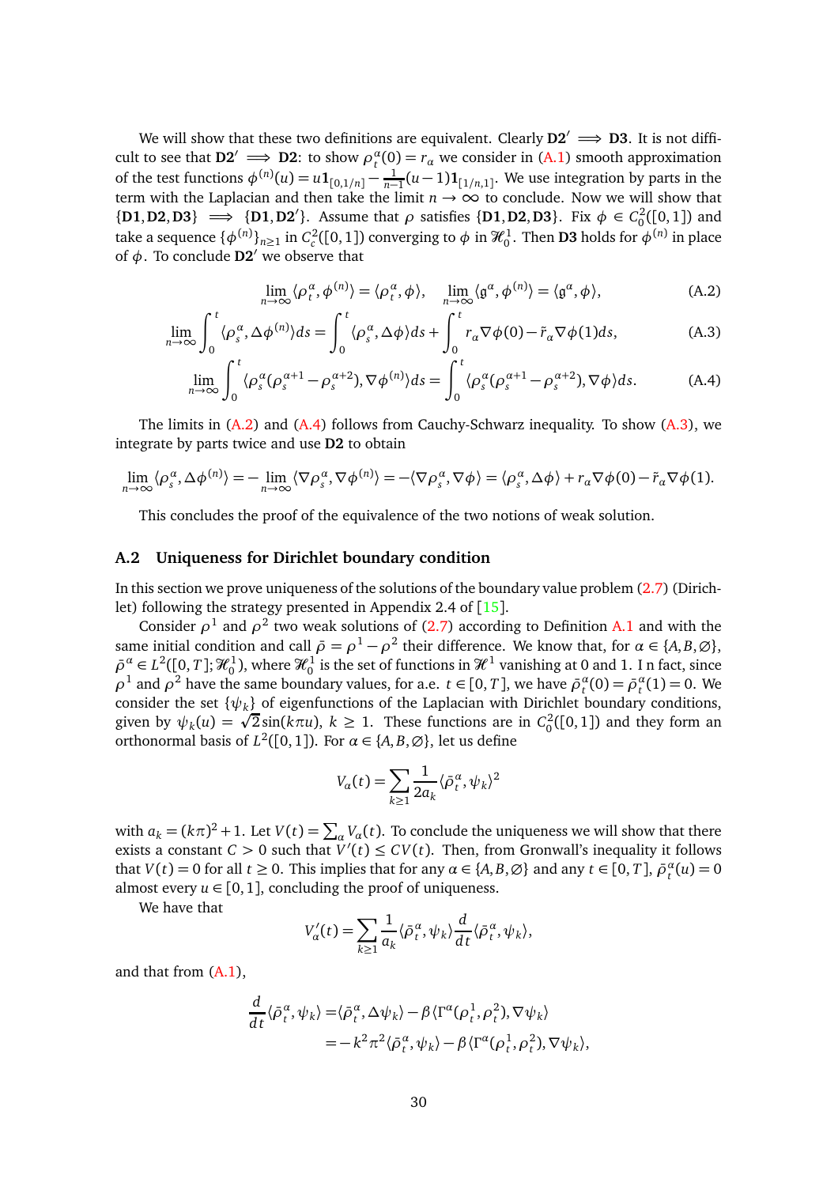We will show that these two definitions are equivalent. Clearly **D2**$'$ $\implies$ **D3**. It is not difficult to see that **D2**$'$ $\implies$ **D2**: to show $\rho_t^\alpha(0) = r_\alpha$ we consider in (A.1) smooth approximation of the test functions $\phi^{(n)}(u) = u\mathbf{1}_{[0,1/n]} - \frac{1}{n-1}(u-1)\mathbf{1}_{[1/n,1]}$. We use integration by parts in the term with the Laplacian and then take the limit $n \to \infty$ to conclude. Now we will show that $\{\mathbf{D1}, \mathbf{D2}, \mathbf{D3}\} \implies \{\mathbf{D1}, \mathbf{D2}'\}$. Assume that $\rho$ satisfies $\{\mathbf{D1}, \mathbf{D2}, \mathbf{D3}\}$. Fix $\phi \in C_0^2([0,1])$ and take a sequence $\{\phi^{(n)}\}_{n\geq 1}$ in $C_c^2([0,1])$ converging to $\phi$ in $\mathcal{H}_0^1$. Then **D3** holds for $\phi^{(n)}$ in place of $\phi$. To conclude **D2**$'$ we observe that

$$\lim_{n\to\infty} \langle \rho_t^\alpha, \phi^{(n)} \rangle = \langle \rho_t^\alpha, \phi \rangle, \quad \lim_{n\to\infty} \langle \mathfrak{g}^\alpha, \phi^{(n)} \rangle = \langle \mathfrak{g}^\alpha, \phi \rangle, \tag{A.2}$$

$$\lim_{n\to\infty} \int_0^t \langle \rho_s^\alpha, \Delta\phi^{(n)} \rangle ds = \int_0^t \langle \rho_s^\alpha, \Delta\phi \rangle ds + \int_0^t r_\alpha \nabla\phi(0) - \tilde{r}_\alpha \nabla\phi(1) ds, \tag{A.3}$$

$$\lim_{n\to\infty} \int_0^t \langle \rho_s^\alpha(\rho_s^{\alpha+1} - \rho_s^{\alpha+2}), \nabla\phi^{(n)} \rangle ds = \int_0^t \langle \rho_s^\alpha(\rho_s^{\alpha+1} - \rho_s^{\alpha+2}), \nabla\phi \rangle ds. \tag{A.4}$$

The limits in (A.2) and (A.4) follows from Cauchy-Schwarz inequality. To show (A.3), we integrate by parts twice and use **D2** to obtain

$$\lim_{n\to\infty} \langle \rho_s^\alpha, \Delta\phi^{(n)} \rangle = -\lim_{n\to\infty} \langle \nabla\rho_s^\alpha, \nabla\phi^{(n)} \rangle = -\langle \nabla\rho_s^\alpha, \nabla\phi \rangle = \langle \rho_s^\alpha, \Delta\phi \rangle + r_\alpha \nabla\phi(0) - \tilde{r}_\alpha \nabla\phi(1).$$

This concludes the proof of the equivalence of the two notions of weak solution.

## A.2 Uniqueness for Dirichlet boundary condition

In this section we prove uniqueness of the solutions of the boundary value problem (2.7) (Dirichlet) following the strategy presented in Appendix 2.4 of [15].

Consider $\rho^1$ and $\rho^2$ two weak solutions of (2.7) according to Definition A.1 and with the same initial condition and call $\bar{\rho} = \rho^1 - \rho^2$ their difference. We know that, for $\alpha \in \{A, B, \varnothing\}$, $\bar{\rho}^\alpha \in L^2([0,T]; \mathcal{H}_0^1)$, where $\mathcal{H}_0^1$ is the set of functions in $\mathcal{H}^1$ vanishing at 0 and 1. I n fact, since $\rho^1$ and $\rho^2$ have the same boundary values, for a.e. $t \in [0,T]$, we have $\bar{\rho}_t^\alpha(0) = \bar{\rho}_t^\alpha(1) = 0$. We consider the set $\{\psi_k\}$ of eigenfunctions of the Laplacian with Dirichlet boundary conditions, given by $\psi_k(u) = \sqrt{2}\sin(k\pi u)$, $k \geq 1$. These functions are in $C_0^2([0,1])$ and they form an orthonormal basis of $L^2([0,1])$. For $\alpha \in \{A, B, \varnothing\}$, let us define

$$V_\alpha(t) = \sum_{k\geq 1} \frac{1}{2a_k} \langle \bar{\rho}_t^\alpha, \psi_k \rangle^2$$

with $a_k = (k\pi)^2 + 1$. Let $V(t) = \sum_\alpha V_\alpha(t)$. To conclude the uniqueness we will show that there exists a constant $C > 0$ such that $V'(t) \leq CV(t)$. Then, from Gronwall's inequality it follows that $V(t) = 0$ for all $t \geq 0$. This implies that for any $\alpha \in \{A, B, \varnothing\}$ and any $t \in [0,T]$, $\bar{\rho}_t^\alpha(u) = 0$ almost every $u \in [0,1]$, concluding the proof of uniqueness.

We have that

$$V_\alpha'(t) = \sum_{k\geq 1} \frac{1}{a_k} \langle \bar{\rho}_t^\alpha, \psi_k \rangle \frac{d}{dt} \langle \bar{\rho}_t^\alpha, \psi_k \rangle,$$

and that from (A.1),

$$\begin{aligned}
\frac{d}{dt} \langle \bar{\rho}_t^\alpha, \psi_k \rangle &= \langle \bar{\rho}_t^\alpha, \Delta\psi_k \rangle - \beta \langle \Gamma^\alpha(\rho_t^1, \rho_t^2), \nabla\psi_k \rangle \\
&= -k^2\pi^2 \langle \bar{\rho}_t^\alpha, \psi_k \rangle - \beta \langle \Gamma^\alpha(\rho_t^1, \rho_t^2), \nabla\psi_k \rangle,
\end{aligned}$$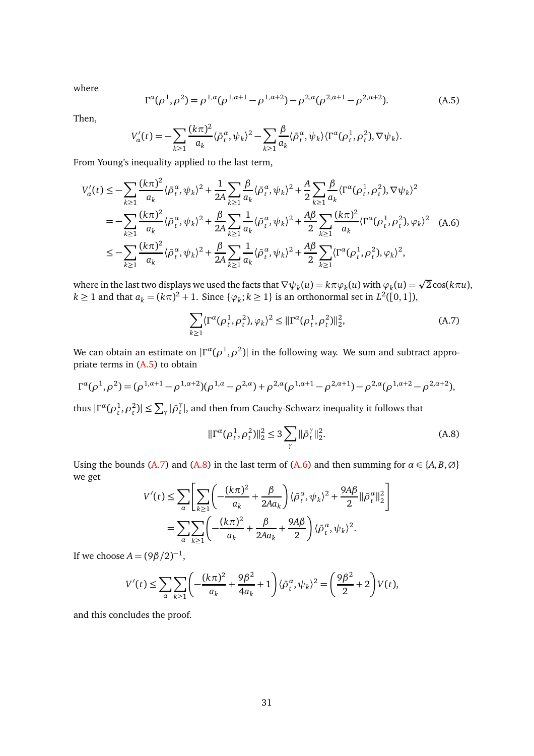where

$$\Gamma^{\alpha}(\rho^1,\rho^2) = \rho^{1,\alpha}(\rho^{1,\alpha+1} - \rho^{1,\alpha+2}) - \rho^{2,\alpha}(\rho^{2,\alpha+1} - \rho^{2,\alpha+2}). \tag{A.5}$$

Then,

$$V_{\alpha}'(t) = -\sum_{k\geq 1} \frac{(k\pi)^2}{a_k} \langle \bar{\rho}_t^{\alpha}, \psi_k \rangle^2 - \sum_{k\geq 1} \frac{\beta}{a_k} \langle \bar{\rho}_t^{\alpha}, \psi_k \rangle \langle \Gamma^{\alpha}(\rho_t^1, \rho_t^2), \nabla \psi_k \rangle.$$

From Young's inequality applied to the last term,

$$\begin{aligned}
V_{\alpha}'(t) &\leq -\sum_{k\geq 1} \frac{(k\pi)^2}{a_k} \langle \bar{\rho}_t^{\alpha}, \psi_k \rangle^2 + \frac{1}{2A} \sum_{k\geq 1} \frac{\beta}{a_k} \langle \bar{\rho}_t^{\alpha}, \psi_k \rangle^2 + \frac{A}{2} \sum_{k\geq 1} \frac{\beta}{a_k} \langle \Gamma^{\alpha}(\rho_t^1, \rho_t^2), \nabla \psi_k \rangle^2 \\
&= -\sum_{k\geq 1} \frac{(k\pi)^2}{a_k} \langle \bar{\rho}_t^{\alpha}, \psi_k \rangle^2 + \frac{\beta}{2A} \sum_{k\geq 1} \frac{1}{a_k} \langle \bar{\rho}_t^{\alpha}, \psi_k \rangle^2 + \frac{A\beta}{2} \sum_{k\geq 1} \frac{(k\pi)^2}{a_k} \langle \Gamma^{\alpha}(\rho_t^1, \rho_t^2), \varphi_k \rangle^2 \\
&\leq -\sum_{k\geq 1} \frac{(k\pi)^2}{a_k} \langle \bar{\rho}_t^{\alpha}, \psi_k \rangle^2 + \frac{\beta}{2A} \sum_{k\geq 1} \frac{1}{a_k} \langle \bar{\rho}_t^{\alpha}, \psi_k \rangle^2 + \frac{A\beta}{2} \sum_{k\geq 1} \langle \Gamma^{\alpha}(\rho_t^1, \rho_t^2), \varphi_k \rangle^2,
\end{aligned} \tag{A.6}$$

where in the last two displays we used the facts that $\nabla \psi_k(u) = k\pi \varphi_k(u)$ with $\varphi_k(u) = \sqrt{2}\cos(k\pi u)$, $k \geq 1$ and that $a_k = (k\pi)^2 + 1$. Since $\{\varphi_k; k \geq 1\}$ is an orthonormal set in $L^2([0,1])$,

$$\sum_{k\geq 1} \langle \Gamma^{\alpha}(\rho_t^1, \rho_t^2), \varphi_k \rangle^2 \leq \|\Gamma^{\alpha}(\rho_t^1, \rho_t^2)\|_2^2, \tag{A.7}$$

We can obtain an estimate on $|\Gamma^{\alpha}(\rho^1,\rho^2)|$ in the following way. We sum and subtract appropriate terms in (A.5) to obtain

$$\Gamma^{\alpha}(\rho^1,\rho^2) = (\rho^{1,\alpha+1} - \rho^{1,\alpha+2})(\rho^{1,\alpha} - \rho^{2,\alpha}) + \rho^{2,\alpha}(\rho^{1,\alpha+1} - \rho^{2,\alpha+1}) - \rho^{2,\alpha}(\rho^{1,\alpha+2} - \rho^{2,\alpha+2}),$$

thus $|\Gamma^{\alpha}(\rho_t^1,\rho_t^2)| \leq \sum_{\gamma} |\bar{\rho}_t^{\gamma}|$, and then from Cauchy-Schwarz inequality it follows that

$$\|\Gamma^{\alpha}(\rho_t^1, \rho_t^2)\|_2^2 \leq 3 \sum_{\gamma} \|\bar{\rho}_t^{\gamma}\|_2^2. \tag{A.8}$$

Using the bounds (A.7) and (A.8) in the last term of (A.6) and then summing for $\alpha \in \{A, B, \varnothing\}$ we get

$$\begin{aligned}
V'(t) &\leq \sum_{\alpha} \left[ \sum_{k\geq 1} \left( -\frac{(k\pi)^2}{a_k} + \frac{\beta}{2Aa_k} \right) \langle \bar{\rho}_t^{\alpha}, \psi_k \rangle^2 + \frac{9A\beta}{2} \|\bar{\rho}_t^{\alpha}\|_2^2 \right] \\
&= \sum_{\alpha} \sum_{k\geq 1} \left( -\frac{(k\pi)^2}{a_k} + \frac{\beta}{2Aa_k} + \frac{9A\beta}{2} \right) \langle \bar{\rho}_t^{\alpha}, \psi_k \rangle^2.
\end{aligned}$$

If we choose $A = (9\beta/2)^{-1}$,

$$V'(t) \leq \sum_{\alpha} \sum_{k\geq 1} \left( -\frac{(k\pi)^2}{a_k} + \frac{9\beta^2}{4a_k} + 1 \right) \langle \bar{\rho}_t^{\alpha}, \psi_k \rangle^2 = \left( \frac{9\beta^2}{2} + 2 \right) V(t),$$

and this concludes the proof.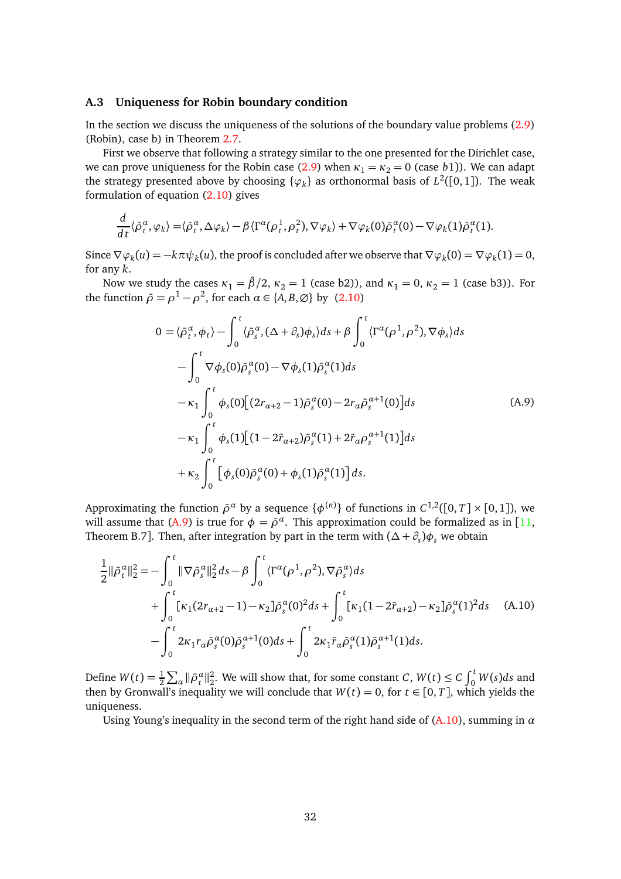### A.3 Uniqueness for Robin boundary condition

In the section we discuss the uniqueness of the solutions of the boundary value problems (2.9) (Robin), case b) in Theorem 2.7.

First we observe that following a strategy similar to the one presented for the Dirichlet case, we can prove uniqueness for the Robin case (2.9) when $\kappa_1 = \kappa_2 = 0$ (case $b1$)). We can adapt the strategy presented above by choosing $\{\varphi_k\}$ as orthonormal basis of $L^2([0,1])$. The weak formulation of equation (2.10) gives

$$
\frac{d}{dt}\langle \bar\rho_t^\alpha, \varphi_k\rangle = \langle \bar\rho_t^\alpha, \Delta\varphi_k\rangle - \beta\langle \Gamma^\alpha(\rho_t^1,\rho_t^2), \nabla\varphi_k\rangle + \nabla\varphi_k(0)\bar\rho_t^\alpha(0) - \nabla\varphi_k(1)\bar\rho_t^\alpha(1).
$$

Since $\nabla\varphi_k(u) = -k\pi\psi_k(u)$, the proof is concluded after we observe that $\nabla\varphi_k(0) = \nabla\varphi_k(1) = 0$, for any $k$.

Now we study the cases $\kappa_1 = \tilde\beta/2$, $\kappa_2 = 1$ (case b2)), and $\kappa_1 = 0$, $\kappa_2 = 1$ (case b3)). For the function $\bar\rho = \rho^1 - \rho^2$, for each $\alpha \in \{A, B, \varnothing\}$ by (2.10)

$$
\begin{aligned}
0 = \langle \bar\rho_t^\alpha, \phi_t\rangle &- \int_0^t \langle \bar\rho_s^\alpha, (\Delta + \partial_s)\phi_s\rangle ds + \beta\int_0^t \langle \Gamma^\alpha(\rho^1,\rho^2), \nabla\phi_s\rangle ds \\
&- \int_0^t \nabla\phi_s(0)\bar\rho_s^\alpha(0) - \nabla\phi_s(1)\bar\rho_s^\alpha(1) ds \\
&- \kappa_1 \int_0^t \phi_s(0)\big[(2r_{\alpha+2} - 1)\bar\rho_s^\alpha(0) - 2r_\alpha\bar\rho_s^{\alpha+1}(0)\big] ds \\
&- \kappa_1 \int_0^t \phi_s(1)\big[(1 - 2\tilde r_{\alpha+2})\bar\rho_s^\alpha(1) + 2\tilde r_\alpha\rho_s^{\alpha+1}(1)\big] ds \\
&+ \kappa_2 \int_0^t \big[\phi_s(0)\bar\rho_s^\alpha(0) + \phi_s(1)\bar\rho_s^\alpha(1)\big] ds.
\end{aligned}
\tag{A.9}
$$

Approximating the function $\bar\rho^\alpha$ by a sequence $\{\phi^{(n)}\}$ of functions in $C^{1,2}([0,T]\times[0,1])$, we will assume that (A.9) is true for $\phi = \bar\rho^\alpha$. This approximation could be formalized as in [11, Theorem B.7]. Then, after integration by part in the term with $(\Delta + \partial_s)\phi_s$ we obtain

$$
\begin{aligned}
\frac{1}{2}\|\bar\rho_t^\alpha\|_2^2 = &- \int_0^t \|\nabla\bar\rho_s^\alpha\|_2^2 ds - \beta\int_0^t \langle \Gamma^\alpha(\rho^1,\rho^2), \nabla\bar\rho_s^\alpha\rangle ds \\
&+ \int_0^t [\kappa_1(2r_{\alpha+2} - 1) - \kappa_2]\bar\rho_s^\alpha(0)^2 ds + \int_0^t [\kappa_1(1 - 2\tilde r_{\alpha+2}) - \kappa_2]\bar\rho_s^\alpha(1)^2 ds \\
&- \int_0^t 2\kappa_1 r_\alpha \bar\rho_s^\alpha(0)\bar\rho_s^{\alpha+1}(0) ds + \int_0^t 2\kappa_1\tilde r_\alpha\bar\rho_s^\alpha(1)\bar\rho_s^{\alpha+1}(1) ds.
\end{aligned}
\tag{A.10}
$$

Define $W(t) = \frac{1}{2}\sum_\alpha \|\bar\rho_t^\alpha\|_2^2$. We will show that, for some constant $C$, $W(t) \le C\int_0^t W(s)ds$ and then by Gronwall's inequality we will conclude that $W(t) = 0$, for $t \in [0,T]$, which yields the uniqueness.

Using Young's inequality in the second term of the right hand side of (A.10), summing in $\alpha$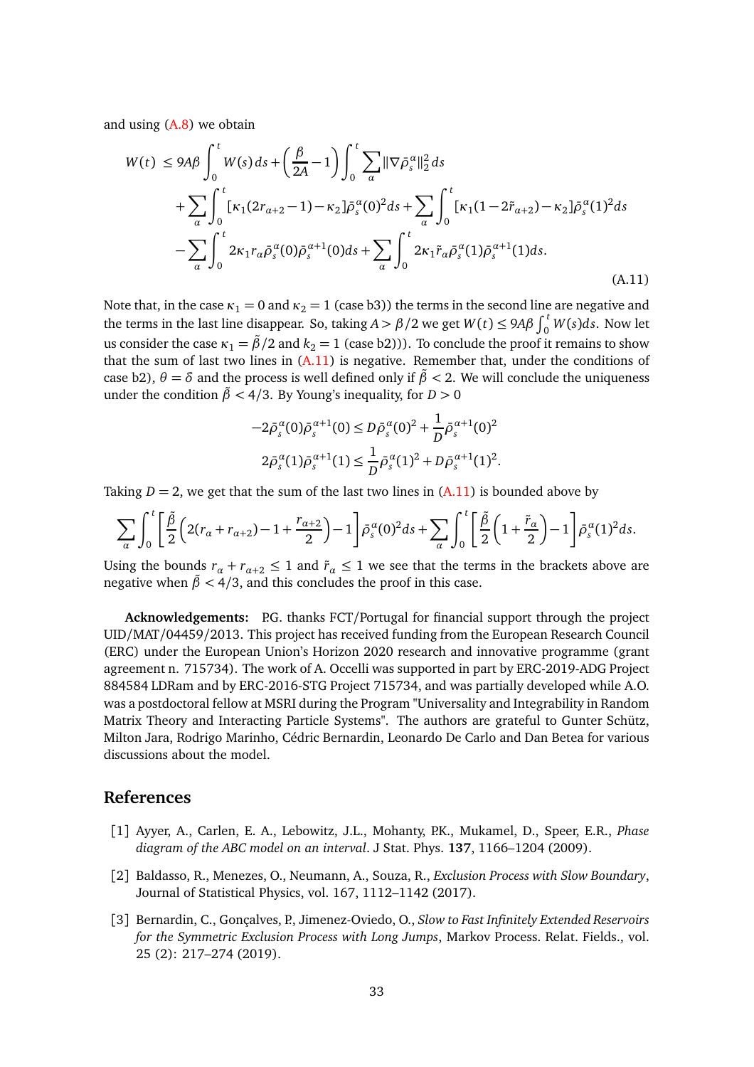and using (A.8) we obtain

$$
\begin{aligned}
W(t) \le\; & 9A\beta \int_0^t W(s)\,ds + \left(\frac{\beta}{2A} - 1\right)\int_0^t \sum_\alpha \|\nabla \bar\rho_s^\alpha\|_2^2\,ds \\
& + \sum_\alpha \int_0^t [\kappa_1(2r_{\alpha+2}-1) - \kappa_2]\bar\rho_s^\alpha(0)^2 ds + \sum_\alpha \int_0^t [\kappa_1(1-2\tilde r_{\alpha+2}) - \kappa_2]\bar\rho_s^\alpha(1)^2 ds \\
& - \sum_\alpha \int_0^t 2\kappa_1 r_\alpha \bar\rho_s^\alpha(0)\bar\rho_s^{\alpha+1}(0) ds + \sum_\alpha \int_0^t 2\kappa_1 \tilde r_\alpha \bar\rho_s^\alpha(1)\bar\rho_s^{\alpha+1}(1) ds.
\end{aligned}
\tag{A.11}
$$

Note that, in the case $\kappa_1 = 0$ and $\kappa_2 = 1$ (case b3)) the terms in the second line are negative and the terms in the last line disappear. So, taking $A > \beta/2$ we get $W(t) \le 9A\beta \int_0^t W(s)ds$. Now let us consider the case $\kappa_1 = \tilde\beta/2$ and $k_2 = 1$ (case b2)). To conclude the proof it remains to show that the sum of last two lines in (A.11) is negative. Remember that, under the conditions of case b2), $\theta = \delta$ and the process is well defined only if $\tilde\beta < 2$. We will conclude the uniqueness under the condition $\tilde\beta < 4/3$. By Young's inequality, for $D > 0$

$$
\begin{aligned}
-2\bar\rho_s^\alpha(0)\bar\rho_s^{\alpha+1}(0) &\le D\bar\rho_s^\alpha(0)^2 + \frac{1}{D}\bar\rho_s^{\alpha+1}(0)^2 \\
2\bar\rho_s^\alpha(1)\bar\rho_s^{\alpha+1}(1) &\le \frac{1}{D}\bar\rho_s^\alpha(1)^2 + D\bar\rho_s^{\alpha+1}(1)^2.
\end{aligned}
$$

Taking $D = 2$, we get that the sum of the last two lines in (A.11) is bounded above by

$$
\sum_\alpha \int_0^t \left[\frac{\tilde\beta}{2}\left(2(r_\alpha + r_{\alpha+2}) - 1 + \frac{r_{\alpha+2}}{2}\right) - 1\right]\bar\rho_s^\alpha(0)^2 ds + \sum_\alpha \int_0^t \left[\frac{\tilde\beta}{2}\left(1 + \frac{\tilde r_\alpha}{2}\right) - 1\right]\bar\rho_s^\alpha(1)^2 ds.
$$

Using the bounds $r_\alpha + r_{\alpha+2} \le 1$ and $\tilde r_\alpha \le 1$ we see that the terms in the brackets above are negative when $\tilde\beta < 4/3$, and this concludes the proof in this case.

**Acknowledgements:** P.G. thanks FCT/Portugal for financial support through the project UID/MAT/04459/2013. This project has received funding from the European Research Council (ERC) under the European Union's Horizon 2020 research and innovative programme (grant agreement n. 715734). The work of A. Occelli was supported in part by ERC-2019-ADG Project 884584 LDRam and by ERC-2016-STG Project 715734, and was partially developed while A.O. was a postdoctoral fellow at MSRI during the Program "Universality and Integrability in Random Matrix Theory and Interacting Particle Systems". The authors are grateful to Gunter Schütz, Milton Jara, Rodrigo Marinho, Cédric Bernardin, Leonardo De Carlo and Dan Betea for various discussions about the model.

## References

[1] Ayyer, A., Carlen, E. A., Lebowitz, J.L., Mohanty, P.K., Mukamel, D., Speer, E.R., *Phase diagram of the ABC model on an interval*. J Stat. Phys. **137**, 1166–1204 (2009).

[2] Baldasso, R., Menezes, O., Neumann, A., Souza, R., *Exclusion Process with Slow Boundary*, Journal of Statistical Physics, vol. 167, 1112–1142 (2017).

[3] Bernardin, C., Gonçalves, P., Jimenez-Oviedo, O., *Slow to Fast Infinitely Extended Reservoirs for the Symmetric Exclusion Process with Long Jumps*, Markov Process. Relat. Fields., vol. 25 (2): 217–274 (2019).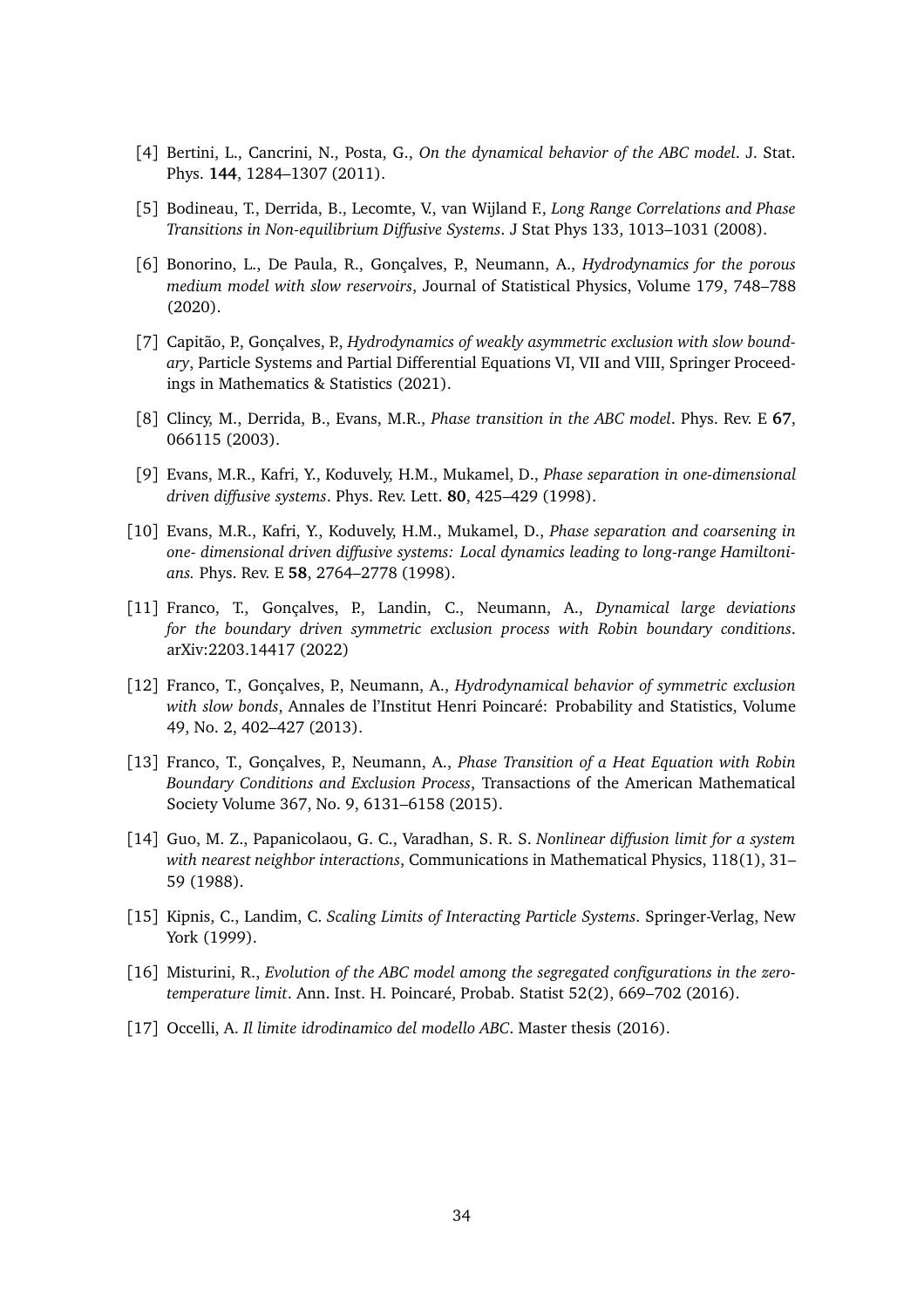[4] Bertini, L., Cancrini, N., Posta, G., *On the dynamical behavior of the ABC model*. J. Stat. Phys. **144**, 1284–1307 (2011).

[5] Bodineau, T., Derrida, B., Lecomte, V., van Wijland F., *Long Range Correlations and Phase Transitions in Non-equilibrium Diffusive Systems*. J Stat Phys 133, 1013–1031 (2008).

[6] Bonorino, L., De Paula, R., Gonçalves, P., Neumann, A., *Hydrodynamics for the porous medium model with slow reservoirs*, Journal of Statistical Physics, Volume 179, 748–788 (2020).

[7] Capitão, P., Gonçalves, P., *Hydrodynamics of weakly asymmetric exclusion with slow boundary*, Particle Systems and Partial Differential Equations VI, VII and VIII, Springer Proceedings in Mathematics & Statistics (2021).

[8] Clincy, M., Derrida, B., Evans, M.R., *Phase transition in the ABC model*. Phys. Rev. E **67**, 066115 (2003).

[9] Evans, M.R., Kafri, Y., Koduvely, H.M., Mukamel, D., *Phase separation in one-dimensional driven diffusive systems*. Phys. Rev. Lett. **80**, 425–429 (1998).

[10] Evans, M.R., Kafri, Y., Koduvely, H.M., Mukamel, D., *Phase separation and coarsening in one- dimensional driven diffusive systems: Local dynamics leading to long-range Hamiltonians.* Phys. Rev. E **58**, 2764–2778 (1998).

[11] Franco, T., Gonçalves, P., Landin, C., Neumann, A., *Dynamical large deviations for the boundary driven symmetric exclusion process with Robin boundary conditions*. arXiv:2203.14417 (2022)

[12] Franco, T., Gonçalves, P., Neumann, A., *Hydrodynamical behavior of symmetric exclusion with slow bonds*, Annales de l'Institut Henri Poincaré: Probability and Statistics, Volume 49, No. 2, 402–427 (2013).

[13] Franco, T., Gonçalves, P., Neumann, A., *Phase Transition of a Heat Equation with Robin Boundary Conditions and Exclusion Process*, Transactions of the American Mathematical Society Volume 367, No. 9, 6131–6158 (2015).

[14] Guo, M. Z., Papanicolaou, G. C., Varadhan, S. R. S. *Nonlinear diffusion limit for a system with nearest neighbor interactions*, Communications in Mathematical Physics, 118(1), 31–59 (1988).

[15] Kipnis, C., Landim, C. *Scaling Limits of Interacting Particle Systems*. Springer-Verlag, New York (1999).

[16] Misturini, R., *Evolution of the ABC model among the segregated configurations in the zero-temperature limit*. Ann. Inst. H. Poincaré, Probab. Statist 52(2), 669–702 (2016).

[17] Occelli, A. *Il limite idrodinamico del modello ABC*. Master thesis (2016).